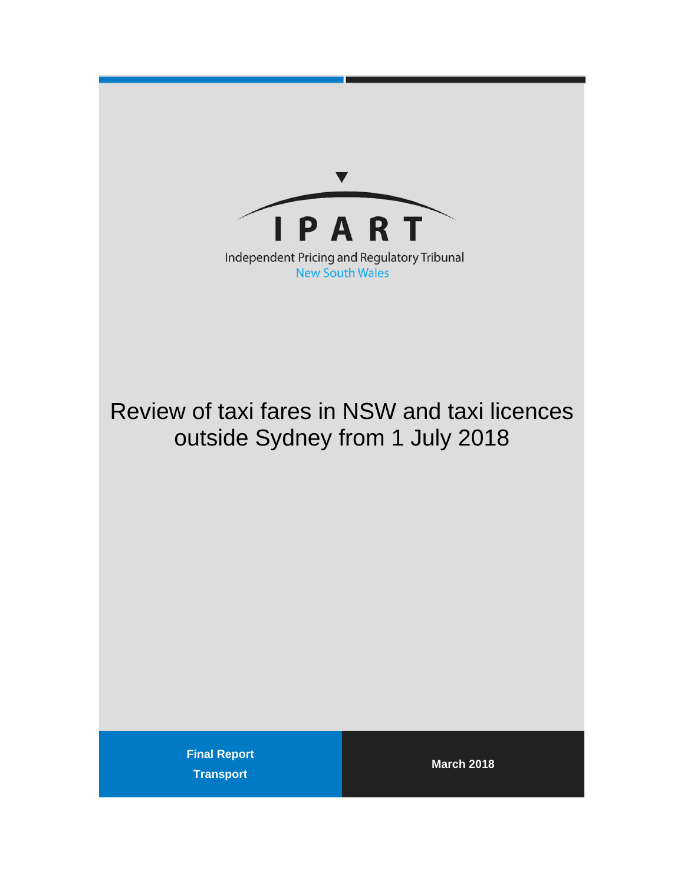IPART

Independent Pricing and Regulatory Tribunal

New South Wales

# Review of taxi fares in NSW and taxi licences outside Sydney from 1 July 2018

**Final Report**

**Transport**

**March 2018**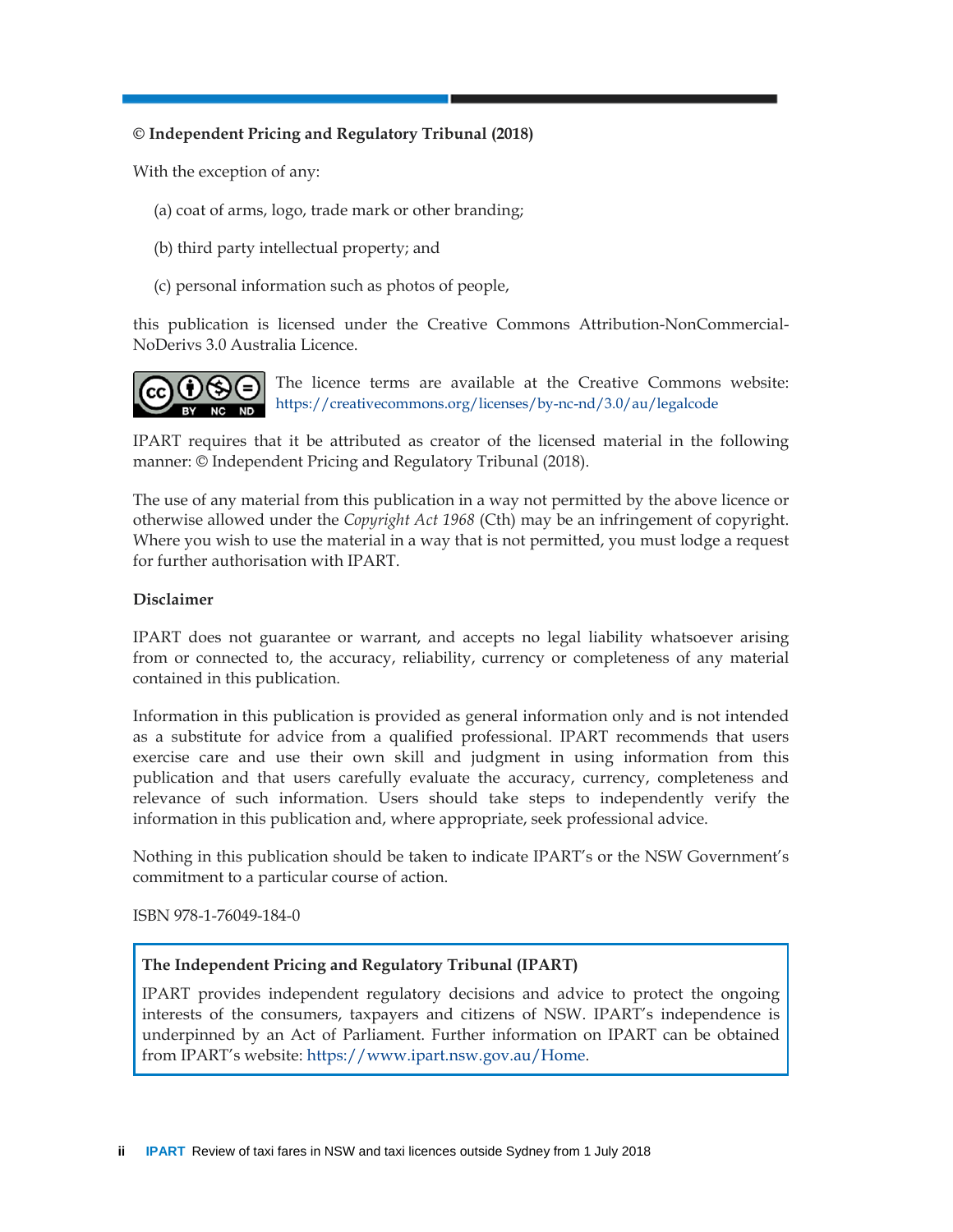**© Independent Pricing and Regulatory Tribunal (2018)**

With the exception of any:

(a) coat of arms, logo, trade mark or other branding;

(b) third party intellectual property; and

(c) personal information such as photos of people,

this publication is licensed under the Creative Commons Attribution-NonCommercial-NoDerivs 3.0 Australia Licence.

The licence terms are available at the Creative Commons website: https://creativecommons.org/licenses/by-nc-nd/3.0/au/legalcode

IPART requires that it be attributed as creator of the licensed material in the following manner: © Independent Pricing and Regulatory Tribunal (2018).

The use of any material from this publication in a way not permitted by the above licence or otherwise allowed under the *Copyright Act 1968* (Cth) may be an infringement of copyright. Where you wish to use the material in a way that is not permitted, you must lodge a request for further authorisation with IPART.

**Disclaimer**

IPART does not guarantee or warrant, and accepts no legal liability whatsoever arising from or connected to, the accuracy, reliability, currency or completeness of any material contained in this publication.

Information in this publication is provided as general information only and is not intended as a substitute for advice from a qualified professional. IPART recommends that users exercise care and use their own skill and judgment in using information from this publication and that users carefully evaluate the accuracy, currency, completeness and relevance of such information. Users should take steps to independently verify the information in this publication and, where appropriate, seek professional advice.

Nothing in this publication should be taken to indicate IPART's or the NSW Government's commitment to a particular course of action.

ISBN 978-1-76049-184-0

**The Independent Pricing and Regulatory Tribunal (IPART)**

IPART provides independent regulatory decisions and advice to protect the ongoing interests of the consumers, taxpayers and citizens of NSW. IPART's independence is underpinned by an Act of Parliament. Further information on IPART can be obtained from IPART's website: https://www.ipart.nsw.gov.au/Home.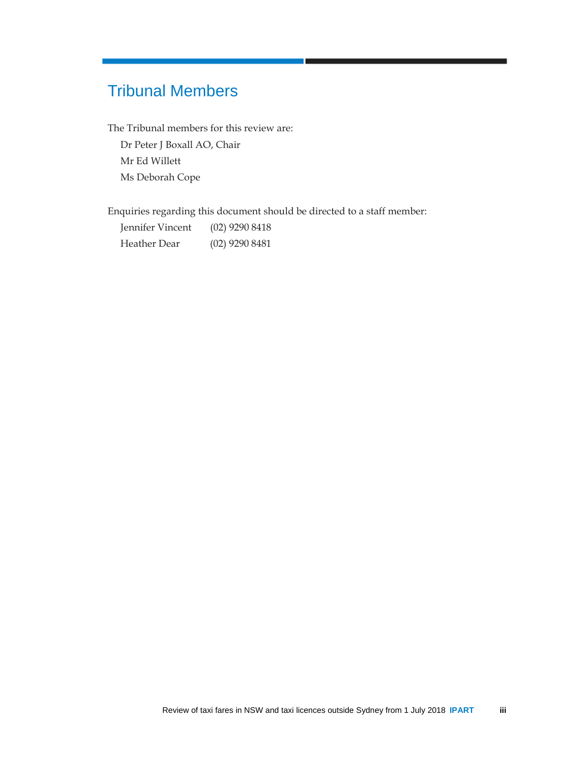## Tribunal Members

The Tribunal members for this review are:

Dr Peter J Boxall AO, Chair
Mr Ed Willett
Ms Deborah Cope

Enquiries regarding this document should be directed to a staff member:

| | |
|---|---|
| Jennifer Vincent | (02) 9290 8418 |
| Heather Dear | (02) 9290 8481 |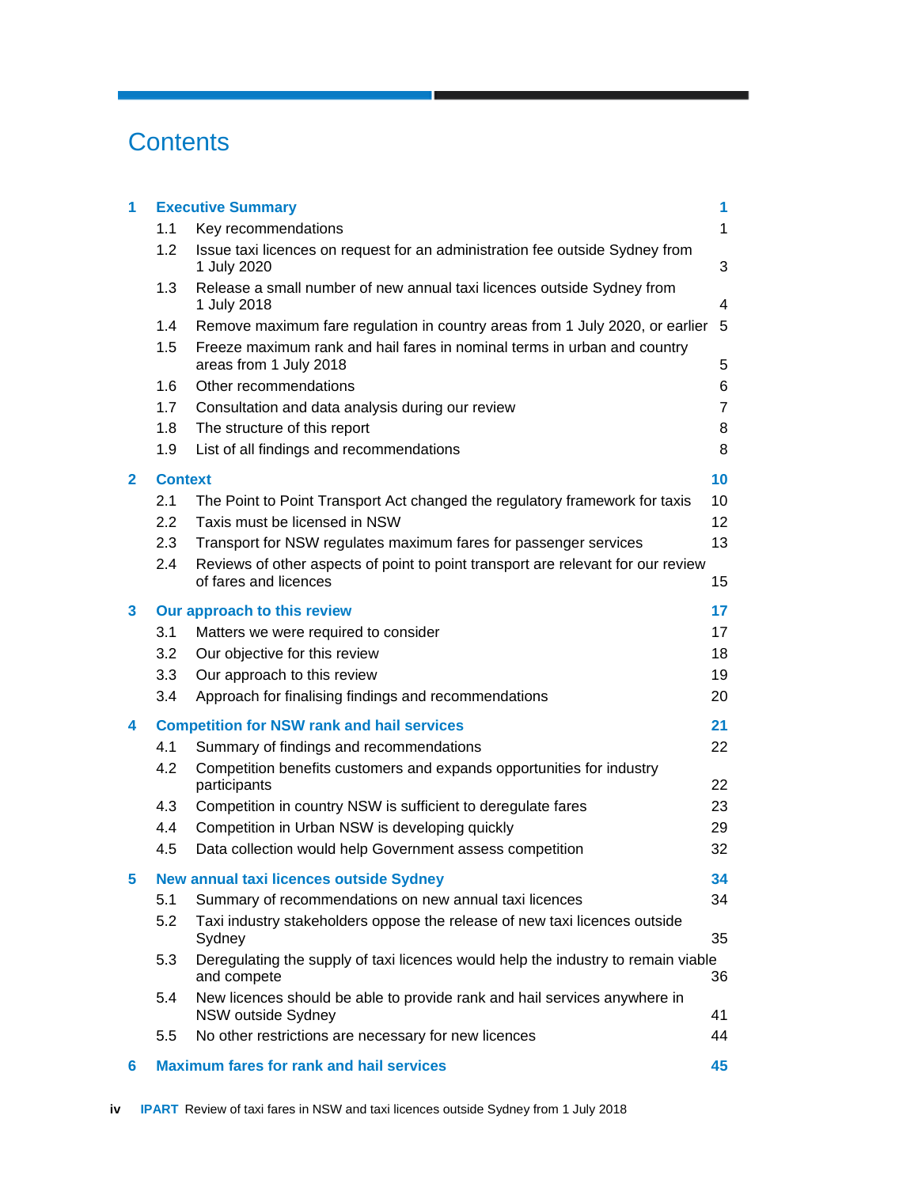# Contents

| | | |
|---|---|---|
| **1** | **Executive Summary** | **1** |
| 1.1 | Key recommendations | 1 |
| 1.2 | Issue taxi licences on request for an administration fee outside Sydney from 1 July 2020 | 3 |
| 1.3 | Release a small number of new annual taxi licences outside Sydney from 1 July 2018 | 4 |
| 1.4 | Remove maximum fare regulation in country areas from 1 July 2020, or earlier | 5 |
| 1.5 | Freeze maximum rank and hail fares in nominal terms in urban and country areas from 1 July 2018 | 5 |
| 1.6 | Other recommendations | 6 |
| 1.7 | Consultation and data analysis during our review | 7 |
| 1.8 | The structure of this report | 8 |
| 1.9 | List of all findings and recommendations | 8 |
| **2** | **Context** | **10** |
| 2.1 | The Point to Point Transport Act changed the regulatory framework for taxis | 10 |
| 2.2 | Taxis must be licensed in NSW | 12 |
| 2.3 | Transport for NSW regulates maximum fares for passenger services | 13 |
| 2.4 | Reviews of other aspects of point to point transport are relevant for our review of fares and licences | 15 |
| **3** | **Our approach to this review** | **17** |
| 3.1 | Matters we were required to consider | 17 |
| 3.2 | Our objective for this review | 18 |
| 3.3 | Our approach to this review | 19 |
| 3.4 | Approach for finalising findings and recommendations | 20 |
| **4** | **Competition for NSW rank and hail services** | **21** |
| 4.1 | Summary of findings and recommendations | 22 |
| 4.2 | Competition benefits customers and expands opportunities for industry participants | 22 |
| 4.3 | Competition in country NSW is sufficient to deregulate fares | 23 |
| 4.4 | Competition in Urban NSW is developing quickly | 29 |
| 4.5 | Data collection would help Government assess competition | 32 |
| **5** | **New annual taxi licences outside Sydney** | **34** |
| 5.1 | Summary of recommendations on new annual taxi licences | 34 |
| 5.2 | Taxi industry stakeholders oppose the release of new taxi licences outside Sydney | 35 |
| 5.3 | Deregulating the supply of taxi licences would help the industry to remain viable and compete | 36 |
| 5.4 | New licences should be able to provide rank and hail services anywhere in NSW outside Sydney | 41 |
| 5.5 | No other restrictions are necessary for new licences | 44 |
| **6** | **Maximum fares for rank and hail services** | **45** |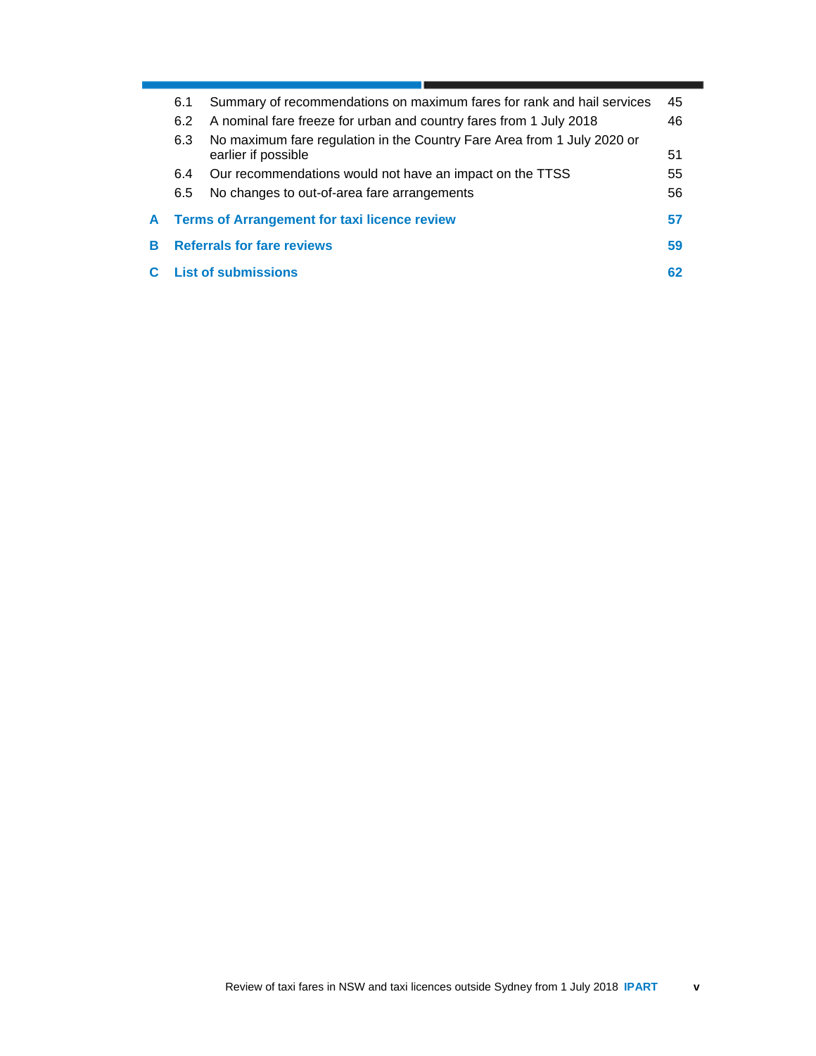| | | |
|---|---|---|
| 6.1 | Summary of recommendations on maximum fares for rank and hail services | 45 |
| 6.2 | A nominal fare freeze for urban and country fares from 1 July 2018 | 46 |
| 6.3 | No maximum fare regulation in the Country Fare Area from 1 July 2020 or earlier if possible | 51 |
| 6.4 | Our recommendations would not have an impact on the TTSS | 55 |
| 6.5 | No changes to out-of-area fare arrangements | 56 |
| **A** | **Terms of Arrangement for taxi licence review** | **57** |
| **B** | **Referrals for fare reviews** | **59** |
| **C** | **List of submissions** | **62** |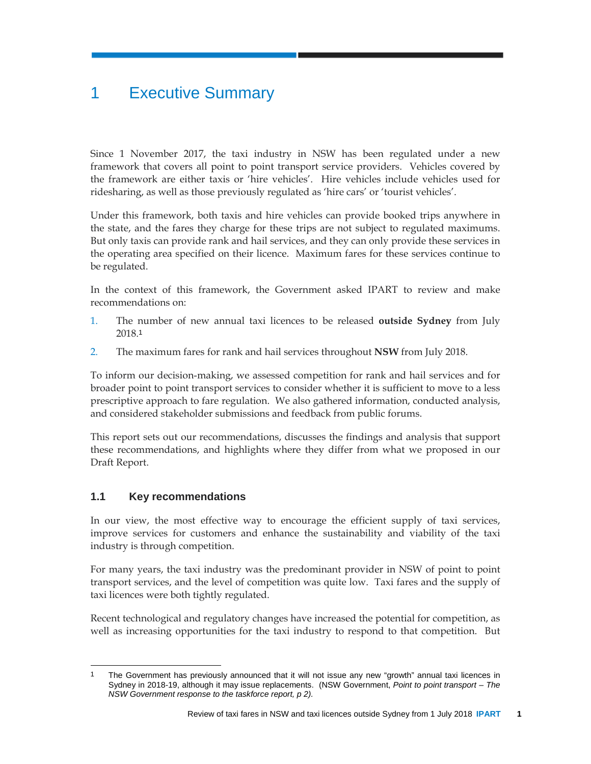# 1 Executive Summary

Since 1 November 2017, the taxi industry in NSW has been regulated under a new framework that covers all point to point transport service providers. Vehicles covered by the framework are either taxis or 'hire vehicles'. Hire vehicles include vehicles used for ridesharing, as well as those previously regulated as 'hire cars' or 'tourist vehicles'.

Under this framework, both taxis and hire vehicles can provide booked trips anywhere in the state, and the fares they charge for these trips are not subject to regulated maximums. But only taxis can provide rank and hail services, and they can only provide these services in the operating area specified on their licence. Maximum fares for these services continue to be regulated.

In the context of this framework, the Government asked IPART to review and make recommendations on:

1. The number of new annual taxi licences to be released **outside Sydney** from July 2018.[1]
2. The maximum fares for rank and hail services throughout **NSW** from July 2018.

To inform our decision-making, we assessed competition for rank and hail services and for broader point to point transport services to consider whether it is sufficient to move to a less prescriptive approach to fare regulation. We also gathered information, conducted analysis, and considered stakeholder submissions and feedback from public forums.

This report sets out our recommendations, discusses the findings and analysis that support these recommendations, and highlights where they differ from what we proposed in our Draft Report.

## 1.1 Key recommendations

In our view, the most effective way to encourage the efficient supply of taxi services, improve services for customers and enhance the sustainability and viability of the taxi industry is through competition.

For many years, the taxi industry was the predominant provider in NSW of point to point transport services, and the level of competition was quite low. Taxi fares and the supply of taxi licences were both tightly regulated.

Recent technological and regulatory changes have increased the potential for competition, as well as increasing opportunities for the taxi industry to respond to that competition. But

[1] The Government has previously announced that it will not issue any new "growth" annual taxi licences in Sydney in 2018-19, although it may issue replacements. (NSW Government, *Point to point transport – The NSW Government response to the taskforce report, p 2).*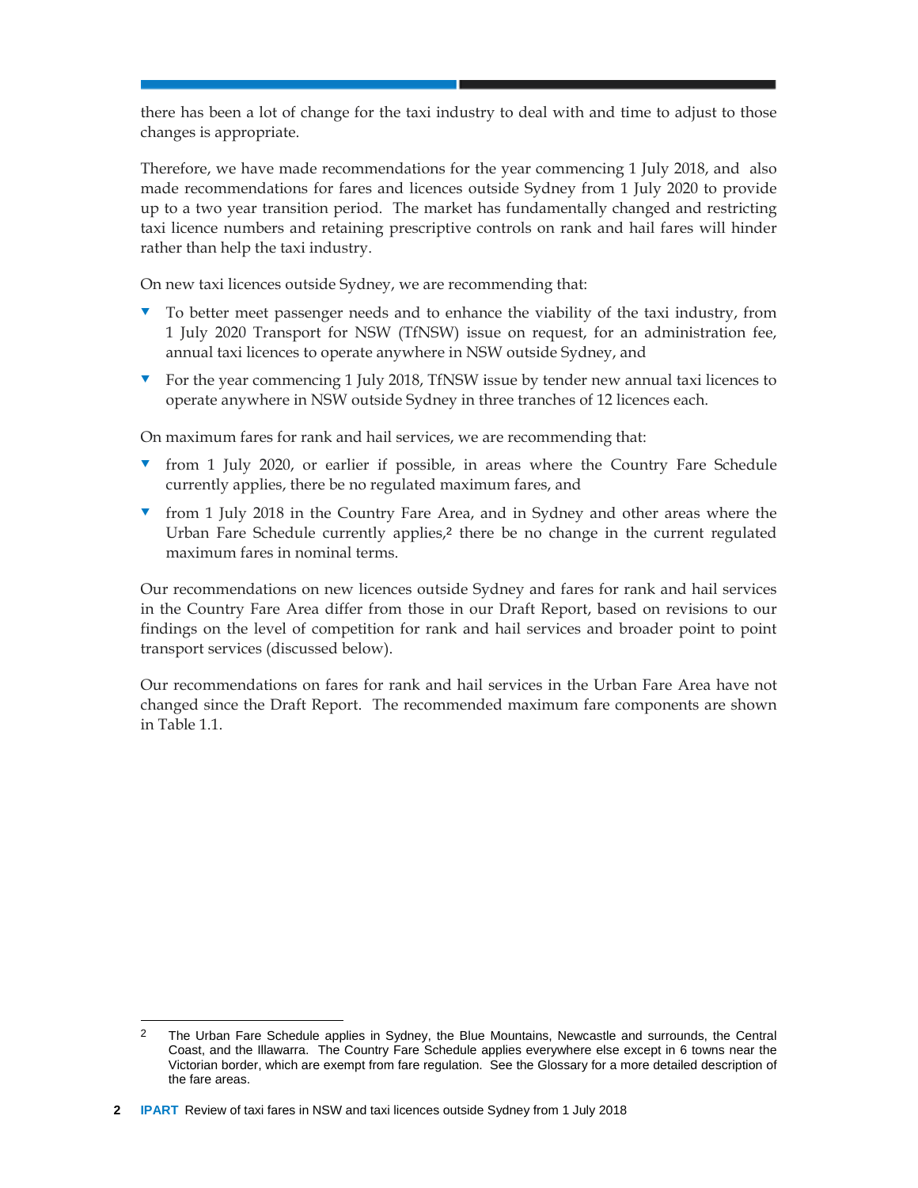there has been a lot of change for the taxi industry to deal with and time to adjust to those changes is appropriate.

Therefore, we have made recommendations for the year commencing 1 July 2018, and also made recommendations for fares and licences outside Sydney from 1 July 2020 to provide up to a two year transition period. The market has fundamentally changed and restricting taxi licence numbers and retaining prescriptive controls on rank and hail fares will hinder rather than help the taxi industry.

On new taxi licences outside Sydney, we are recommending that:

- To better meet passenger needs and to enhance the viability of the taxi industry, from 1 July 2020 Transport for NSW (TfNSW) issue on request, for an administration fee, annual taxi licences to operate anywhere in NSW outside Sydney, and
- For the year commencing 1 July 2018, TfNSW issue by tender new annual taxi licences to operate anywhere in NSW outside Sydney in three tranches of 12 licences each.

On maximum fares for rank and hail services, we are recommending that:

- from 1 July 2020, or earlier if possible, in areas where the Country Fare Schedule currently applies, there be no regulated maximum fares, and
- from 1 July 2018 in the Country Fare Area, and in Sydney and other areas where the Urban Fare Schedule currently applies,[2] there be no change in the current regulated maximum fares in nominal terms.

Our recommendations on new licences outside Sydney and fares for rank and hail services in the Country Fare Area differ from those in our Draft Report, based on revisions to our findings on the level of competition for rank and hail services and broader point to point transport services (discussed below).

Our recommendations on fares for rank and hail services in the Urban Fare Area have not changed since the Draft Report. The recommended maximum fare components are shown in Table 1.1.

[2] The Urban Fare Schedule applies in Sydney, the Blue Mountains, Newcastle and surrounds, the Central Coast, and the Illawarra. The Country Fare Schedule applies everywhere else except in 6 towns near the Victorian border, which are exempt from fare regulation. See the Glossary for a more detailed description of the fare areas.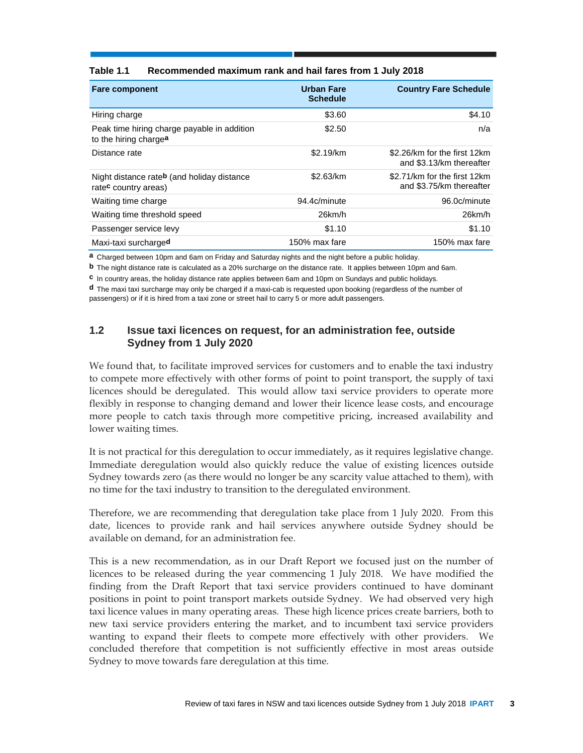**Table 1.1 Recommended maximum rank and hail fares from 1 July 2018**

| Fare component | Urban Fare Schedule | Country Fare Schedule |
|---|---|---|
| Hiring charge | $3.60 | $4.10 |
| Peak time hiring charge payable in addition to the hiring charge[a] | $2.50 | n/a |
| Distance rate | $2.19/km | $2.26/km for the first 12km and $3.13/km thereafter |
| Night distance rate[b] (and holiday distance rate[c] country areas) | $2.63/km | $2.71/km for the first 12km and $3.75/km thereafter |
| Waiting time charge | 94.4c/minute | 96.0c/minute |
| Waiting time threshold speed | 26km/h | 26km/h |
| Passenger service levy | $1.10 | $1.10 |
| Maxi-taxi surcharge[d] | 150% max fare | 150% max fare |

[a] Charged between 10pm and 6am on Friday and Saturday nights and the night before a public holiday.

[b] The night distance rate is calculated as a 20% surcharge on the distance rate. It applies between 10pm and 6am.

[c] In country areas, the holiday distance rate applies between 6am and 10pm on Sundays and public holidays.

[d] The maxi taxi surcharge may only be charged if a maxi-cab is requested upon booking (regardless of the number of passengers) or if it is hired from a taxi zone or street hail to carry 5 or more adult passengers.

## 1.2 Issue taxi licences on request, for an administration fee, outside Sydney from 1 July 2020

We found that, to facilitate improved services for customers and to enable the taxi industry to compete more effectively with other forms of point to point transport, the supply of taxi licences should be deregulated. This would allow taxi service providers to operate more flexibly in response to changing demand and lower their licence lease costs, and encourage more people to catch taxis through more competitive pricing, increased availability and lower waiting times.

It is not practical for this deregulation to occur immediately, as it requires legislative change. Immediate deregulation would also quickly reduce the value of existing licences outside Sydney towards zero (as there would no longer be any scarcity value attached to them), with no time for the taxi industry to transition to the deregulated environment.

Therefore, we are recommending that deregulation take place from 1 July 2020. From this date, licences to provide rank and hail services anywhere outside Sydney should be available on demand, for an administration fee.

This is a new recommendation, as in our Draft Report we focused just on the number of licences to be released during the year commencing 1 July 2018. We have modified the finding from the Draft Report that taxi service providers continued to have dominant positions in point to point transport markets outside Sydney. We had observed very high taxi licence values in many operating areas. These high licence prices create barriers, both to new taxi service providers entering the market, and to incumbent taxi service providers wanting to expand their fleets to compete more effectively with other providers. We concluded therefore that competition is not sufficiently effective in most areas outside Sydney to move towards fare deregulation at this time.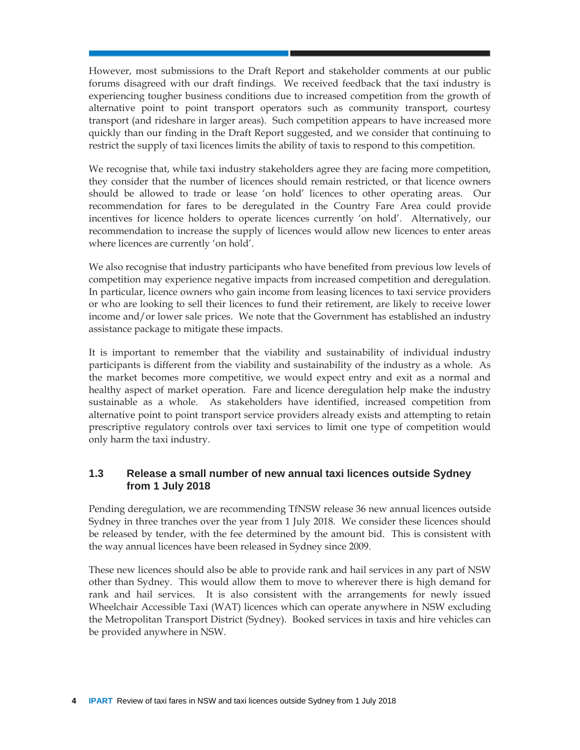However, most submissions to the Draft Report and stakeholder comments at our public forums disagreed with our draft findings. We received feedback that the taxi industry is experiencing tougher business conditions due to increased competition from the growth of alternative point to point transport operators such as community transport, courtesy transport (and rideshare in larger areas). Such competition appears to have increased more quickly than our finding in the Draft Report suggested, and we consider that continuing to restrict the supply of taxi licences limits the ability of taxis to respond to this competition.

We recognise that, while taxi industry stakeholders agree they are facing more competition, they consider that the number of licences should remain restricted, or that licence owners should be allowed to trade or lease 'on hold' licences to other operating areas. Our recommendation for fares to be deregulated in the Country Fare Area could provide incentives for licence holders to operate licences currently 'on hold'. Alternatively, our recommendation to increase the supply of licences would allow new licences to enter areas where licences are currently 'on hold'.

We also recognise that industry participants who have benefited from previous low levels of competition may experience negative impacts from increased competition and deregulation. In particular, licence owners who gain income from leasing licences to taxi service providers or who are looking to sell their licences to fund their retirement, are likely to receive lower income and/or lower sale prices. We note that the Government has established an industry assistance package to mitigate these impacts.

It is important to remember that the viability and sustainability of individual industry participants is different from the viability and sustainability of the industry as a whole. As the market becomes more competitive, we would expect entry and exit as a normal and healthy aspect of market operation. Fare and licence deregulation help make the industry sustainable as a whole. As stakeholders have identified, increased competition from alternative point to point transport service providers already exists and attempting to retain prescriptive regulatory controls over taxi services to limit one type of competition would only harm the taxi industry.

### 1.3 Release a small number of new annual taxi licences outside Sydney from 1 July 2018

Pending deregulation, we are recommending TfNSW release 36 new annual licences outside Sydney in three tranches over the year from 1 July 2018. We consider these licences should be released by tender, with the fee determined by the amount bid. This is consistent with the way annual licences have been released in Sydney since 2009.

These new licences should also be able to provide rank and hail services in any part of NSW other than Sydney. This would allow them to move to wherever there is high demand for rank and hail services. It is also consistent with the arrangements for newly issued Wheelchair Accessible Taxi (WAT) licences which can operate anywhere in NSW excluding the Metropolitan Transport District (Sydney). Booked services in taxis and hire vehicles can be provided anywhere in NSW.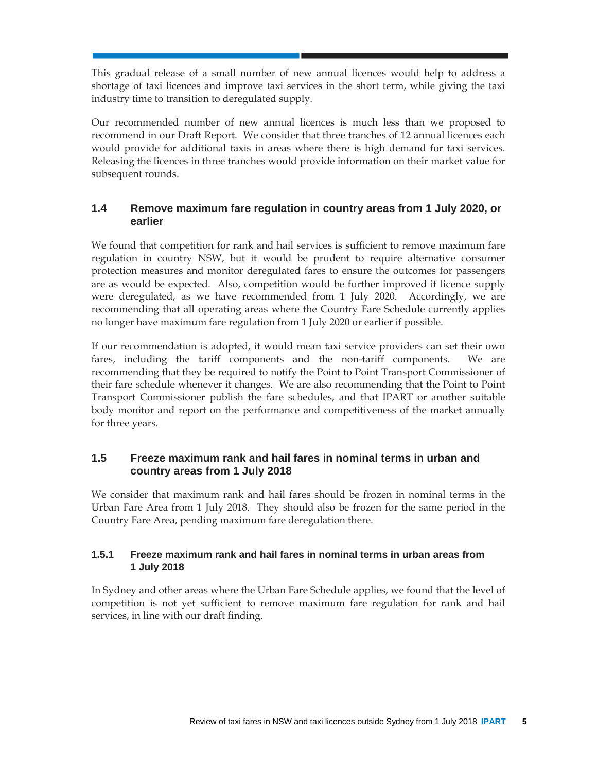This gradual release of a small number of new annual licences would help to address a shortage of taxi licences and improve taxi services in the short term, while giving the taxi industry time to transition to deregulated supply.

Our recommended number of new annual licences is much less than we proposed to recommend in our Draft Report. We consider that three tranches of 12 annual licences each would provide for additional taxis in areas where there is high demand for taxi services. Releasing the licences in three tranches would provide information on their market value for subsequent rounds.

## 1.4 Remove maximum fare regulation in country areas from 1 July 2020, or earlier

We found that competition for rank and hail services is sufficient to remove maximum fare regulation in country NSW, but it would be prudent to require alternative consumer protection measures and monitor deregulated fares to ensure the outcomes for passengers are as would be expected. Also, competition would be further improved if licence supply were deregulated, as we have recommended from 1 July 2020. Accordingly, we are recommending that all operating areas where the Country Fare Schedule currently applies no longer have maximum fare regulation from 1 July 2020 or earlier if possible.

If our recommendation is adopted, it would mean taxi service providers can set their own fares, including the tariff components and the non-tariff components. We are recommending that they be required to notify the Point to Point Transport Commissioner of their fare schedule whenever it changes. We are also recommending that the Point to Point Transport Commissioner publish the fare schedules, and that IPART or another suitable body monitor and report on the performance and competitiveness of the market annually for three years.

## 1.5 Freeze maximum rank and hail fares in nominal terms in urban and country areas from 1 July 2018

We consider that maximum rank and hail fares should be frozen in nominal terms in the Urban Fare Area from 1 July 2018. They should also be frozen for the same period in the Country Fare Area, pending maximum fare deregulation there.

### 1.5.1 Freeze maximum rank and hail fares in nominal terms in urban areas from 1 July 2018

In Sydney and other areas where the Urban Fare Schedule applies, we found that the level of competition is not yet sufficient to remove maximum fare regulation for rank and hail services, in line with our draft finding.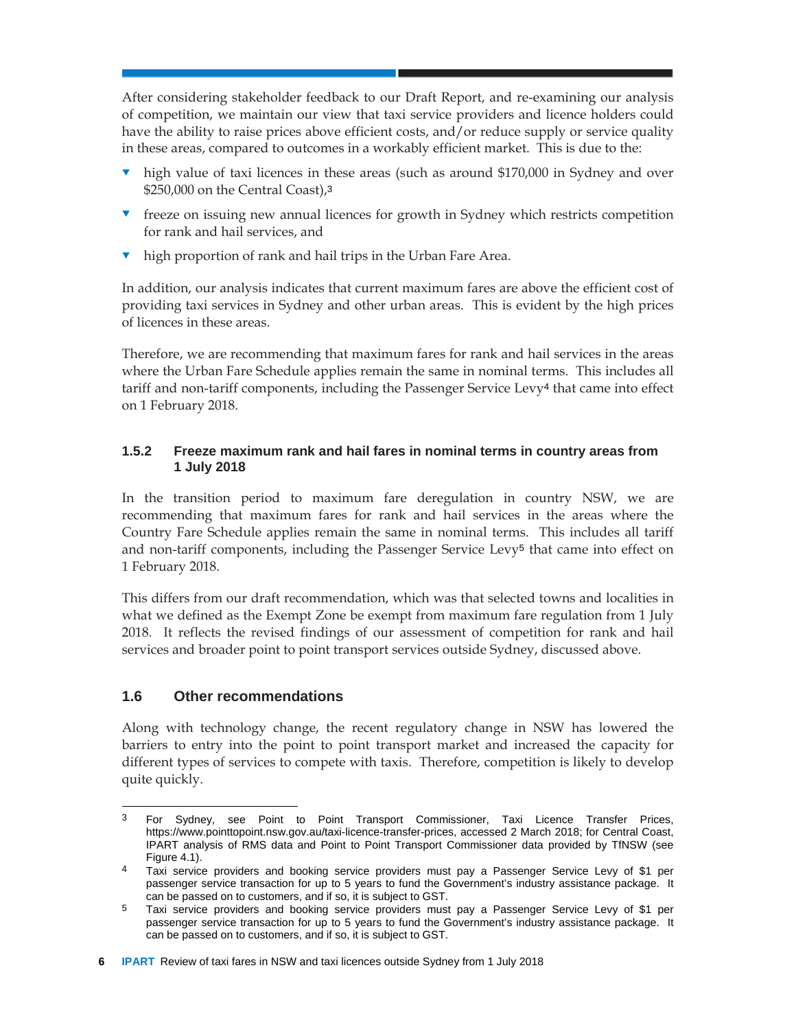After considering stakeholder feedback to our Draft Report, and re-examining our analysis of competition, we maintain our view that taxi service providers and licence holders could have the ability to raise prices above efficient costs, and/or reduce supply or service quality in these areas, compared to outcomes in a workably efficient market. This is due to the:

- high value of taxi licences in these areas (such as around $170,000 in Sydney and over $250,000 on the Central Coast),[3]
- freeze on issuing new annual licences for growth in Sydney which restricts competition for rank and hail services, and
- high proportion of rank and hail trips in the Urban Fare Area.

In addition, our analysis indicates that current maximum fares are above the efficient cost of providing taxi services in Sydney and other urban areas. This is evident by the high prices of licences in these areas.

Therefore, we are recommending that maximum fares for rank and hail services in the areas where the Urban Fare Schedule applies remain the same in nominal terms. This includes all tariff and non-tariff components, including the Passenger Service Levy[4] that came into effect on 1 February 2018.

### 1.5.2 Freeze maximum rank and hail fares in nominal terms in country areas from 1 July 2018

In the transition period to maximum fare deregulation in country NSW, we are recommending that maximum fares for rank and hail services in the areas where the Country Fare Schedule applies remain the same in nominal terms. This includes all tariff and non-tariff components, including the Passenger Service Levy[5] that came into effect on 1 February 2018.

This differs from our draft recommendation, which was that selected towns and localities in what we defined as the Exempt Zone be exempt from maximum fare regulation from 1 July 2018. It reflects the revised findings of our assessment of competition for rank and hail services and broader point to point transport services outside Sydney, discussed above.

## 1.6 Other recommendations

Along with technology change, the recent regulatory change in NSW has lowered the barriers to entry into the point to point transport market and increased the capacity for different types of services to compete with taxis. Therefore, competition is likely to develop quite quickly.

---

[3] For Sydney, see Point to Point Transport Commissioner, Taxi Licence Transfer Prices, https://www.pointtopoint.nsw.gov.au/taxi-licence-transfer-prices, accessed 2 March 2018; for Central Coast, IPART analysis of RMS data and Point to Point Transport Commissioner data provided by TfNSW (see Figure 4.1).

[4] Taxi service providers and booking service providers must pay a Passenger Service Levy of $1 per passenger service transaction for up to 5 years to fund the Government's industry assistance package. It can be passed on to customers, and if so, it is subject to GST.

[5] Taxi service providers and booking service providers must pay a Passenger Service Levy of $1 per passenger service transaction for up to 5 years to fund the Government's industry assistance package. It can be passed on to customers, and if so, it is subject to GST.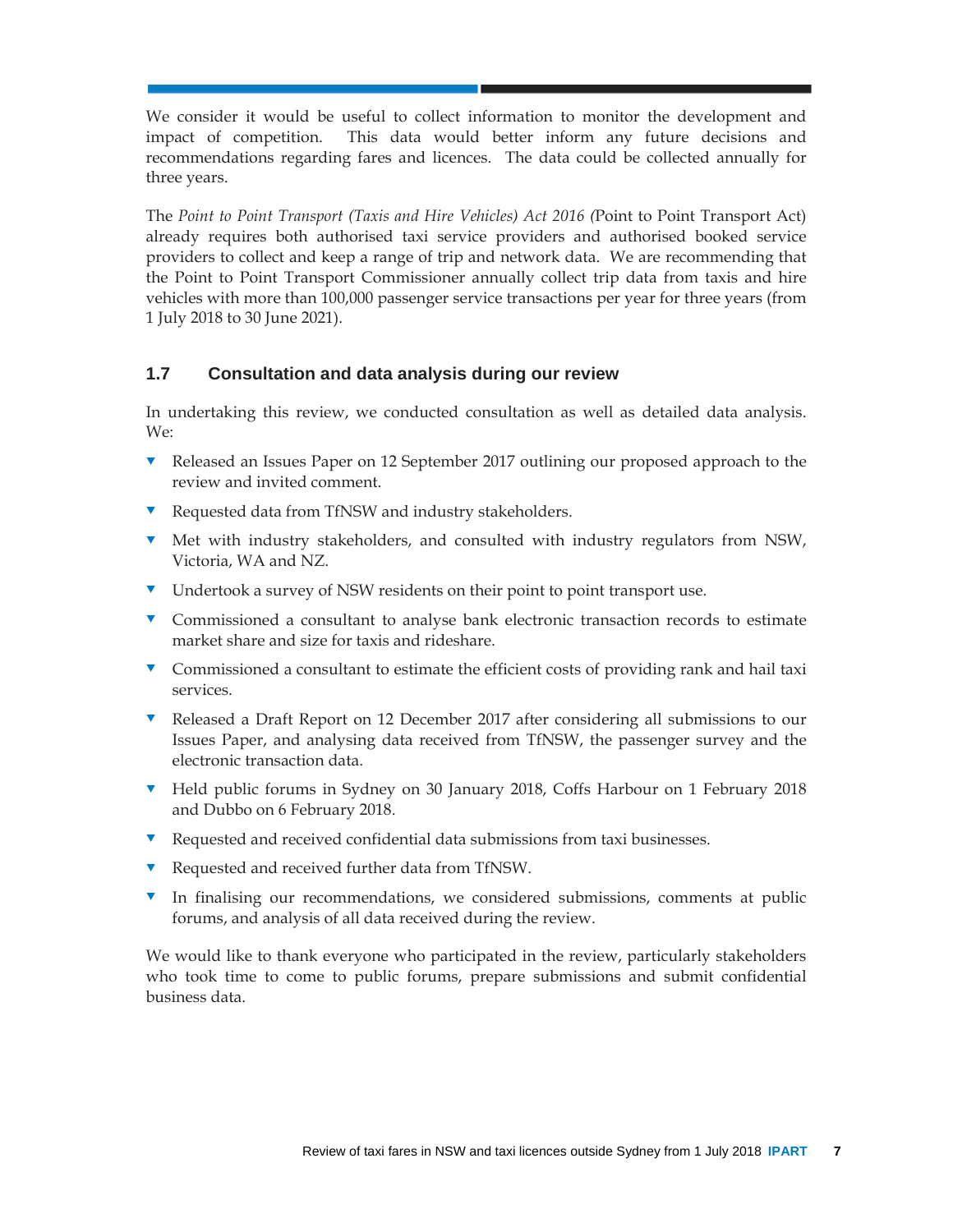We consider it would be useful to collect information to monitor the development and impact of competition. This data would better inform any future decisions and recommendations regarding fares and licences. The data could be collected annually for three years.

The *Point to Point Transport (Taxis and Hire Vehicles) Act 2016 (*Point to Point Transport Act) already requires both authorised taxi service providers and authorised booked service providers to collect and keep a range of trip and network data. We are recommending that the Point to Point Transport Commissioner annually collect trip data from taxis and hire vehicles with more than 100,000 passenger service transactions per year for three years (from 1 July 2018 to 30 June 2021).

## 1.7 Consultation and data analysis during our review

In undertaking this review, we conducted consultation as well as detailed data analysis. We:

- Released an Issues Paper on 12 September 2017 outlining our proposed approach to the review and invited comment.
- Requested data from TfNSW and industry stakeholders.
- Met with industry stakeholders, and consulted with industry regulators from NSW, Victoria, WA and NZ.
- Undertook a survey of NSW residents on their point to point transport use.
- Commissioned a consultant to analyse bank electronic transaction records to estimate market share and size for taxis and rideshare.
- Commissioned a consultant to estimate the efficient costs of providing rank and hail taxi services.
- Released a Draft Report on 12 December 2017 after considering all submissions to our Issues Paper, and analysing data received from TfNSW, the passenger survey and the electronic transaction data.
- Held public forums in Sydney on 30 January 2018, Coffs Harbour on 1 February 2018 and Dubbo on 6 February 2018.
- Requested and received confidential data submissions from taxi businesses.
- Requested and received further data from TfNSW.
- In finalising our recommendations, we considered submissions, comments at public forums, and analysis of all data received during the review.

We would like to thank everyone who participated in the review, particularly stakeholders who took time to come to public forums, prepare submissions and submit confidential business data.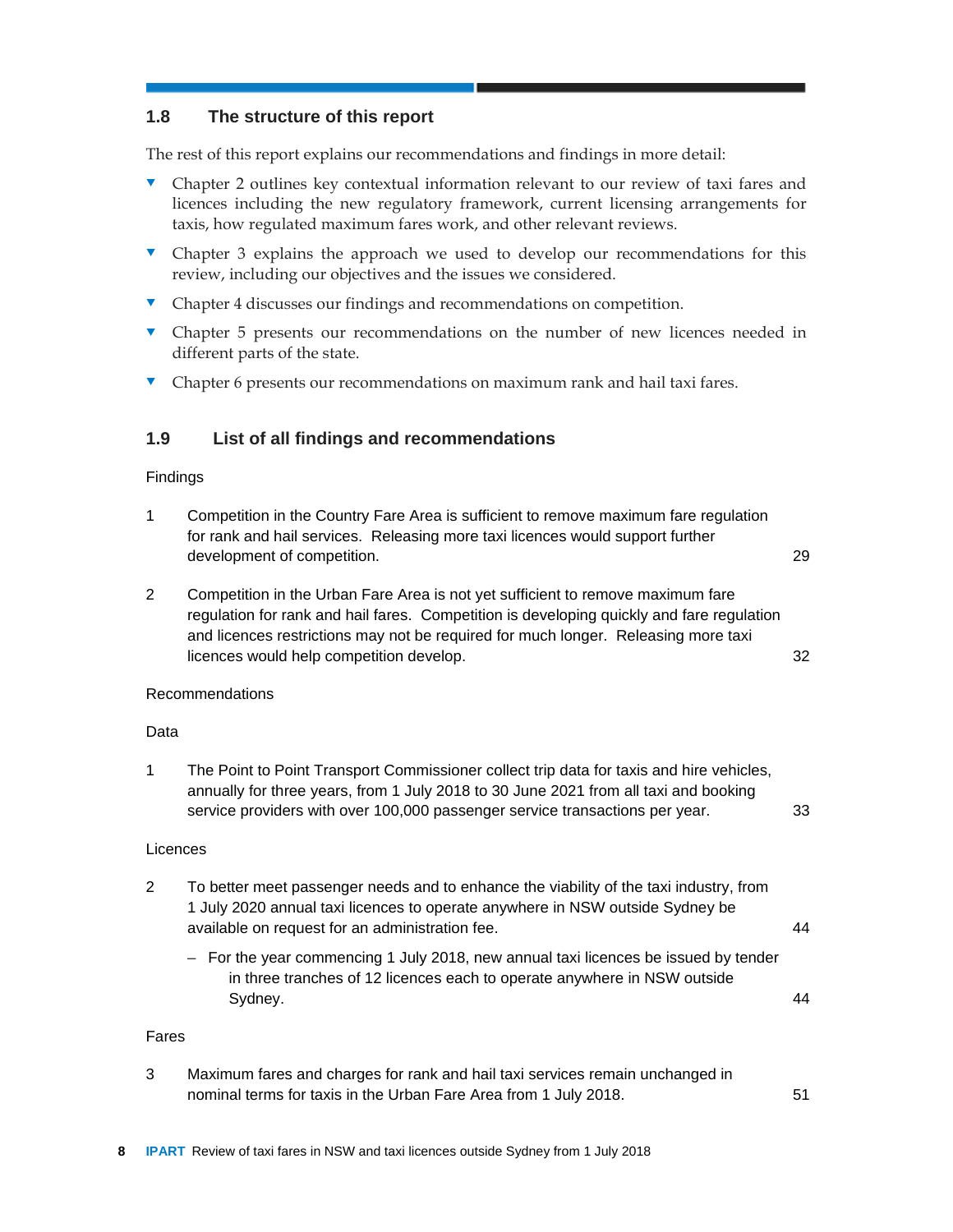## 1.8 The structure of this report

The rest of this report explains our recommendations and findings in more detail:

- Chapter 2 outlines key contextual information relevant to our review of taxi fares and licences including the new regulatory framework, current licensing arrangements for taxis, how regulated maximum fares work, and other relevant reviews.
- Chapter 3 explains the approach we used to develop our recommendations for this review, including our objectives and the issues we considered.
- Chapter 4 discusses our findings and recommendations on competition.
- Chapter 5 presents our recommendations on the number of new licences needed in different parts of the state.
- Chapter 6 presents our recommendations on maximum rank and hail taxi fares.

## 1.9 List of all findings and recommendations

Findings

| | | |
|---|---|---|
| 1 | Competition in the Country Fare Area is sufficient to remove maximum fare regulation for rank and hail services. Releasing more taxi licences would support further development of competition. | 29 |
| 2 | Competition in the Urban Fare Area is not yet sufficient to remove maximum fare regulation for rank and hail fares. Competition is developing quickly and fare regulation and licences restrictions may not be required for much longer. Releasing more taxi licences would help competition develop. | 32 |

Recommendations

Data

| | | |
|---|---|---|
| 1 | The Point to Point Transport Commissioner collect trip data for taxis and hire vehicles, annually for three years, from 1 July 2018 to 30 June 2021 from all taxi and booking service providers with over 100,000 passenger service transactions per year. | 33 |

Licences

| | | |
|---|---|---|
| 2 | To better meet passenger needs and to enhance the viability of the taxi industry, from 1 July 2020 annual taxi licences to operate anywhere in NSW outside Sydney be available on request for an administration fee. | 44 |
| | – For the year commencing 1 July 2018, new annual taxi licences be issued by tender in three tranches of 12 licences each to operate anywhere in NSW outside Sydney. | 44 |

Fares

| | | |
|---|---|---|
| 3 | Maximum fares and charges for rank and hail taxi services remain unchanged in nominal terms for taxis in the Urban Fare Area from 1 July 2018. | 51 |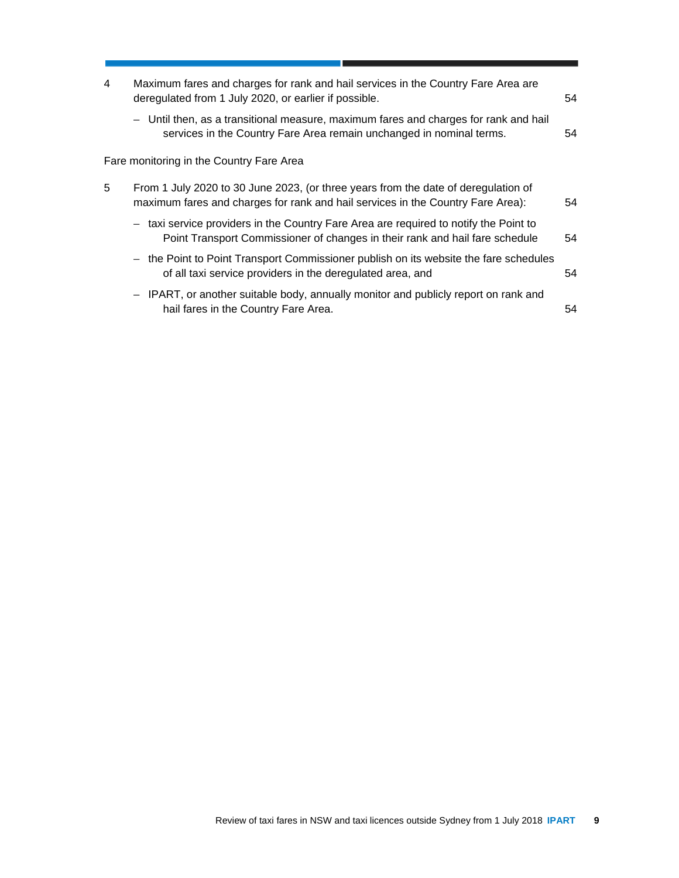4 Maximum fares and charges for rank and hail services in the Country Fare Area are deregulated from 1 July 2020, or earlier if possible. 54

– Until then, as a transitional measure, maximum fares and charges for rank and hail services in the Country Fare Area remain unchanged in nominal terms. 54

Fare monitoring in the Country Fare Area

5 From 1 July 2020 to 30 June 2023, (or three years from the date of deregulation of maximum fares and charges for rank and hail services in the Country Fare Area): 54

– taxi service providers in the Country Fare Area are required to notify the Point to Point Transport Commissioner of changes in their rank and hail fare schedule 54

– the Point to Point Transport Commissioner publish on its website the fare schedules of all taxi service providers in the deregulated area, and 54

– IPART, or another suitable body, annually monitor and publicly report on rank and hail fares in the Country Fare Area. 54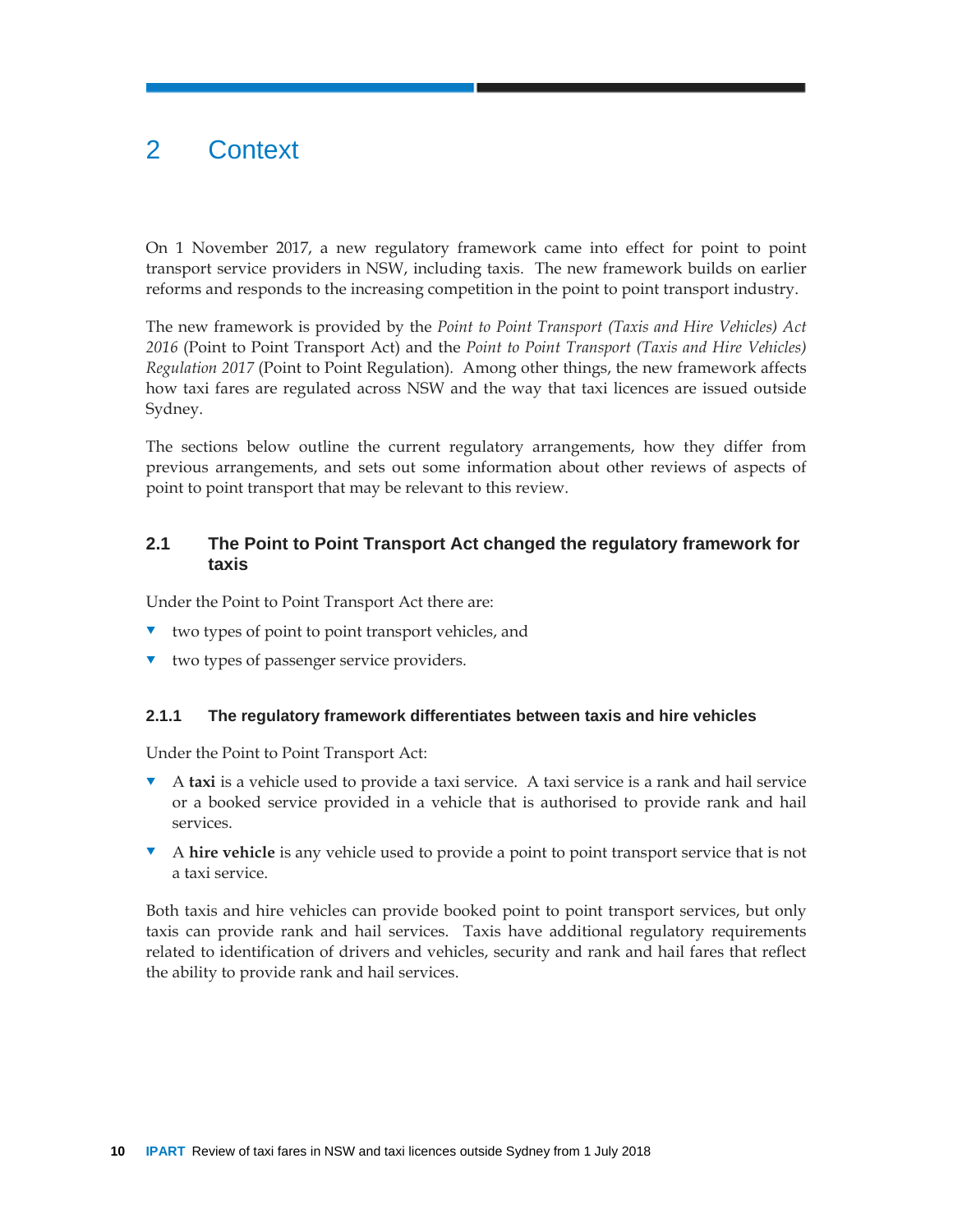# 2 Context

On 1 November 2017, a new regulatory framework came into effect for point to point transport service providers in NSW, including taxis. The new framework builds on earlier reforms and responds to the increasing competition in the point to point transport industry.

The new framework is provided by the *Point to Point Transport (Taxis and Hire Vehicles) Act 2016* (Point to Point Transport Act) and the *Point to Point Transport (Taxis and Hire Vehicles) Regulation 2017* (Point to Point Regulation). Among other things, the new framework affects how taxi fares are regulated across NSW and the way that taxi licences are issued outside Sydney.

The sections below outline the current regulatory arrangements, how they differ from previous arrangements, and sets out some information about other reviews of aspects of point to point transport that may be relevant to this review.

## 2.1 The Point to Point Transport Act changed the regulatory framework for taxis

Under the Point to Point Transport Act there are:

- two types of point to point transport vehicles, and
- two types of passenger service providers.

### 2.1.1 The regulatory framework differentiates between taxis and hire vehicles

Under the Point to Point Transport Act:

- A **taxi** is a vehicle used to provide a taxi service. A taxi service is a rank and hail service or a booked service provided in a vehicle that is authorised to provide rank and hail services.
- A **hire vehicle** is any vehicle used to provide a point to point transport service that is not a taxi service.

Both taxis and hire vehicles can provide booked point to point transport services, but only taxis can provide rank and hail services. Taxis have additional regulatory requirements related to identification of drivers and vehicles, security and rank and hail fares that reflect the ability to provide rank and hail services.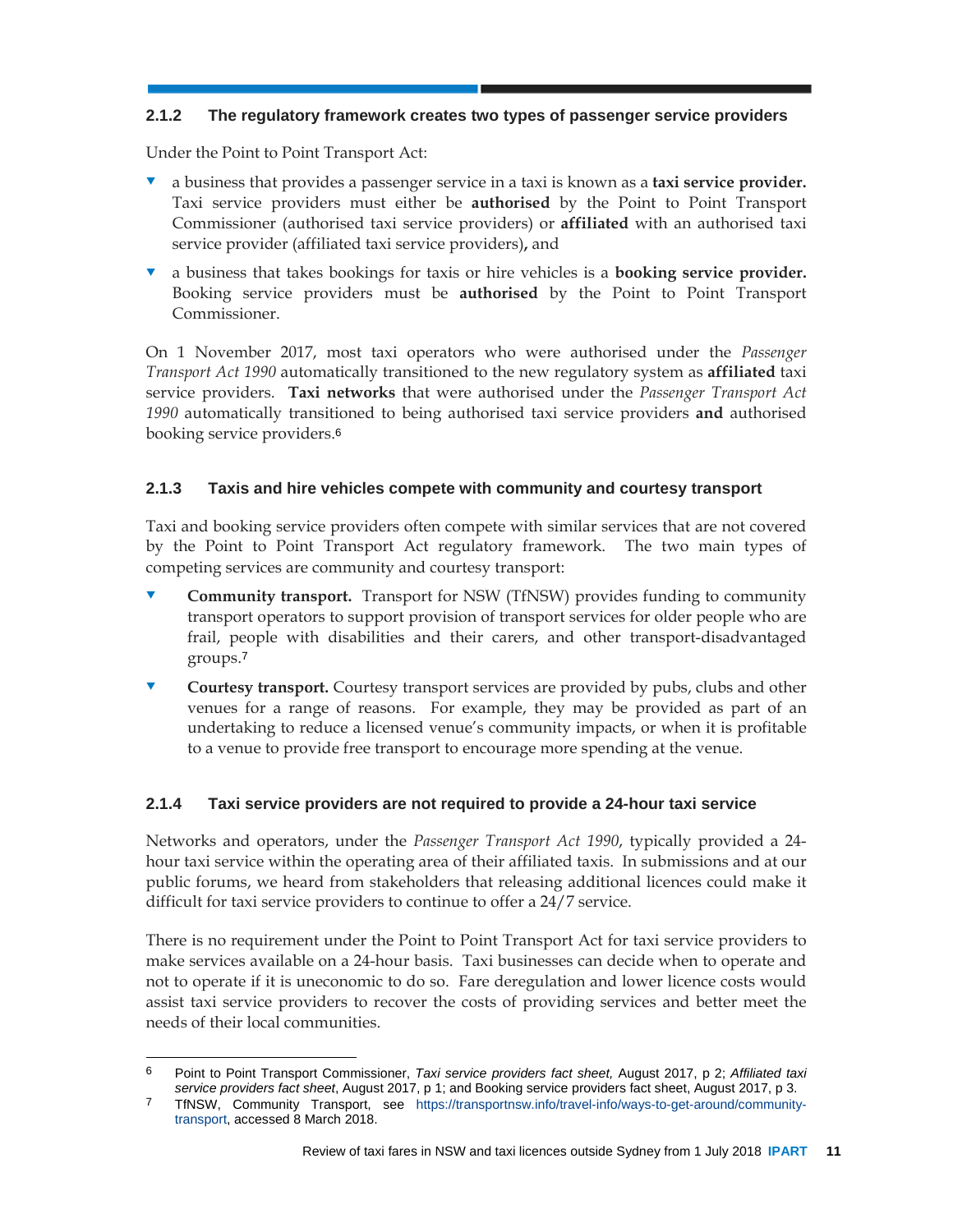### 2.1.2 The regulatory framework creates two types of passenger service providers

Under the Point to Point Transport Act:

- a business that provides a passenger service in a taxi is known as a **taxi service provider.** Taxi service providers must either be **authorised** by the Point to Point Transport Commissioner (authorised taxi service providers) or **affiliated** with an authorised taxi service provider (affiliated taxi service providers)**,** and
- a business that takes bookings for taxis or hire vehicles is a **booking service provider.** Booking service providers must be **authorised** by the Point to Point Transport Commissioner.

On 1 November 2017, most taxi operators who were authorised under the *Passenger Transport Act 1990* automatically transitioned to the new regulatory system as **affiliated** taxi service providers. **Taxi networks** that were authorised under the *Passenger Transport Act 1990* automatically transitioned to being authorised taxi service providers **and** authorised booking service providers.[6]

### 2.1.3 Taxis and hire vehicles compete with community and courtesy transport

Taxi and booking service providers often compete with similar services that are not covered by the Point to Point Transport Act regulatory framework. The two main types of competing services are community and courtesy transport:

- **Community transport.** Transport for NSW (TfNSW) provides funding to community transport operators to support provision of transport services for older people who are frail, people with disabilities and their carers, and other transport-disadvantaged groups.[7]
- **Courtesy transport.** Courtesy transport services are provided by pubs, clubs and other venues for a range of reasons. For example, they may be provided as part of an undertaking to reduce a licensed venue's community impacts, or when it is profitable to a venue to provide free transport to encourage more spending at the venue.

### 2.1.4 Taxi service providers are not required to provide a 24-hour taxi service

Networks and operators, under the *Passenger Transport Act 1990*, typically provided a 24-hour taxi service within the operating area of their affiliated taxis. In submissions and at our public forums, we heard from stakeholders that releasing additional licences could make it difficult for taxi service providers to continue to offer a 24/7 service.

There is no requirement under the Point to Point Transport Act for taxi service providers to make services available on a 24-hour basis. Taxi businesses can decide when to operate and not to operate if it is uneconomic to do so. Fare deregulation and lower licence costs would assist taxi service providers to recover the costs of providing services and better meet the needs of their local communities.

---

6 Point to Point Transport Commissioner, *Taxi service providers fact sheet,* August 2017, p 2; *Affiliated taxi service providers fact sheet*, August 2017, p 1; and Booking service providers fact sheet, August 2017, p 3.

7 TfNSW, Community Transport, see https://transportnsw.info/travel-info/ways-to-get-around/community-transport, accessed 8 March 2018.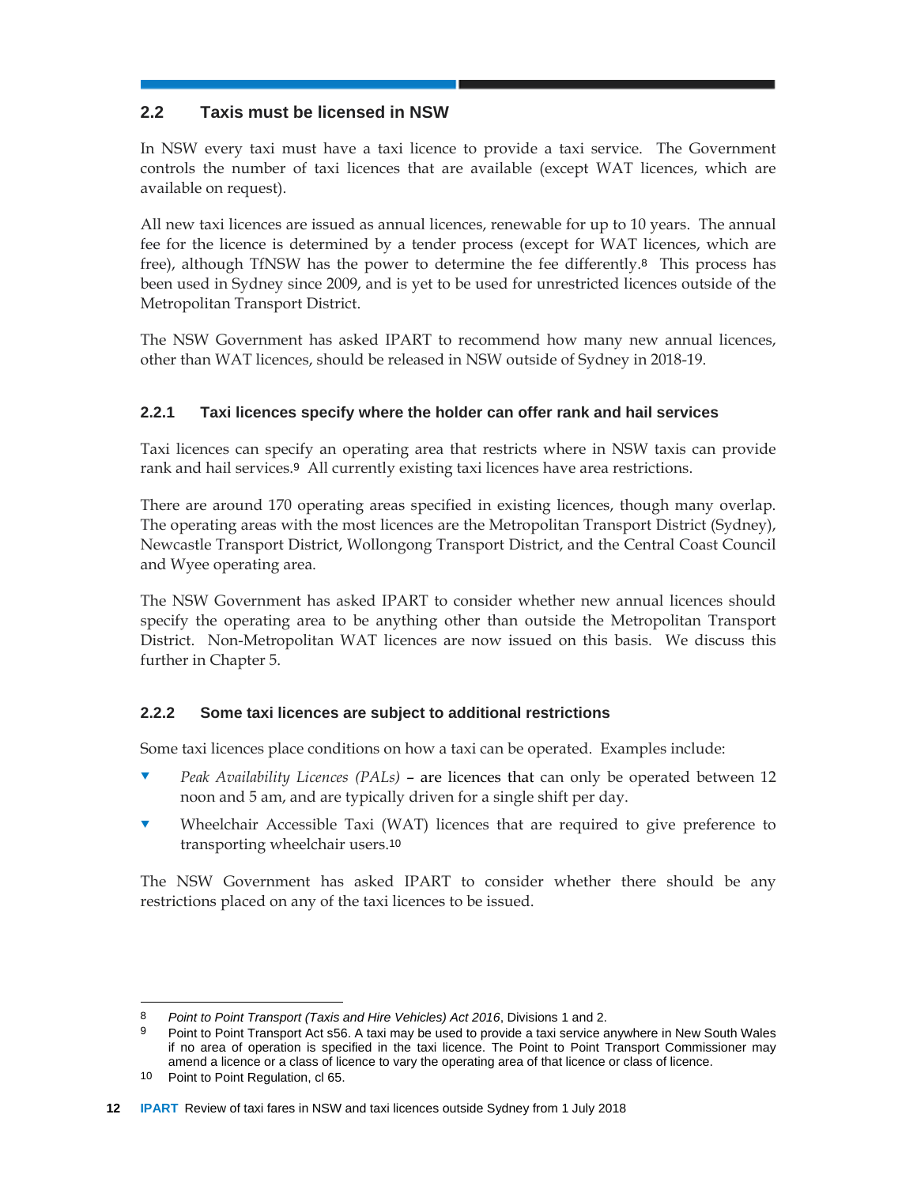## 2.2 Taxis must be licensed in NSW

In NSW every taxi must have a taxi licence to provide a taxi service. The Government controls the number of taxi licences that are available (except WAT licences, which are available on request).

All new taxi licences are issued as annual licences, renewable for up to 10 years. The annual fee for the licence is determined by a tender process (except for WAT licences, which are free), although TfNSW has the power to determine the fee differently.[8] This process has been used in Sydney since 2009, and is yet to be used for unrestricted licences outside of the Metropolitan Transport District.

The NSW Government has asked IPART to recommend how many new annual licences, other than WAT licences, should be released in NSW outside of Sydney in 2018-19.

### 2.2.1 Taxi licences specify where the holder can offer rank and hail services

Taxi licences can specify an operating area that restricts where in NSW taxis can provide rank and hail services.[9] All currently existing taxi licences have area restrictions.

There are around 170 operating areas specified in existing licences, though many overlap. The operating areas with the most licences are the Metropolitan Transport District (Sydney), Newcastle Transport District, Wollongong Transport District, and the Central Coast Council and Wyee operating area.

The NSW Government has asked IPART to consider whether new annual licences should specify the operating area to be anything other than outside the Metropolitan Transport District. Non-Metropolitan WAT licences are now issued on this basis. We discuss this further in Chapter 5.

### 2.2.2 Some taxi licences are subject to additional restrictions

Some taxi licences place conditions on how a taxi can be operated. Examples include:

- *Peak Availability Licences (PALs)* – are licences that can only be operated between 12 noon and 5 am, and are typically driven for a single shift per day.
- Wheelchair Accessible Taxi (WAT) licences that are required to give preference to transporting wheelchair users.[10]

The NSW Government has asked IPART to consider whether there should be any restrictions placed on any of the taxi licences to be issued.

---

8 *Point to Point Transport (Taxis and Hire Vehicles) Act 2016*, Divisions 1 and 2.

9 Point to Point Transport Act s56. A taxi may be used to provide a taxi service anywhere in New South Wales if no area of operation is specified in the taxi licence. The Point to Point Transport Commissioner may amend a licence or a class of licence to vary the operating area of that licence or class of licence.

10 Point to Point Regulation, cl 65.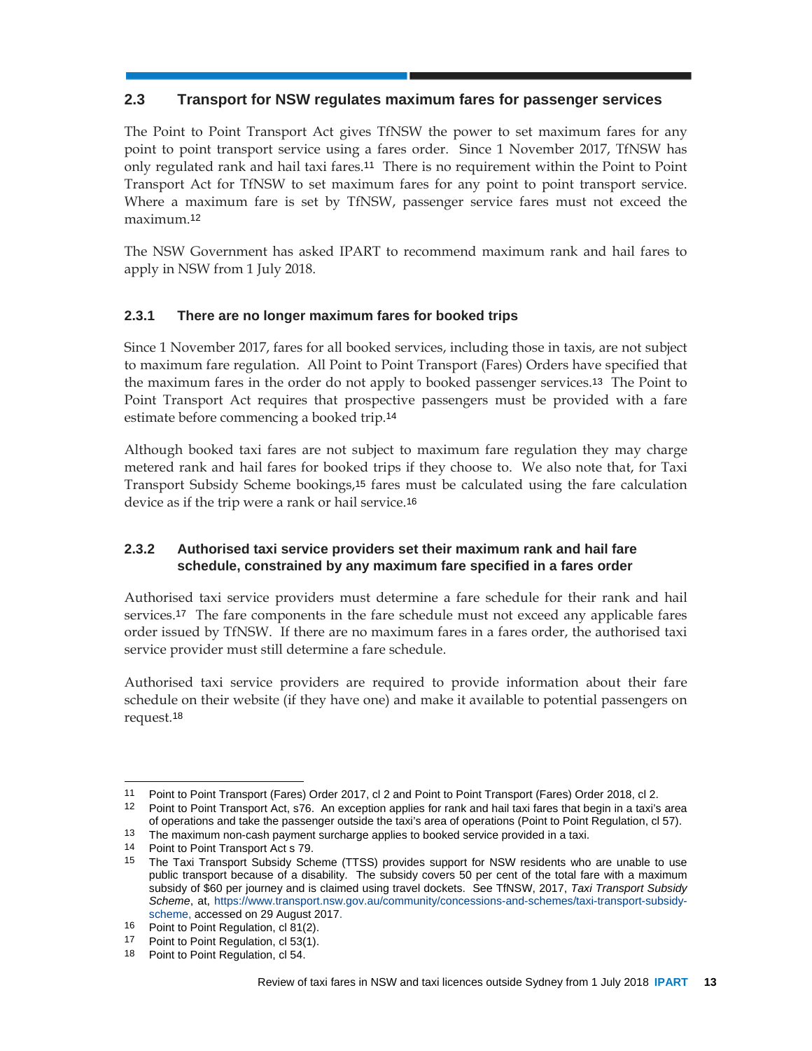## 2.3 Transport for NSW regulates maximum fares for passenger services

The Point to Point Transport Act gives TfNSW the power to set maximum fares for any point to point transport service using a fares order. Since 1 November 2017, TfNSW has only regulated rank and hail taxi fares.[11] There is no requirement within the Point to Point Transport Act for TfNSW to set maximum fares for any point to point transport service. Where a maximum fare is set by TfNSW, passenger service fares must not exceed the maximum.[12]

The NSW Government has asked IPART to recommend maximum rank and hail fares to apply in NSW from 1 July 2018.

### 2.3.1 There are no longer maximum fares for booked trips

Since 1 November 2017, fares for all booked services, including those in taxis, are not subject to maximum fare regulation. All Point to Point Transport (Fares) Orders have specified that the maximum fares in the order do not apply to booked passenger services.[13] The Point to Point Transport Act requires that prospective passengers must be provided with a fare estimate before commencing a booked trip.[14]

Although booked taxi fares are not subject to maximum fare regulation they may charge metered rank and hail fares for booked trips if they choose to. We also note that, for Taxi Transport Subsidy Scheme bookings,[15] fares must be calculated using the fare calculation device as if the trip were a rank or hail service.[16]

### 2.3.2 Authorised taxi service providers set their maximum rank and hail fare schedule, constrained by any maximum fare specified in a fares order

Authorised taxi service providers must determine a fare schedule for their rank and hail services.[17] The fare components in the fare schedule must not exceed any applicable fares order issued by TfNSW. If there are no maximum fares in a fares order, the authorised taxi service provider must still determine a fare schedule.

Authorised taxi service providers are required to provide information about their fare schedule on their website (if they have one) and make it available to potential passengers on request.[18]

---

11 Point to Point Transport (Fares) Order 2017, cl 2 and Point to Point Transport (Fares) Order 2018, cl 2.

12 Point to Point Transport Act, s76. An exception applies for rank and hail taxi fares that begin in a taxi's area of operations and take the passenger outside the taxi's area of operations (Point to Point Regulation, cl 57).

13 The maximum non-cash payment surcharge applies to booked service provided in a taxi.

14 Point to Point Transport Act s 79.

15 The Taxi Transport Subsidy Scheme (TTSS) provides support for NSW residents who are unable to use public transport because of a disability. The subsidy covers 50 per cent of the total fare with a maximum subsidy of $60 per journey and is claimed using travel dockets. See TfNSW, 2017, *Taxi Transport Subsidy Scheme*, at, https://www.transport.nsw.gov.au/community/concessions-and-schemes/taxi-transport-subsidy-scheme, accessed on 29 August 2017.

16 Point to Point Regulation, cl 81(2).

17 Point to Point Regulation, cl 53(1).

18 Point to Point Regulation, cl 54.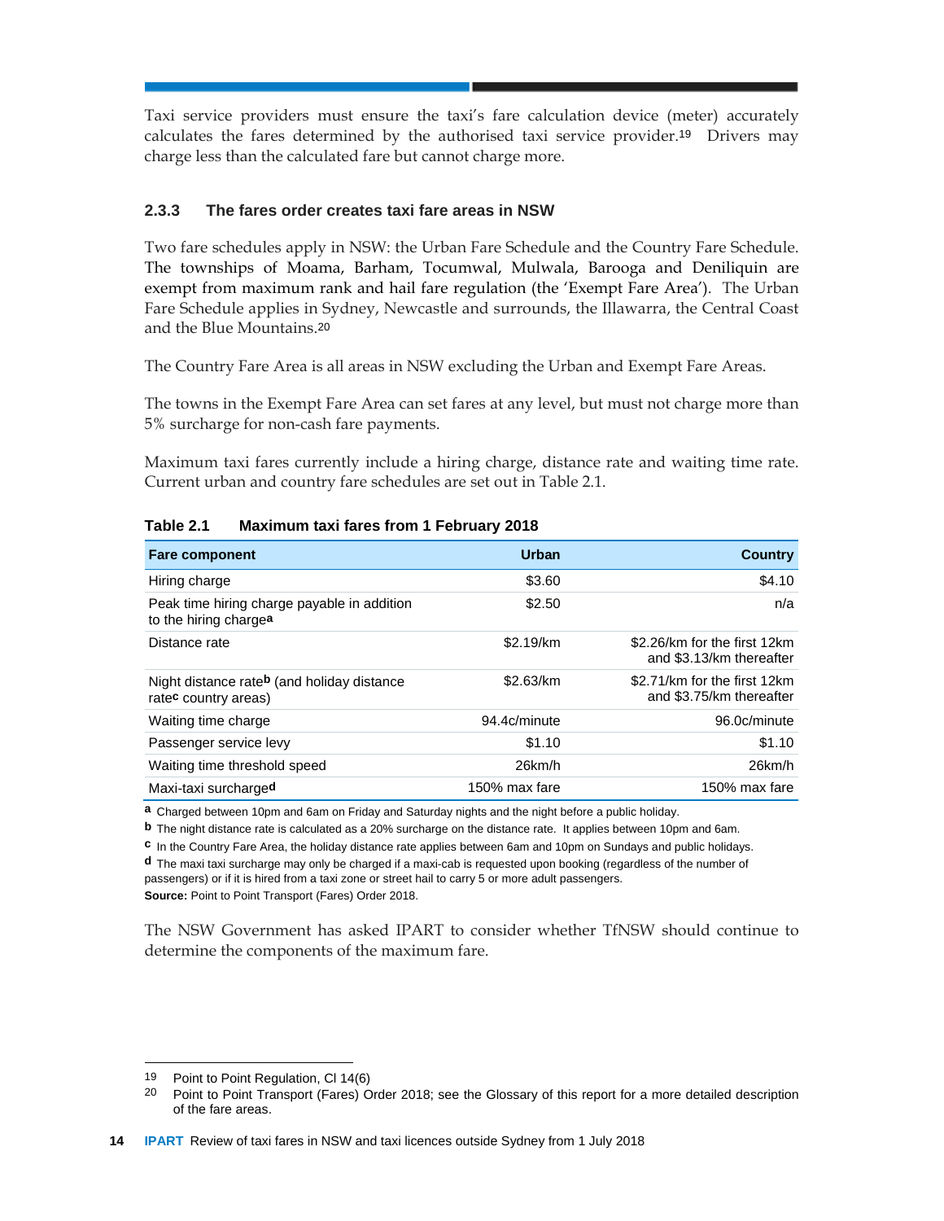Taxi service providers must ensure the taxi's fare calculation device (meter) accurately calculates the fares determined by the authorised taxi service provider.[19] Drivers may charge less than the calculated fare but cannot charge more.

### 2.3.3 The fares order creates taxi fare areas in NSW

Two fare schedules apply in NSW: the Urban Fare Schedule and the Country Fare Schedule. The townships of Moama, Barham, Tocumwal, Mulwala, Barooga and Deniliquin are exempt from maximum rank and hail fare regulation (the 'Exempt Fare Area'). The Urban Fare Schedule applies in Sydney, Newcastle and surrounds, the Illawarra, the Central Coast and the Blue Mountains.[20]

The Country Fare Area is all areas in NSW excluding the Urban and Exempt Fare Areas.

The towns in the Exempt Fare Area can set fares at any level, but must not charge more than 5% surcharge for non-cash fare payments.

Maximum taxi fares currently include a hiring charge, distance rate and waiting time rate. Current urban and country fare schedules are set out in Table 2.1.

**Table 2.1 Maximum taxi fares from 1 February 2018**

| Fare component | Urban | Country |
|---|---|---|
| Hiring charge | $3.60 | $4.10 |
| Peak time hiring charge payable in addition to the hiring charge[a] | $2.50 | n/a |
| Distance rate | $2.19/km | $2.26/km for the first 12km and $3.13/km thereafter |
| Night distance rate[b] (and holiday distance rate[c] country areas) | $2.63/km | $2.71/km for the first 12km and $3.75/km thereafter |
| Waiting time charge | 94.4c/minute | 96.0c/minute |
| Passenger service levy | $1.10 | $1.10 |
| Waiting time threshold speed | 26km/h | 26km/h |
| Maxi-taxi surcharge[d] | 150% max fare | 150% max fare |

[a] Charged between 10pm and 6am on Friday and Saturday nights and the night before a public holiday.
[b] The night distance rate is calculated as a 20% surcharge on the distance rate. It applies between 10pm and 6am.
[c] In the Country Fare Area, the holiday distance rate applies between 6am and 10pm on Sundays and public holidays.
[d] The maxi taxi surcharge may only be charged if a maxi-cab is requested upon booking (regardless of the number of passengers) or if it is hired from a taxi zone or street hail to carry 5 or more adult passengers.

**Source:** Point to Point Transport (Fares) Order 2018.

The NSW Government has asked IPART to consider whether TfNSW should continue to determine the components of the maximum fare.

---

19 Point to Point Regulation, Cl 14(6)

20 Point to Point Transport (Fares) Order 2018; see the Glossary of this report for a more detailed description of the fare areas.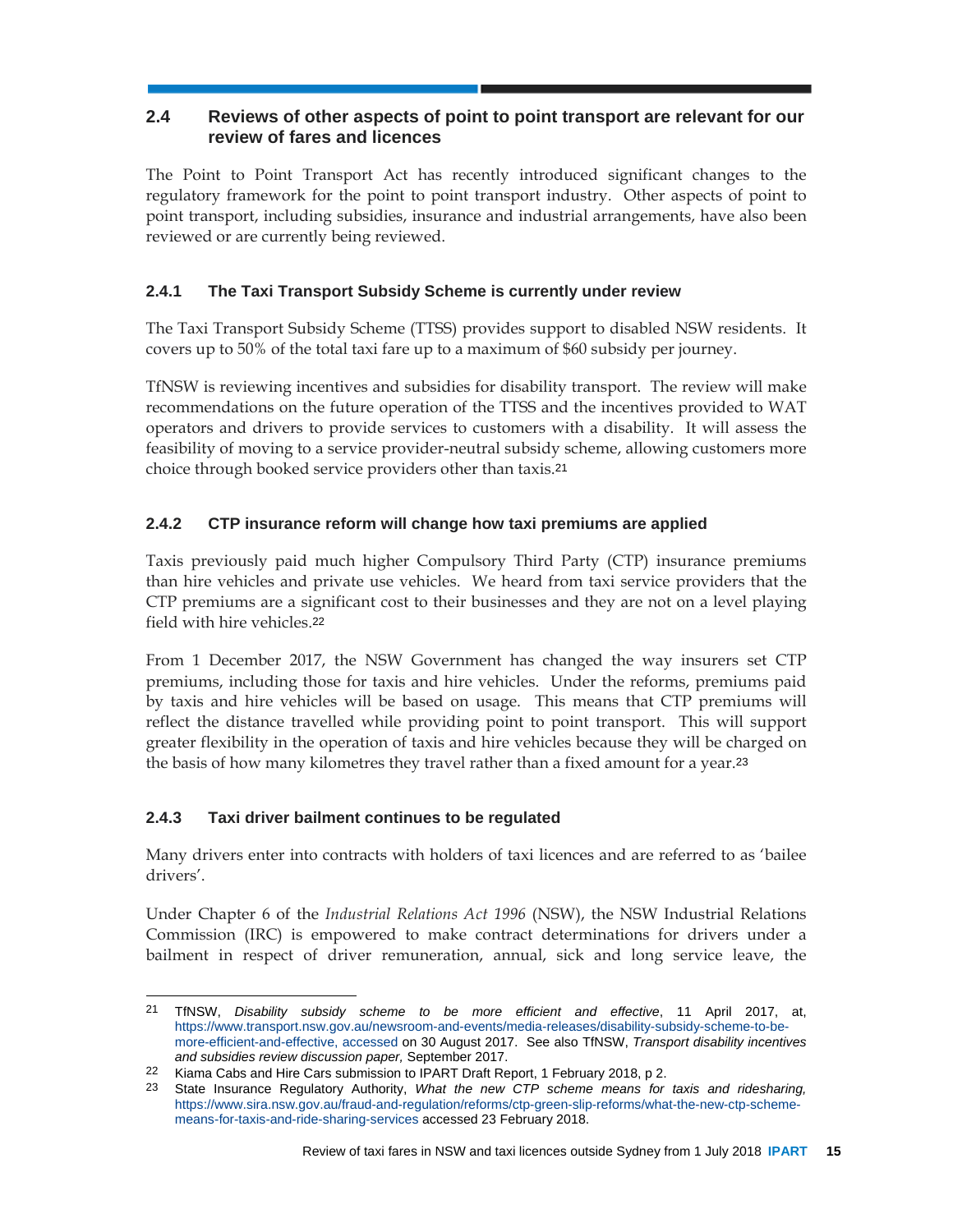## 2.4 Reviews of other aspects of point to point transport are relevant for our review of fares and licences

The Point to Point Transport Act has recently introduced significant changes to the regulatory framework for the point to point transport industry. Other aspects of point to point transport, including subsidies, insurance and industrial arrangements, have also been reviewed or are currently being reviewed.

### 2.4.1 The Taxi Transport Subsidy Scheme is currently under review

The Taxi Transport Subsidy Scheme (TTSS) provides support to disabled NSW residents. It covers up to 50% of the total taxi fare up to a maximum of $60 subsidy per journey.

TfNSW is reviewing incentives and subsidies for disability transport. The review will make recommendations on the future operation of the TTSS and the incentives provided to WAT operators and drivers to provide services to customers with a disability. It will assess the feasibility of moving to a service provider-neutral subsidy scheme, allowing customers more choice through booked service providers other than taxis.[21]

### 2.4.2 CTP insurance reform will change how taxi premiums are applied

Taxis previously paid much higher Compulsory Third Party (CTP) insurance premiums than hire vehicles and private use vehicles. We heard from taxi service providers that the CTP premiums are a significant cost to their businesses and they are not on a level playing field with hire vehicles.[22]

From 1 December 2017, the NSW Government has changed the way insurers set CTP premiums, including those for taxis and hire vehicles. Under the reforms, premiums paid by taxis and hire vehicles will be based on usage. This means that CTP premiums will reflect the distance travelled while providing point to point transport. This will support greater flexibility in the operation of taxis and hire vehicles because they will be charged on the basis of how many kilometres they travel rather than a fixed amount for a year.[23]

### 2.4.3 Taxi driver bailment continues to be regulated

Many drivers enter into contracts with holders of taxi licences and are referred to as 'bailee drivers'.

Under Chapter 6 of the *Industrial Relations Act 1996* (NSW), the NSW Industrial Relations Commission (IRC) is empowered to make contract determinations for drivers under a bailment in respect of driver remuneration, annual, sick and long service leave, the

---

21 TfNSW, *Disability subsidy scheme to be more efficient and effective*, 11 April 2017, at, https://www.transport.nsw.gov.au/newsroom-and-events/media-releases/disability-subsidy-scheme-to-be-more-efficient-and-effective, accessed on 30 August 2017. See also TfNSW, *Transport disability incentives and subsidies review discussion paper*, September 2017.

22 Kiama Cabs and Hire Cars submission to IPART Draft Report, 1 February 2018, p 2.

23 State Insurance Regulatory Authority, *What the new CTP scheme means for taxis and ridesharing,* https://www.sira.nsw.gov.au/fraud-and-regulation/reforms/ctp-green-slip-reforms/what-the-new-ctp-scheme-means-for-taxis-and-ride-sharing-services accessed 23 February 2018.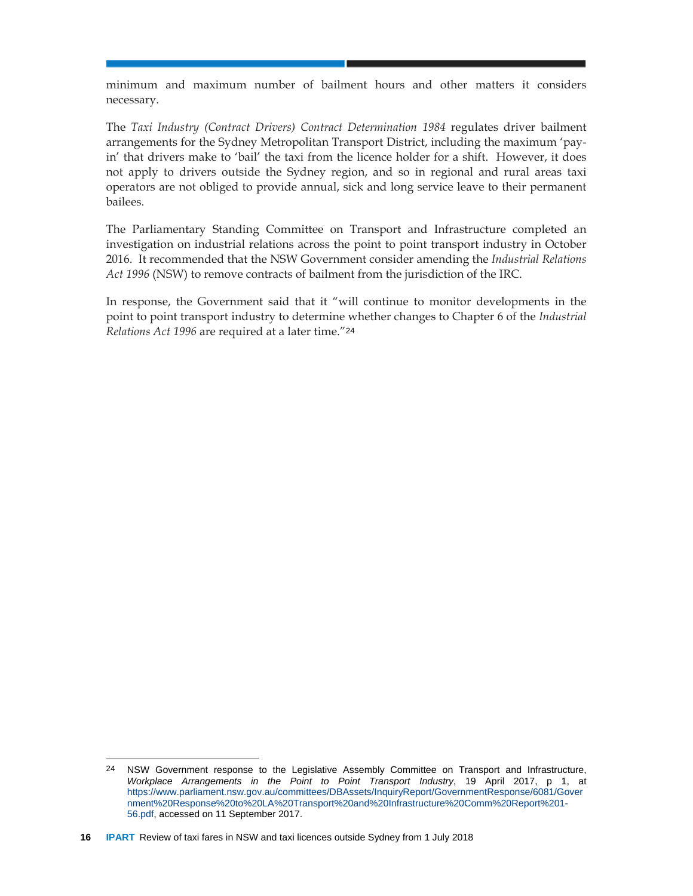minimum and maximum number of bailment hours and other matters it considers necessary.

The *Taxi Industry (Contract Drivers) Contract Determination 1984* regulates driver bailment arrangements for the Sydney Metropolitan Transport District, including the maximum 'pay-in' that drivers make to 'bail' the taxi from the licence holder for a shift. However, it does not apply to drivers outside the Sydney region, and so in regional and rural areas taxi operators are not obliged to provide annual, sick and long service leave to their permanent bailees.

The Parliamentary Standing Committee on Transport and Infrastructure completed an investigation on industrial relations across the point to point transport industry in October 2016. It recommended that the NSW Government consider amending the *Industrial Relations Act 1996* (NSW) to remove contracts of bailment from the jurisdiction of the IRC.

In response, the Government said that it "will continue to monitor developments in the point to point transport industry to determine whether changes to Chapter 6 of the *Industrial Relations Act 1996* are required at a later time."[24]

---

[24] NSW Government response to the Legislative Assembly Committee on Transport and Infrastructure, *Workplace Arrangements in the Point to Point Transport Industry*, 19 April 2017, p 1, at https://www.parliament.nsw.gov.au/committees/DBAssets/InquiryReport/GovernmentResponse/6081/Government%20Response%20to%20LA%20Transport%20and%20Infrastructure%20Comm%20Report%201-56.pdf, accessed on 11 September 2017.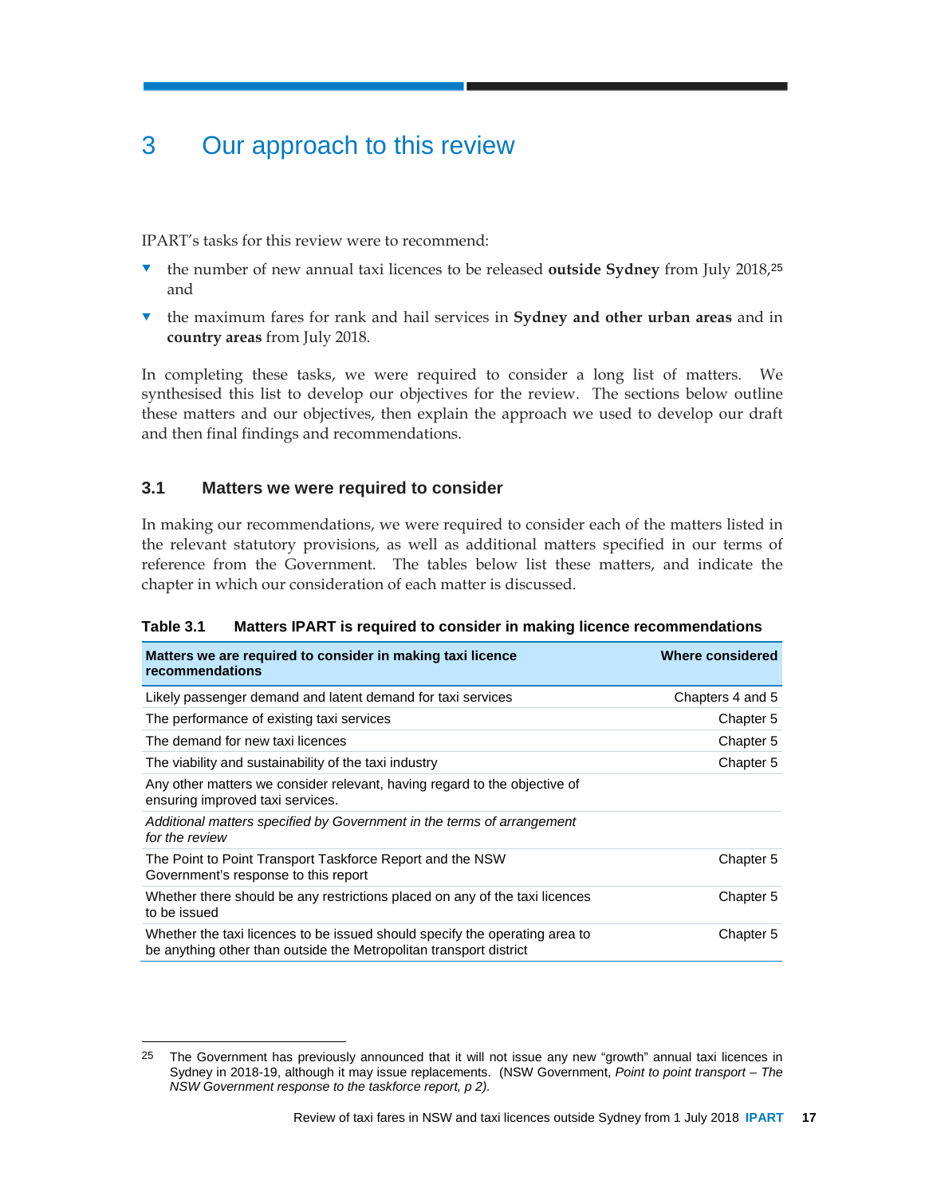# 3 Our approach to this review

IPART's tasks for this review were to recommend:

- the number of new annual taxi licences to be released **outside Sydney** from July 2018,[25] and
- the maximum fares for rank and hail services in **Sydney and other urban areas** and in **country areas** from July 2018.

In completing these tasks, we were required to consider a long list of matters. We synthesised this list to develop our objectives for the review. The sections below outline these matters and our objectives, then explain the approach we used to develop our draft and then final findings and recommendations.

## 3.1 Matters we were required to consider

In making our recommendations, we were required to consider each of the matters listed in the relevant statutory provisions, as well as additional matters specified in our terms of reference from the Government. The tables below list these matters, and indicate the chapter in which our consideration of each matter is discussed.

**Table 3.1 Matters IPART is required to consider in making licence recommendations**

| Matters we are required to consider in making taxi licence recommendations | Where considered |
|---|---|
| Likely passenger demand and latent demand for taxi services | Chapters 4 and 5 |
| The performance of existing taxi services | Chapter 5 |
| The demand for new taxi licences | Chapter 5 |
| The viability and sustainability of the taxi industry | Chapter 5 |
| Any other matters we consider relevant, having regard to the objective of ensuring improved taxi services. | |
| *Additional matters specified by Government in the terms of arrangement for the review* | |
| The Point to Point Transport Taskforce Report and the NSW Government's response to this report | Chapter 5 |
| Whether there should be any restrictions placed on any of the taxi licences to be issued | Chapter 5 |
| Whether the taxi licences to be issued should specify the operating area to be anything other than outside the Metropolitan transport district | Chapter 5 |

25 The Government has previously announced that it will not issue any new "growth" annual taxi licences in Sydney in 2018-19, although it may issue replacements. (NSW Government, *Point to point transport – The NSW Government response to the taskforce report, p 2).*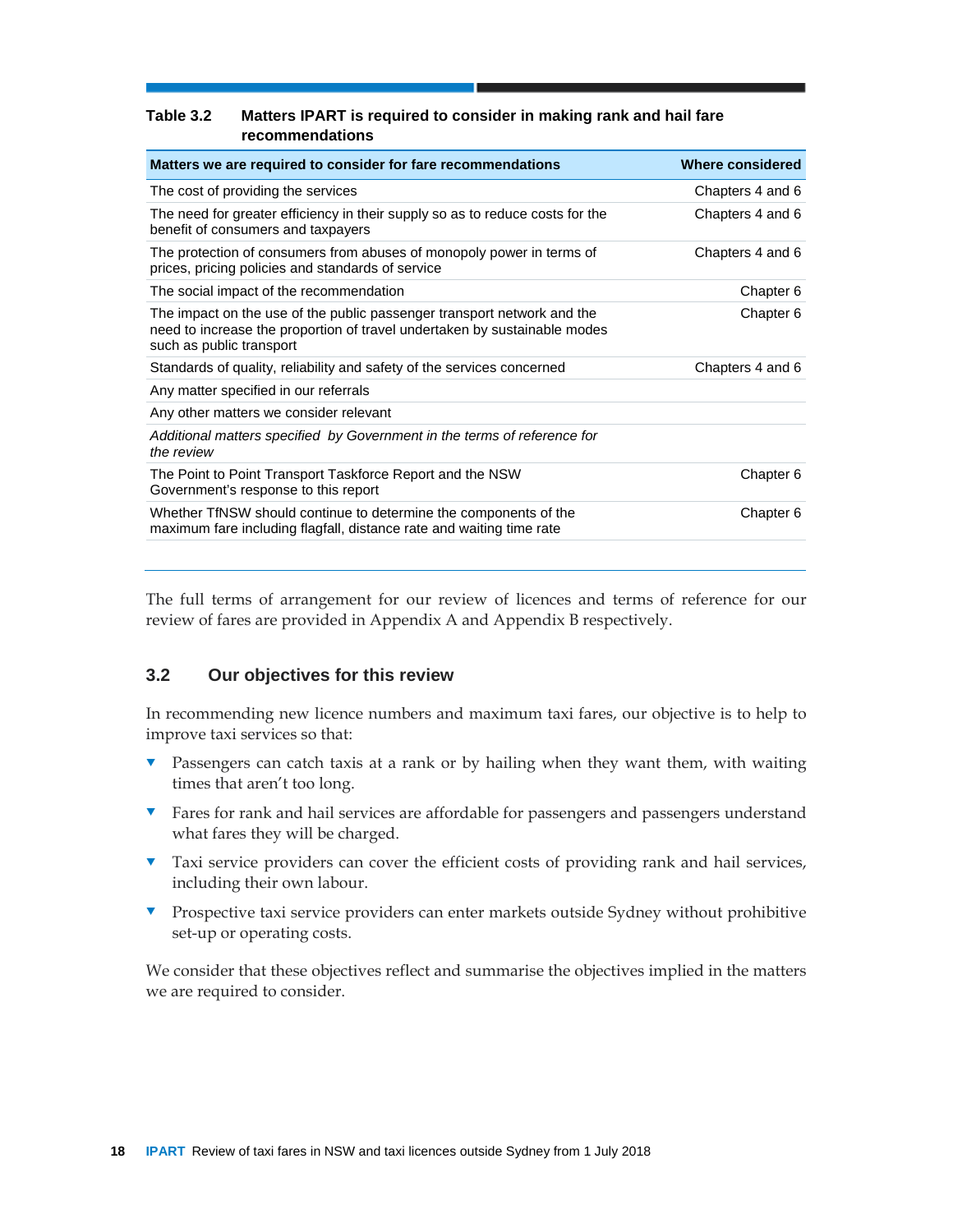**Table 3.2 Matters IPART is required to consider in making rank and hail fare recommendations**

| Matters we are required to consider for fare recommendations | Where considered |
|---|---|
| The cost of providing the services | Chapters 4 and 6 |
| The need for greater efficiency in their supply so as to reduce costs for the benefit of consumers and taxpayers | Chapters 4 and 6 |
| The protection of consumers from abuses of monopoly power in terms of prices, pricing policies and standards of service | Chapters 4 and 6 |
| The social impact of the recommendation | Chapter 6 |
| The impact on the use of the public passenger transport network and the need to increase the proportion of travel undertaken by sustainable modes such as public transport | Chapter 6 |
| Standards of quality, reliability and safety of the services concerned | Chapters 4 and 6 |
| Any matter specified in our referrals | |
| Any other matters we consider relevant | |
| *Additional matters specified by Government in the terms of reference for the review* | |
| The Point to Point Transport Taskforce Report and the NSW Government's response to this report | Chapter 6 |
| Whether TfNSW should continue to determine the components of the maximum fare including flagfall, distance rate and waiting time rate | Chapter 6 |

The full terms of arrangement for our review of licences and terms of reference for our review of fares are provided in Appendix A and Appendix B respectively.

## 3.2 Our objectives for this review

In recommending new licence numbers and maximum taxi fares, our objective is to help to improve taxi services so that:

- Passengers can catch taxis at a rank or by hailing when they want them, with waiting times that aren't too long.
- Fares for rank and hail services are affordable for passengers and passengers understand what fares they will be charged.
- Taxi service providers can cover the efficient costs of providing rank and hail services, including their own labour.
- Prospective taxi service providers can enter markets outside Sydney without prohibitive set-up or operating costs.

We consider that these objectives reflect and summarise the objectives implied in the matters we are required to consider.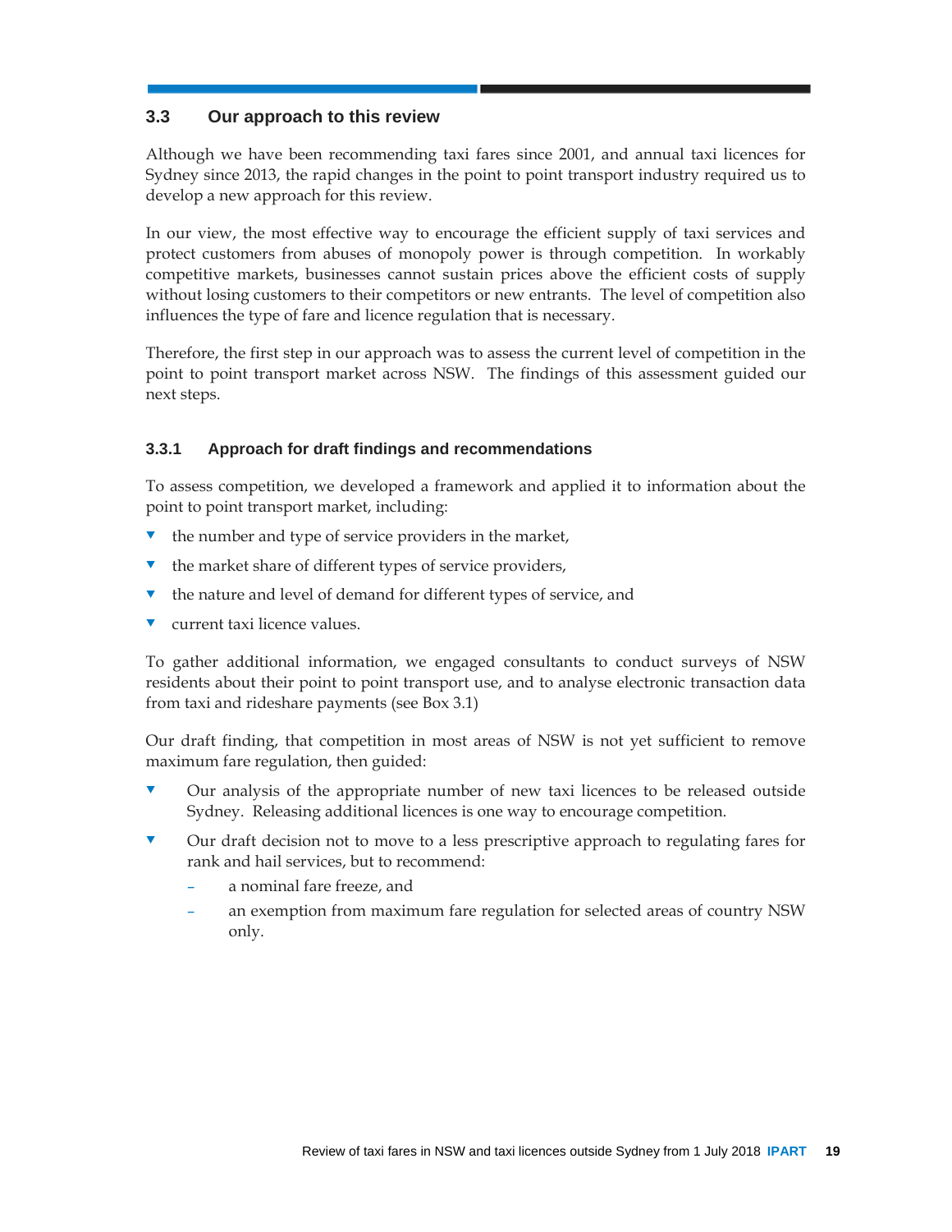## 3.3 Our approach to this review

Although we have been recommending taxi fares since 2001, and annual taxi licences for Sydney since 2013, the rapid changes in the point to point transport industry required us to develop a new approach for this review.

In our view, the most effective way to encourage the efficient supply of taxi services and protect customers from abuses of monopoly power is through competition. In workably competitive markets, businesses cannot sustain prices above the efficient costs of supply without losing customers to their competitors or new entrants. The level of competition also influences the type of fare and licence regulation that is necessary.

Therefore, the first step in our approach was to assess the current level of competition in the point to point transport market across NSW. The findings of this assessment guided our next steps.

### 3.3.1 Approach for draft findings and recommendations

To assess competition, we developed a framework and applied it to information about the point to point transport market, including:

- the number and type of service providers in the market,
- the market share of different types of service providers,
- the nature and level of demand for different types of service, and
- current taxi licence values.

To gather additional information, we engaged consultants to conduct surveys of NSW residents about their point to point transport use, and to analyse electronic transaction data from taxi and rideshare payments (see Box 3.1)

Our draft finding, that competition in most areas of NSW is not yet sufficient to remove maximum fare regulation, then guided:

- Our analysis of the appropriate number of new taxi licences to be released outside Sydney. Releasing additional licences is one way to encourage competition.
- Our draft decision not to move to a less prescriptive approach to regulating fares for rank and hail services, but to recommend:
  - a nominal fare freeze, and
  - an exemption from maximum fare regulation for selected areas of country NSW only.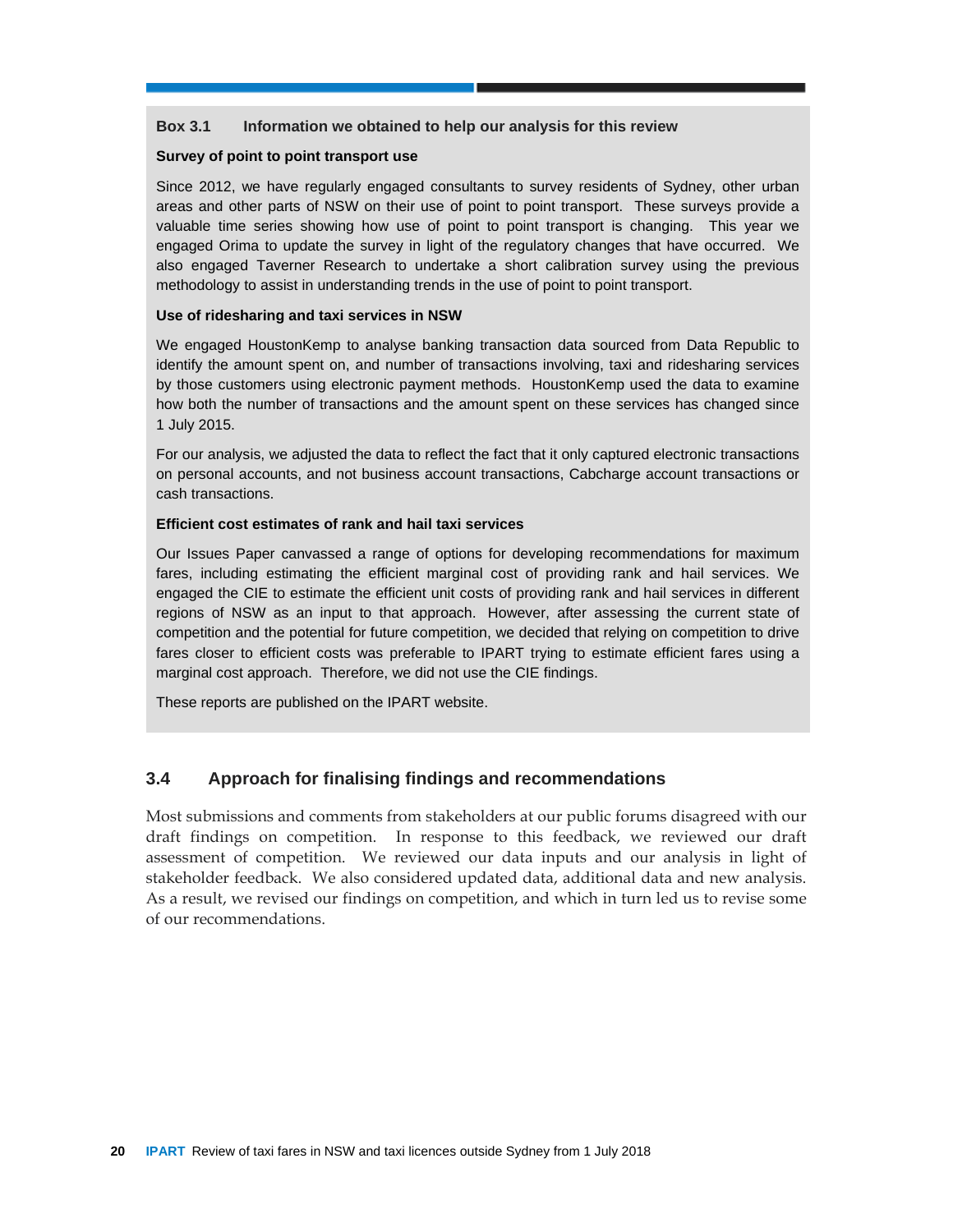**Box 3.1 Information we obtained to help our analysis for this review**

**Survey of point to point transport use**

Since 2012, we have regularly engaged consultants to survey residents of Sydney, other urban areas and other parts of NSW on their use of point to point transport. These surveys provide a valuable time series showing how use of point to point transport is changing. This year we engaged Orima to update the survey in light of the regulatory changes that have occurred. We also engaged Taverner Research to undertake a short calibration survey using the previous methodology to assist in understanding trends in the use of point to point transport.

**Use of ridesharing and taxi services in NSW**

We engaged HoustonKemp to analyse banking transaction data sourced from Data Republic to identify the amount spent on, and number of transactions involving, taxi and ridesharing services by those customers using electronic payment methods. HoustonKemp used the data to examine how both the number of transactions and the amount spent on these services has changed since 1 July 2015.

For our analysis, we adjusted the data to reflect the fact that it only captured electronic transactions on personal accounts, and not business account transactions, Cabcharge account transactions or cash transactions.

**Efficient cost estimates of rank and hail taxi services**

Our Issues Paper canvassed a range of options for developing recommendations for maximum fares, including estimating the efficient marginal cost of providing rank and hail services. We engaged the CIE to estimate the efficient unit costs of providing rank and hail services in different regions of NSW as an input to that approach. However, after assessing the current state of competition and the potential for future competition, we decided that relying on competition to drive fares closer to efficient costs was preferable to IPART trying to estimate efficient fares using a marginal cost approach. Therefore, we did not use the CIE findings.

These reports are published on the IPART website.

## 3.4 Approach for finalising findings and recommendations

Most submissions and comments from stakeholders at our public forums disagreed with our draft findings on competition. In response to this feedback, we reviewed our draft assessment of competition. We reviewed our data inputs and our analysis in light of stakeholder feedback. We also considered updated data, additional data and new analysis. As a result, we revised our findings on competition, and which in turn led us to revise some of our recommendations.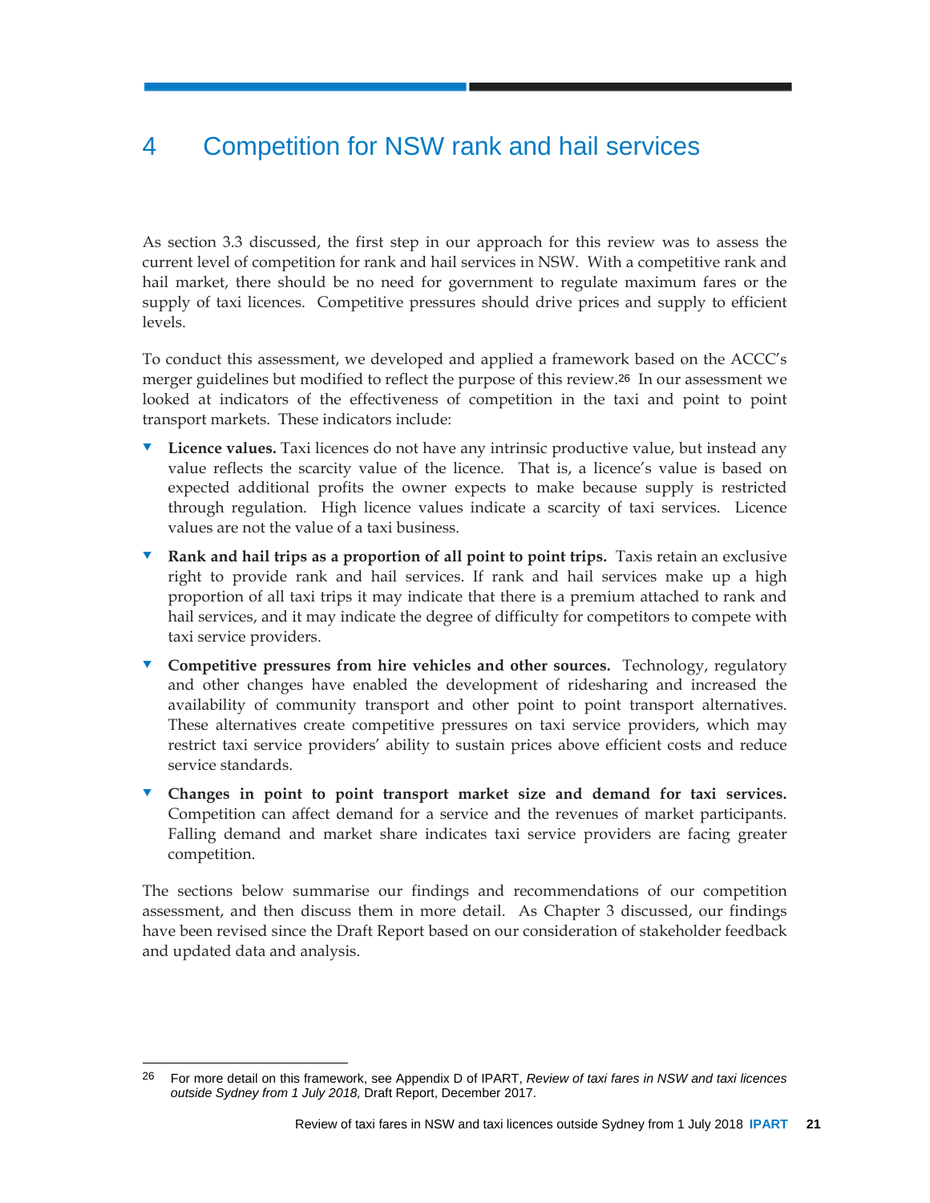# 4 Competition for NSW rank and hail services

As section 3.3 discussed, the first step in our approach for this review was to assess the current level of competition for rank and hail services in NSW. With a competitive rank and hail market, there should be no need for government to regulate maximum fares or the supply of taxi licences. Competitive pressures should drive prices and supply to efficient levels.

To conduct this assessment, we developed and applied a framework based on the ACCC's merger guidelines but modified to reflect the purpose of this review.[26] In our assessment we looked at indicators of the effectiveness of competition in the taxi and point to point transport markets. These indicators include:

- **Licence values.** Taxi licences do not have any intrinsic productive value, but instead any value reflects the scarcity value of the licence. That is, a licence's value is based on expected additional profits the owner expects to make because supply is restricted through regulation. High licence values indicate a scarcity of taxi services. Licence values are not the value of a taxi business.
- **Rank and hail trips as a proportion of all point to point trips.** Taxis retain an exclusive right to provide rank and hail services. If rank and hail services make up a high proportion of all taxi trips it may indicate that there is a premium attached to rank and hail services, and it may indicate the degree of difficulty for competitors to compete with taxi service providers.
- **Competitive pressures from hire vehicles and other sources.** Technology, regulatory and other changes have enabled the development of ridesharing and increased the availability of community transport and other point to point transport alternatives. These alternatives create competitive pressures on taxi service providers, which may restrict taxi service providers' ability to sustain prices above efficient costs and reduce service standards.
- **Changes in point to point transport market size and demand for taxi services.** Competition can affect demand for a service and the revenues of market participants. Falling demand and market share indicates taxi service providers are facing greater competition.

The sections below summarise our findings and recommendations of our competition assessment, and then discuss them in more detail. As Chapter 3 discussed, our findings have been revised since the Draft Report based on our consideration of stakeholder feedback and updated data and analysis.

---

26 For more detail on this framework, see Appendix D of IPART, *Review of taxi fares in NSW and taxi licences outside Sydney from 1 July 2018*, Draft Report, December 2017.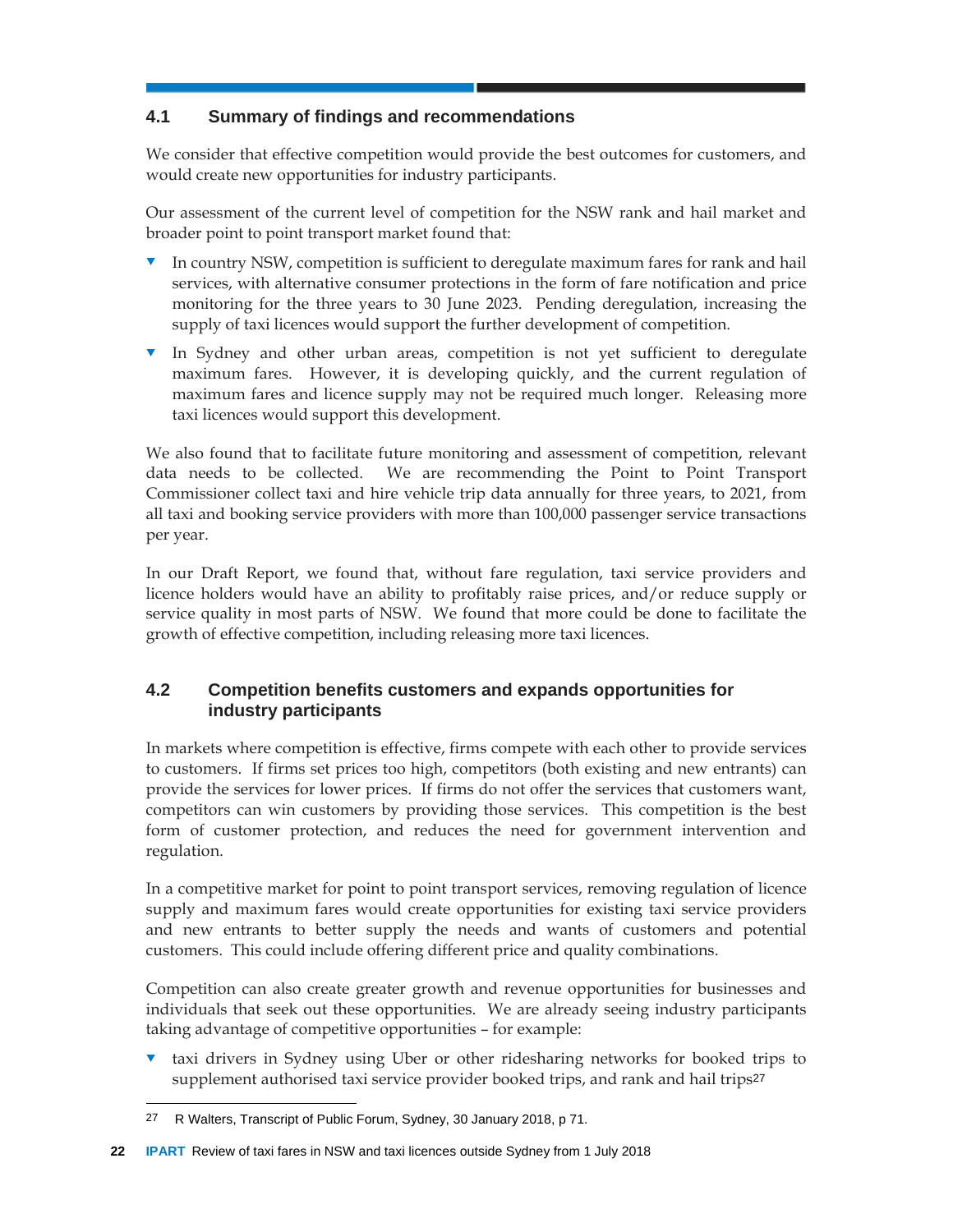## 4.1 Summary of findings and recommendations

We consider that effective competition would provide the best outcomes for customers, and would create new opportunities for industry participants.

Our assessment of the current level of competition for the NSW rank and hail market and broader point to point transport market found that:

- In country NSW, competition is sufficient to deregulate maximum fares for rank and hail services, with alternative consumer protections in the form of fare notification and price monitoring for the three years to 30 June 2023. Pending deregulation, increasing the supply of taxi licences would support the further development of competition.
- In Sydney and other urban areas, competition is not yet sufficient to deregulate maximum fares. However, it is developing quickly, and the current regulation of maximum fares and licence supply may not be required much longer. Releasing more taxi licences would support this development.

We also found that to facilitate future monitoring and assessment of competition, relevant data needs to be collected. We are recommending the Point to Point Transport Commissioner collect taxi and hire vehicle trip data annually for three years, to 2021, from all taxi and booking service providers with more than 100,000 passenger service transactions per year.

In our Draft Report, we found that, without fare regulation, taxi service providers and licence holders would have an ability to profitably raise prices, and/or reduce supply or service quality in most parts of NSW. We found that more could be done to facilitate the growth of effective competition, including releasing more taxi licences.

## 4.2 Competition benefits customers and expands opportunities for industry participants

In markets where competition is effective, firms compete with each other to provide services to customers. If firms set prices too high, competitors (both existing and new entrants) can provide the services for lower prices. If firms do not offer the services that customers want, competitors can win customers by providing those services. This competition is the best form of customer protection, and reduces the need for government intervention and regulation.

In a competitive market for point to point transport services, removing regulation of licence supply and maximum fares would create opportunities for existing taxi service providers and new entrants to better supply the needs and wants of customers and potential customers. This could include offering different price and quality combinations.

Competition can also create greater growth and revenue opportunities for businesses and individuals that seek out these opportunities. We are already seeing industry participants taking advantage of competitive opportunities – for example:

- taxi drivers in Sydney using Uber or other ridesharing networks for booked trips to supplement authorised taxi service provider booked trips, and rank and hail trips[27]

[27] R Walters, Transcript of Public Forum, Sydney, 30 January 2018, p 71.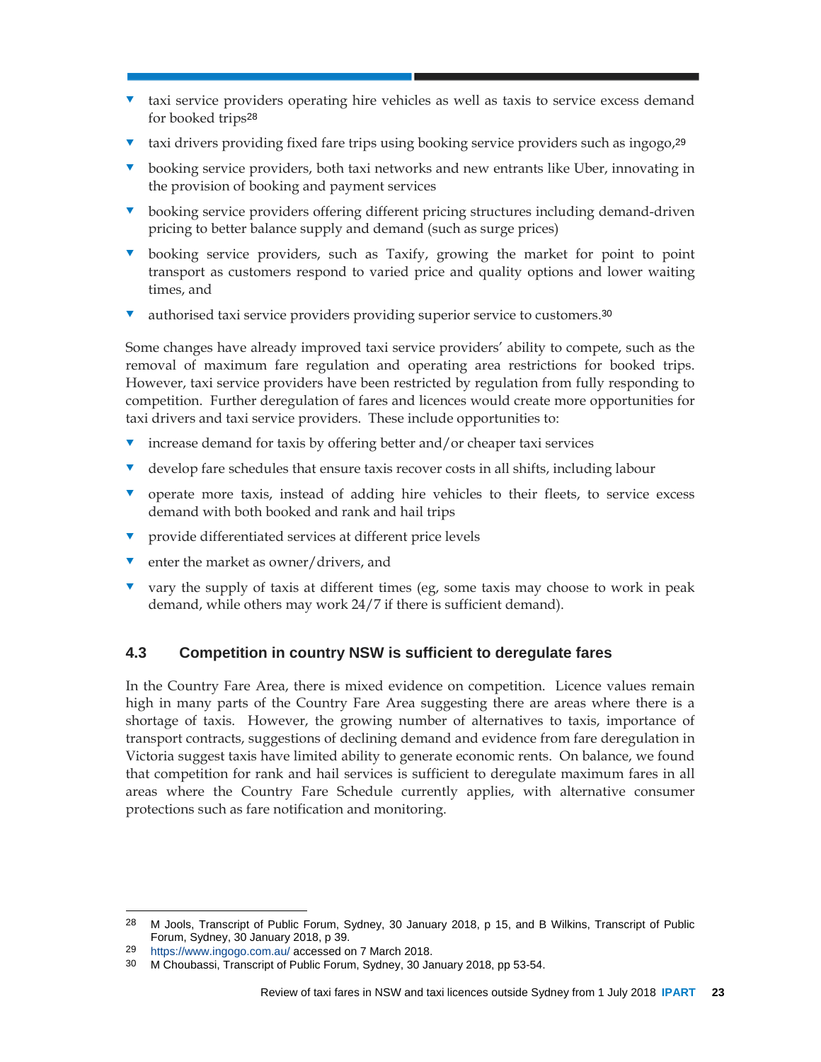- taxi service providers operating hire vehicles as well as taxis to service excess demand for booked trips[28]
- taxi drivers providing fixed fare trips using booking service providers such as ingogo,[29]
- booking service providers, both taxi networks and new entrants like Uber, innovating in the provision of booking and payment services
- booking service providers offering different pricing structures including demand-driven pricing to better balance supply and demand (such as surge prices)
- booking service providers, such as Taxify, growing the market for point to point transport as customers respond to varied price and quality options and lower waiting times, and
- authorised taxi service providers providing superior service to customers.[30]

Some changes have already improved taxi service providers' ability to compete, such as the removal of maximum fare regulation and operating area restrictions for booked trips. However, taxi service providers have been restricted by regulation from fully responding to competition. Further deregulation of fares and licences would create more opportunities for taxi drivers and taxi service providers. These include opportunities to:

- increase demand for taxis by offering better and/or cheaper taxi services
- develop fare schedules that ensure taxis recover costs in all shifts, including labour
- operate more taxis, instead of adding hire vehicles to their fleets, to service excess demand with both booked and rank and hail trips
- provide differentiated services at different price levels
- enter the market as owner/drivers, and
- vary the supply of taxis at different times (eg, some taxis may choose to work in peak demand, while others may work 24/7 if there is sufficient demand).

## 4.3 Competition in country NSW is sufficient to deregulate fares

In the Country Fare Area, there is mixed evidence on competition. Licence values remain high in many parts of the Country Fare Area suggesting there are areas where there is a shortage of taxis. However, the growing number of alternatives to taxis, importance of transport contracts, suggestions of declining demand and evidence from fare deregulation in Victoria suggest taxis have limited ability to generate economic rents. On balance, we found that competition for rank and hail services is sufficient to deregulate maximum fares in all areas where the Country Fare Schedule currently applies, with alternative consumer protections such as fare notification and monitoring.

---

28 M Jools, Transcript of Public Forum, Sydney, 30 January 2018, p 15, and B Wilkins, Transcript of Public Forum, Sydney, 30 January 2018, p 39.

29 https://www.ingogo.com.au/ accessed on 7 March 2018.

30 M Choubassi, Transcript of Public Forum, Sydney, 30 January 2018, pp 53-54.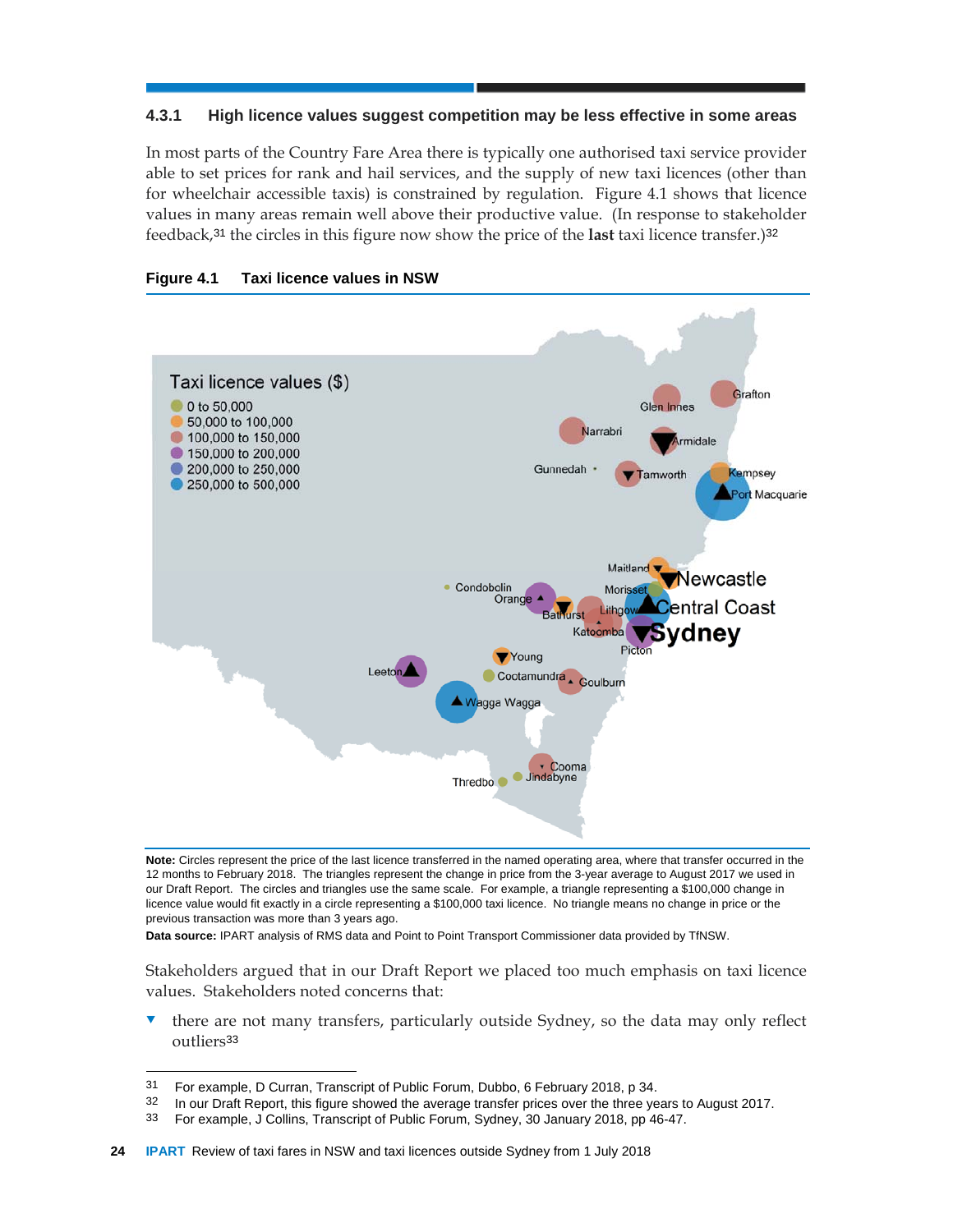### 4.3.1 High licence values suggest competition may be less effective in some areas

In most parts of the Country Fare Area there is typically one authorised taxi service provider able to set prices for rank and hail services, and the supply of new taxi licences (other than for wheelchair accessible taxis) is constrained by regulation. Figure 4.1 shows that licence values in many areas remain well above their productive value. (In response to stakeholder feedback,[31] the circles in this figure now show the price of the **last** taxi licence transfer.)[32]

**Figure 4.1 Taxi licence values in NSW**

**Note:** Circles represent the price of the last licence transferred in the named operating area, where that transfer occurred in the 12 months to February 2018. The triangles represent the change in price from the 3-year average to August 2017 we used in our Draft Report. The circles and triangles use the same scale. For example, a triangle representing a $100,000 change in licence value would fit exactly in a circle representing a $100,000 taxi licence. No triangle means no change in price or the previous transaction was more than 3 years ago.

**Data source:** IPART analysis of RMS data and Point to Point Transport Commissioner data provided by TfNSW.

Stakeholders argued that in our Draft Report we placed too much emphasis on taxi licence values. Stakeholders noted concerns that:

- there are not many transfers, particularly outside Sydney, so the data may only reflect outliers[33]

---

31 For example, D Curran, Transcript of Public Forum, Dubbo, 6 February 2018, p 34.

32 In our Draft Report, this figure showed the average transfer prices over the three years to August 2017.

33 For example, J Collins, Transcript of Public Forum, Sydney, 30 January 2018, pp 46-47.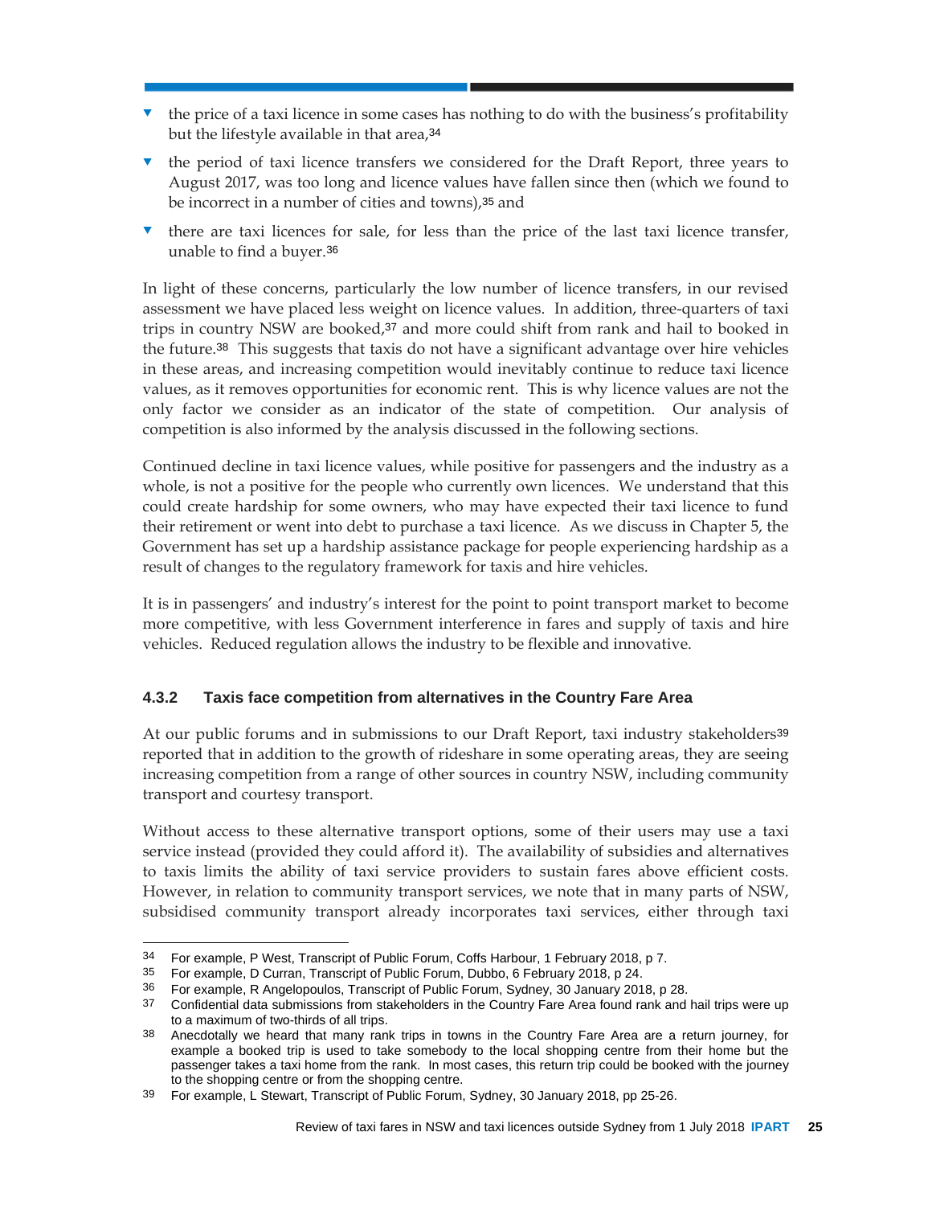- the price of a taxi licence in some cases has nothing to do with the business's profitability but the lifestyle available in that area,[34]
- the period of taxi licence transfers we considered for the Draft Report, three years to August 2017, was too long and licence values have fallen since then (which we found to be incorrect in a number of cities and towns),[35] and
- there are taxi licences for sale, for less than the price of the last taxi licence transfer, unable to find a buyer.[36]

In light of these concerns, particularly the low number of licence transfers, in our revised assessment we have placed less weight on licence values. In addition, three-quarters of taxi trips in country NSW are booked,[37] and more could shift from rank and hail to booked in the future.[38] This suggests that taxis do not have a significant advantage over hire vehicles in these areas, and increasing competition would inevitably continue to reduce taxi licence values, as it removes opportunities for economic rent. This is why licence values are not the only factor we consider as an indicator of the state of competition. Our analysis of competition is also informed by the analysis discussed in the following sections.

Continued decline in taxi licence values, while positive for passengers and the industry as a whole, is not a positive for the people who currently own licences. We understand that this could create hardship for some owners, who may have expected their taxi licence to fund their retirement or went into debt to purchase a taxi licence. As we discuss in Chapter 5, the Government has set up a hardship assistance package for people experiencing hardship as a result of changes to the regulatory framework for taxis and hire vehicles.

It is in passengers' and industry's interest for the point to point transport market to become more competitive, with less Government interference in fares and supply of taxis and hire vehicles. Reduced regulation allows the industry to be flexible and innovative.

### 4.3.2 Taxis face competition from alternatives in the Country Fare Area

At our public forums and in submissions to our Draft Report, taxi industry stakeholders[39] reported that in addition to the growth of rideshare in some operating areas, they are seeing increasing competition from a range of other sources in country NSW, including community transport and courtesy transport.

Without access to these alternative transport options, some of their users may use a taxi service instead (provided they could afford it). The availability of subsidies and alternatives to taxis limits the ability of taxi service providers to sustain fares above efficient costs. However, in relation to community transport services, we note that in many parts of NSW, subsidised community transport already incorporates taxi services, either through taxi

---

34 For example, P West, Transcript of Public Forum, Coffs Harbour, 1 February 2018, p 7.

35 For example, D Curran, Transcript of Public Forum, Dubbo, 6 February 2018, p 24.

36 For example, R Angelopoulos, Transcript of Public Forum, Sydney, 30 January 2018, p 28.

37 Confidential data submissions from stakeholders in the Country Fare Area found rank and hail trips were up to a maximum of two-thirds of all trips.

38 Anecdotally we heard that many rank trips in towns in the Country Fare Area are a return journey, for example a booked trip is used to take somebody to the local shopping centre from their home but the passenger takes a taxi home from the rank. In most cases, this return trip could be booked with the journey to the shopping centre or from the shopping centre.

39 For example, L Stewart, Transcript of Public Forum, Sydney, 30 January 2018, pp 25-26.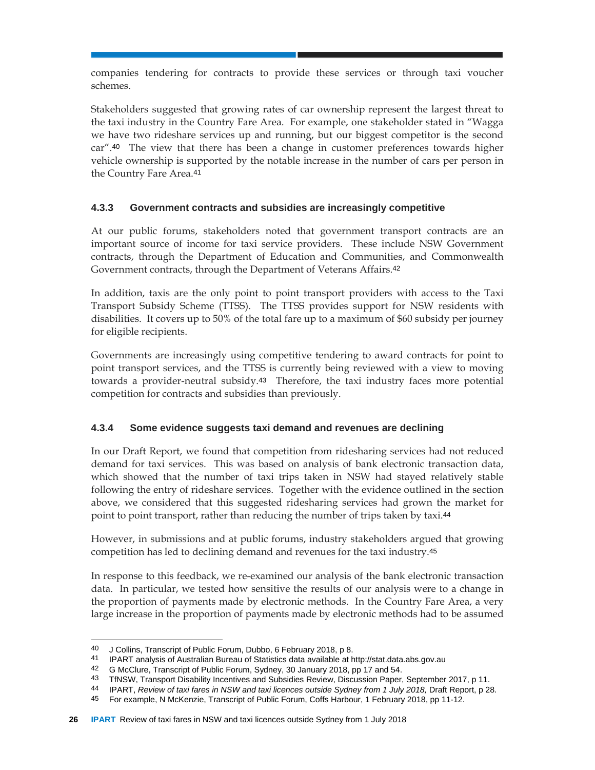companies tendering for contracts to provide these services or through taxi voucher schemes.

Stakeholders suggested that growing rates of car ownership represent the largest threat to the taxi industry in the Country Fare Area. For example, one stakeholder stated in "Wagga we have two rideshare services up and running, but our biggest competitor is the second car".[40] The view that there has been a change in customer preferences towards higher vehicle ownership is supported by the notable increase in the number of cars per person in the Country Fare Area.[41]

### 4.3.3 Government contracts and subsidies are increasingly competitive

At our public forums, stakeholders noted that government transport contracts are an important source of income for taxi service providers. These include NSW Government contracts, through the Department of Education and Communities, and Commonwealth Government contracts, through the Department of Veterans Affairs.[42]

In addition, taxis are the only point to point transport providers with access to the Taxi Transport Subsidy Scheme (TTSS). The TTSS provides support for NSW residents with disabilities. It covers up to 50% of the total fare up to a maximum of $60 subsidy per journey for eligible recipients.

Governments are increasingly using competitive tendering to award contracts for point to point transport services, and the TTSS is currently being reviewed with a view to moving towards a provider-neutral subsidy.[43] Therefore, the taxi industry faces more potential competition for contracts and subsidies than previously.

### 4.3.4 Some evidence suggests taxi demand and revenues are declining

In our Draft Report, we found that competition from ridesharing services had not reduced demand for taxi services. This was based on analysis of bank electronic transaction data, which showed that the number of taxi trips taken in NSW had stayed relatively stable following the entry of rideshare services. Together with the evidence outlined in the section above, we considered that this suggested ridesharing services had grown the market for point to point transport, rather than reducing the number of trips taken by taxi.[44]

However, in submissions and at public forums, industry stakeholders argued that growing competition has led to declining demand and revenues for the taxi industry.[45]

In response to this feedback, we re-examined our analysis of the bank electronic transaction data. In particular, we tested how sensitive the results of our analysis were to a change in the proportion of payments made by electronic methods. In the Country Fare Area, a very large increase in the proportion of payments made by electronic methods had to be assumed

---

40 J Collins, Transcript of Public Forum, Dubbo, 6 February 2018, p 8.

41 IPART analysis of Australian Bureau of Statistics data available at http://stat.data.abs.gov.au

42 G McClure, Transcript of Public Forum, Sydney, 30 January 2018, pp 17 and 54.

43 TfNSW, Transport Disability Incentives and Subsidies Review, Discussion Paper, September 2017, p 11.

44 IPART, *Review of taxi fares in NSW and taxi licences outside Sydney from 1 July 2018,* Draft Report, p 28.

45 For example, N McKenzie, Transcript of Public Forum, Coffs Harbour, 1 February 2018, pp 11-12.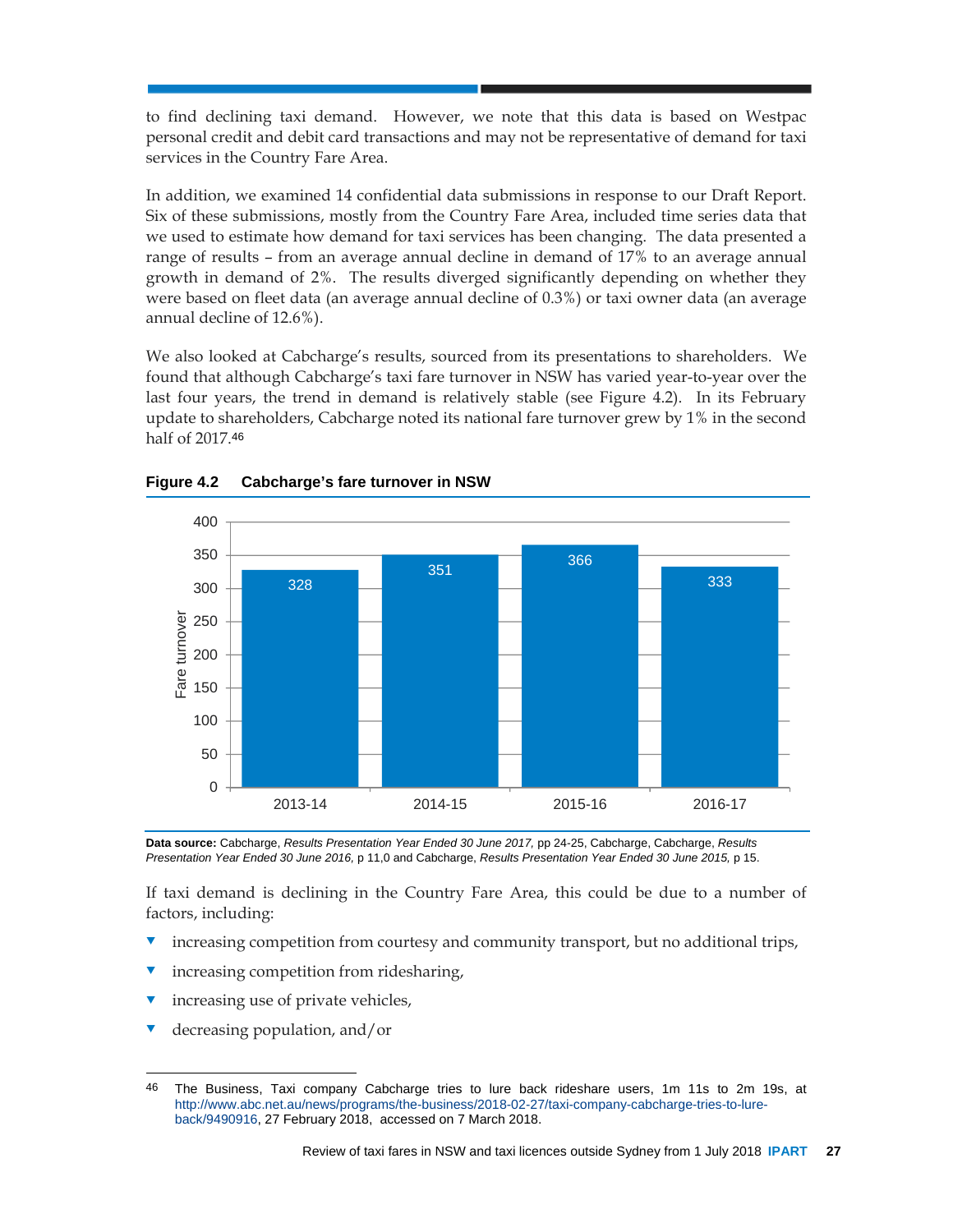to find declining taxi demand. However, we note that this data is based on Westpac personal credit and debit card transactions and may not be representative of demand for taxi services in the Country Fare Area.

In addition, we examined 14 confidential data submissions in response to our Draft Report. Six of these submissions, mostly from the Country Fare Area, included time series data that we used to estimate how demand for taxi services has been changing. The data presented a range of results – from an average annual decline in demand of 17% to an average annual growth in demand of 2%. The results diverged significantly depending on whether they were based on fleet data (an average annual decline of 0.3%) or taxi owner data (an average annual decline of 12.6%).

We also looked at Cabcharge's results, sourced from its presentations to shareholders. We found that although Cabcharge's taxi fare turnover in NSW has varied year-to-year over the last four years, the trend in demand is relatively stable (see Figure 4.2). In its February update to shareholders, Cabcharge noted its national fare turnover grew by 1% in the second half of 2017.[46]

**Figure 4.2 Cabcharge's fare turnover in NSW**

| | Fare turnover |
|---|---|
| 2013-14 | 328 |
| 2014-15 | 351 |
| 2015-16 | 366 |
| 2016-17 | 333 |

**Data source:** Cabcharge, *Results Presentation Year Ended 30 June 2017*, pp 24-25, Cabcharge, Cabcharge, *Results Presentation Year Ended 30 June 2016*, p 11,0 and Cabcharge, *Results Presentation Year Ended 30 June 2015*, p 15.

If taxi demand is declining in the Country Fare Area, this could be due to a number of factors, including:

- increasing competition from courtesy and community transport, but no additional trips,
- increasing competition from ridesharing,
- increasing use of private vehicles,
- decreasing population, and/or

---

[46] The Business, Taxi company Cabcharge tries to lure back rideshare users, 1m 11s to 2m 19s, at http://www.abc.net.au/news/programs/the-business/2018-02-27/taxi-company-cabcharge-tries-to-lure-back/9490916, 27 February 2018, accessed on 7 March 2018.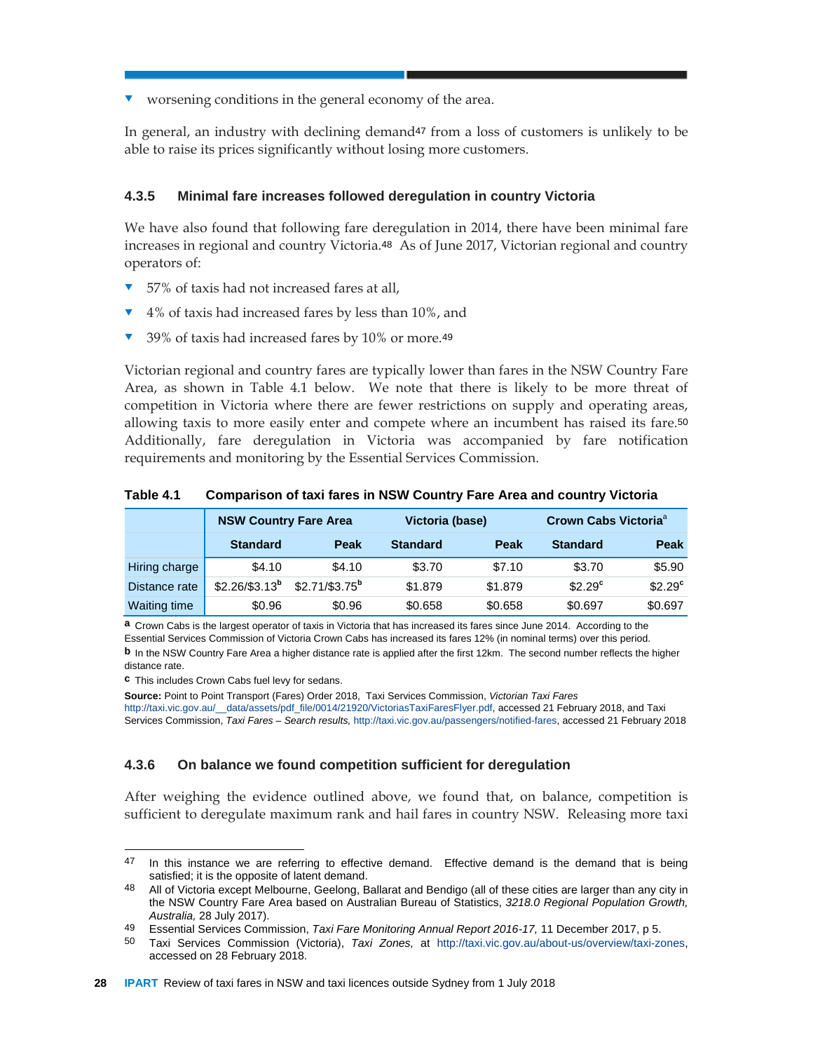- worsening conditions in the general economy of the area.

In general, an industry with declining demand[47] from a loss of customers is unlikely to be able to raise its prices significantly without losing more customers.

### 4.3.5 Minimal fare increases followed deregulation in country Victoria

We have also found that following fare deregulation in 2014, there have been minimal fare increases in regional and country Victoria.[48] As of June 2017, Victorian regional and country operators of:

- 57% of taxis had not increased fares at all,
- 4% of taxis had increased fares by less than 10%, and
- 39% of taxis had increased fares by 10% or more.[49]

Victorian regional and country fares are typically lower than fares in the NSW Country Fare Area, as shown in Table 4.1 below. We note that there is likely to be more threat of competition in Victoria where there are fewer restrictions on supply and operating areas, allowing taxis to more easily enter and compete where an incumbent has raised its fare.[50] Additionally, fare deregulation in Victoria was accompanied by fare notification requirements and monitoring by the Essential Services Commission.

**Table 4.1 Comparison of taxi fares in NSW Country Fare Area and country Victoria**

| | NSW Country Fare Area | | Victoria (base) | | Crown Cabs Victoria[a] | |
|---|---|---|---|---|---|---|
| | Standard | Peak | Standard | Peak | Standard | Peak |
| Hiring charge | $4.10 | $4.10 | $3.70 | $7.10 | $3.70 | $5.90 |
| Distance rate | $2.26/$3.13[b] | $2.71/$3.75[b] | $1.879 | $1.879 | $2.29[c] | $2.29[c] |
| Waiting time | $0.96 | $0.96 | $0.658 | $0.658 | $0.697 | $0.697 |

**a** Crown Cabs is the largest operator of taxis in Victoria that has increased its fares since June 2014. According to the Essential Services Commission of Victoria Crown Cabs has increased its fares 12% (in nominal terms) over this period.

**b** In the NSW Country Fare Area a higher distance rate is applied after the first 12km. The second number reflects the higher distance rate.

**c** This includes Crown Cabs fuel levy for sedans.

**Source:** Point to Point Transport (Fares) Order 2018, Taxi Services Commission, *Victorian Taxi Fares* http://taxi.vic.gov.au/__data/assets/pdf_file/0014/21920/VictoriasTaxiFaresFlyer.pdf, accessed 21 February 2018, and Taxi Services Commission, *Taxi Fares – Search results,* http://taxi.vic.gov.au/passengers/notified-fares, accessed 21 February 2018

### 4.3.6 On balance we found competition sufficient for deregulation

After weighing the evidence outlined above, we found that, on balance, competition is sufficient to deregulate maximum rank and hail fares in country NSW. Releasing more taxi

---

47 In this instance we are referring to effective demand. Effective demand is the demand that is being satisfied; it is the opposite of latent demand.

48 All of Victoria except Melbourne, Geelong, Ballarat and Bendigo (all of these cities are larger than any city in the NSW Country Fare Area based on Australian Bureau of Statistics, *3218.0 Regional Population Growth, Australia,* 28 July 2017).

49 Essential Services Commission, *Taxi Fare Monitoring Annual Report 2016-17,* 11 December 2017, p 5.

50 Taxi Services Commission (Victoria), *Taxi Zones,* at http://taxi.vic.gov.au/about-us/overview/taxi-zones, accessed on 28 February 2018.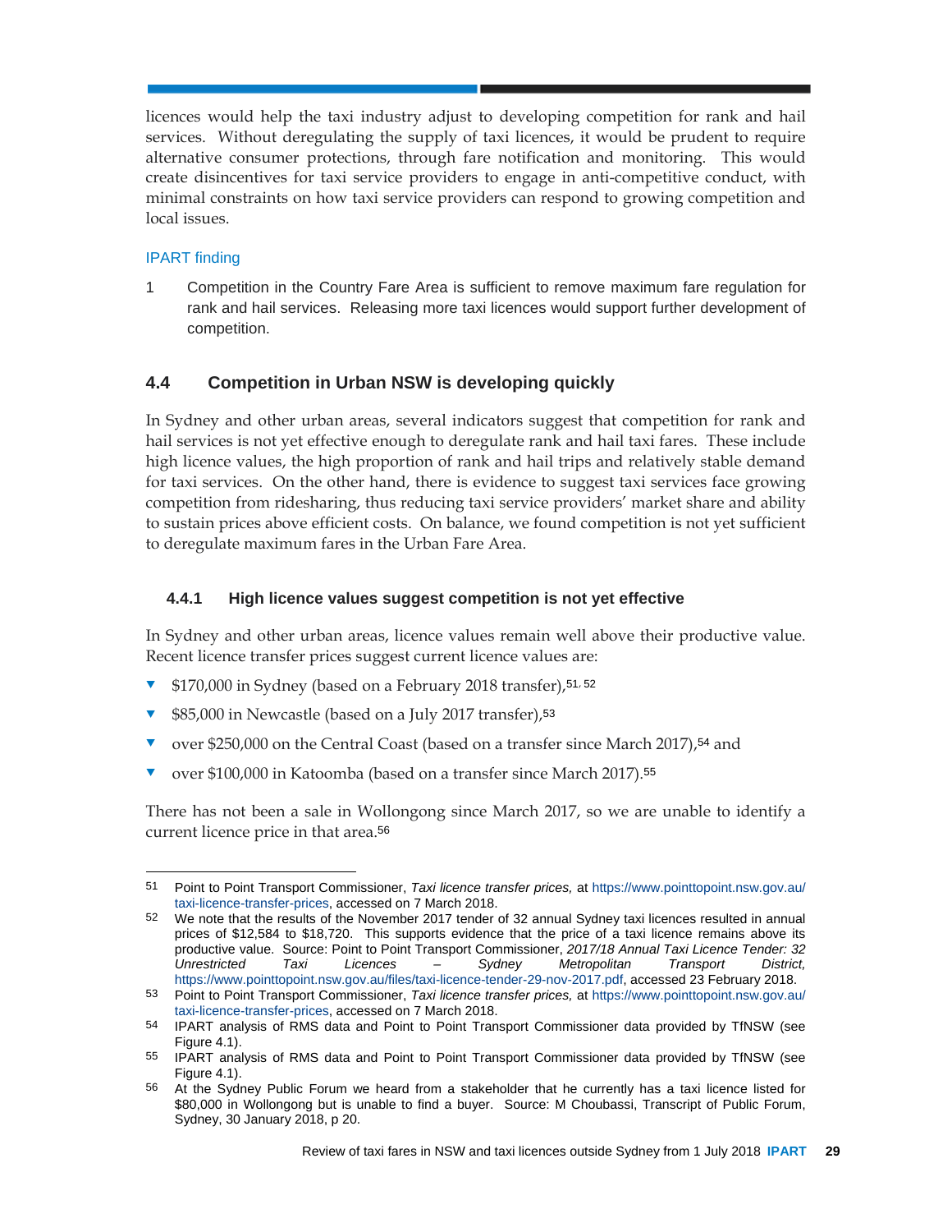licences would help the taxi industry adjust to developing competition for rank and hail services. Without deregulating the supply of taxi licences, it would be prudent to require alternative consumer protections, through fare notification and monitoring. This would create disincentives for taxi service providers to engage in anti-competitive conduct, with minimal constraints on how taxi service providers can respond to growing competition and local issues.

IPART finding

1 Competition in the Country Fare Area is sufficient to remove maximum fare regulation for rank and hail services. Releasing more taxi licences would support further development of competition.

## 4.4 Competition in Urban NSW is developing quickly

In Sydney and other urban areas, several indicators suggest that competition for rank and hail services is not yet effective enough to deregulate rank and hail taxi fares. These include high licence values, the high proportion of rank and hail trips and relatively stable demand for taxi services. On the other hand, there is evidence to suggest taxi services face growing competition from ridesharing, thus reducing taxi service providers' market share and ability to sustain prices above efficient costs. On balance, we found competition is not yet sufficient to deregulate maximum fares in the Urban Fare Area.

### 4.4.1 High licence values suggest competition is not yet effective

In Sydney and other urban areas, licence values remain well above their productive value. Recent licence transfer prices suggest current licence values are:

- $170,000 in Sydney (based on a February 2018 transfer),[51, 52]
- $85,000 in Newcastle (based on a July 2017 transfer),[53]
- over $250,000 on the Central Coast (based on a transfer since March 2017),[54] and
- over $100,000 in Katoomba (based on a transfer since March 2017).[55]

There has not been a sale in Wollongong since March 2017, so we are unable to identify a current licence price in that area.[56]

---

51 Point to Point Transport Commissioner, *Taxi licence transfer prices,* at https://www.pointtopoint.nsw.gov.au/taxi-licence-transfer-prices, accessed on 7 March 2018.

52 We note that the results of the November 2017 tender of 32 annual Sydney taxi licences resulted in annual prices of $12,584 to $18,720. This supports evidence that the price of a taxi licence remains above its productive value. Source: Point to Point Transport Commissioner, *2017/18 Annual Taxi Licence Tender: 32 Unrestricted Taxi Licences – Sydney Metropolitan Transport District,* https://www.pointtopoint.nsw.gov.au/files/taxi-licence-tender-29-nov-2017.pdf, accessed 23 February 2018.

53 Point to Point Transport Commissioner, *Taxi licence transfer prices,* at https://www.pointtopoint.nsw.gov.au/taxi-licence-transfer-prices, accessed on 7 March 2018.

54 IPART analysis of RMS data and Point to Point Transport Commissioner data provided by TfNSW (see Figure 4.1).

55 IPART analysis of RMS data and Point to Point Transport Commissioner data provided by TfNSW (see Figure 4.1).

56 At the Sydney Public Forum we heard from a stakeholder that he currently has a taxi licence listed for $80,000 in Wollongong but is unable to find a buyer. Source: M Choubassi, Transcript of Public Forum, Sydney, 30 January 2018, p 20.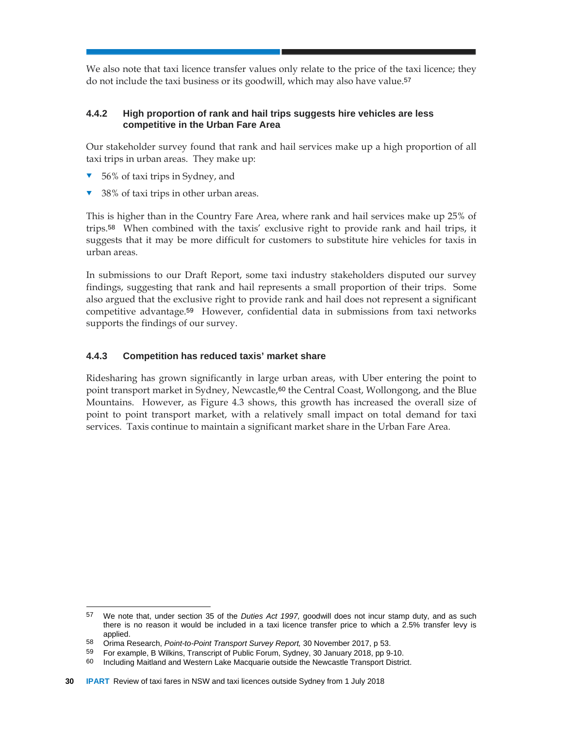We also note that taxi licence transfer values only relate to the price of the taxi licence; they do not include the taxi business or its goodwill, which may also have value.[57]

### 4.4.2 High proportion of rank and hail trips suggests hire vehicles are less competitive in the Urban Fare Area

Our stakeholder survey found that rank and hail services make up a high proportion of all taxi trips in urban areas. They make up:

- 56% of taxi trips in Sydney, and
- 38% of taxi trips in other urban areas.

This is higher than in the Country Fare Area, where rank and hail services make up 25% of trips.[58] When combined with the taxis' exclusive right to provide rank and hail trips, it suggests that it may be more difficult for customers to substitute hire vehicles for taxis in urban areas.

In submissions to our Draft Report, some taxi industry stakeholders disputed our survey findings, suggesting that rank and hail represents a small proportion of their trips. Some also argued that the exclusive right to provide rank and hail does not represent a significant competitive advantage.[59] However, confidential data in submissions from taxi networks supports the findings of our survey.

### 4.4.3 Competition has reduced taxis' market share

Ridesharing has grown significantly in large urban areas, with Uber entering the point to point transport market in Sydney, Newcastle,[60] the Central Coast, Wollongong, and the Blue Mountains. However, as Figure 4.3 shows, this growth has increased the overall size of point to point transport market, with a relatively small impact on total demand for taxi services. Taxis continue to maintain a significant market share in the Urban Fare Area.

---

57 We note that, under section 35 of the *Duties Act 1997*, goodwill does not incur stamp duty, and as such there is no reason it would be included in a taxi licence transfer price to which a 2.5% transfer levy is applied.

58 Orima Research, *Point-to-Point Transport Survey Report*, 30 November 2017, p 53.

59 For example, B Wilkins, Transcript of Public Forum, Sydney, 30 January 2018, pp 9-10.

60 Including Maitland and Western Lake Macquarie outside the Newcastle Transport District.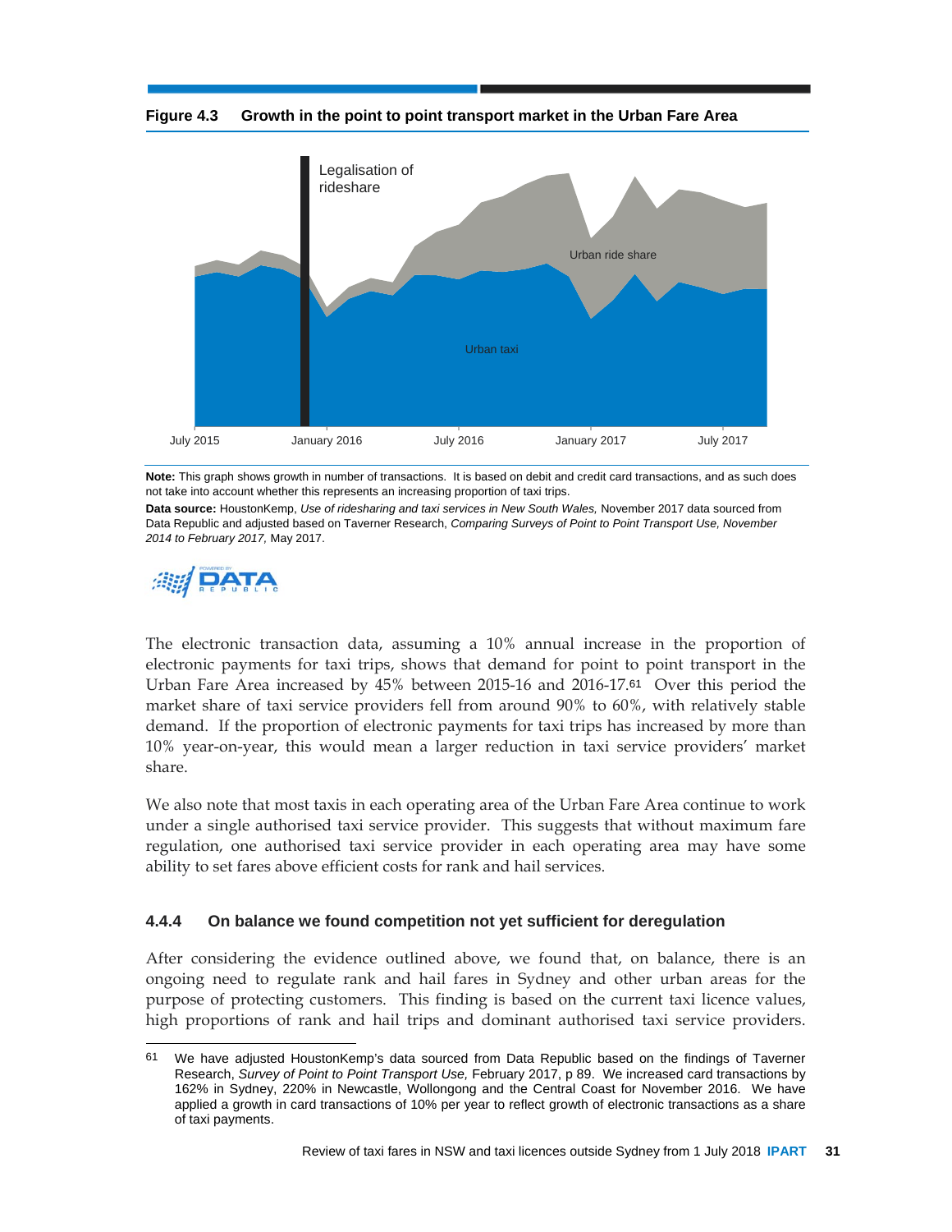**Figure 4.3 Growth in the point to point transport market in the Urban Fare Area**

**Note:** This graph shows growth in number of transactions. It is based on debit and credit card transactions, and as such does not take into account whether this represents an increasing proportion of taxi trips.

**Data source:** HoustonKemp, *Use of ridesharing and taxi services in New South Wales,* November 2017 data sourced from Data Republic and adjusted based on Taverner Research, *Comparing Surveys of Point to Point Transport Use, November 2014 to February 2017,* May 2017.

The electronic transaction data, assuming a 10% annual increase in the proportion of electronic payments for taxi trips, shows that demand for point to point transport in the Urban Fare Area increased by 45% between 2015-16 and 2016-17.[61] Over this period the market share of taxi service providers fell from around 90% to 60%, with relatively stable demand. If the proportion of electronic payments for taxi trips has increased by more than 10% year-on-year, this would mean a larger reduction in taxi service providers' market share.

We also note that most taxis in each operating area of the Urban Fare Area continue to work under a single authorised taxi service provider. This suggests that without maximum fare regulation, one authorised taxi service provider in each operating area may have some ability to set fares above efficient costs for rank and hail services.

### 4.4.4 On balance we found competition not yet sufficient for deregulation

After considering the evidence outlined above, we found that, on balance, there is an ongoing need to regulate rank and hail fares in Sydney and other urban areas for the purpose of protecting customers. This finding is based on the current taxi licence values, high proportions of rank and hail trips and dominant authorised taxi service providers.

[61] We have adjusted HoustonKemp's data sourced from Data Republic based on the findings of Taverner Research, *Survey of Point to Point Transport Use,* February 2017, p 89. We increased card transactions by 162% in Sydney, 220% in Newcastle, Wollongong and the Central Coast for November 2016. We have applied a growth in card transactions of 10% per year to reflect growth of electronic transactions as a share of taxi payments.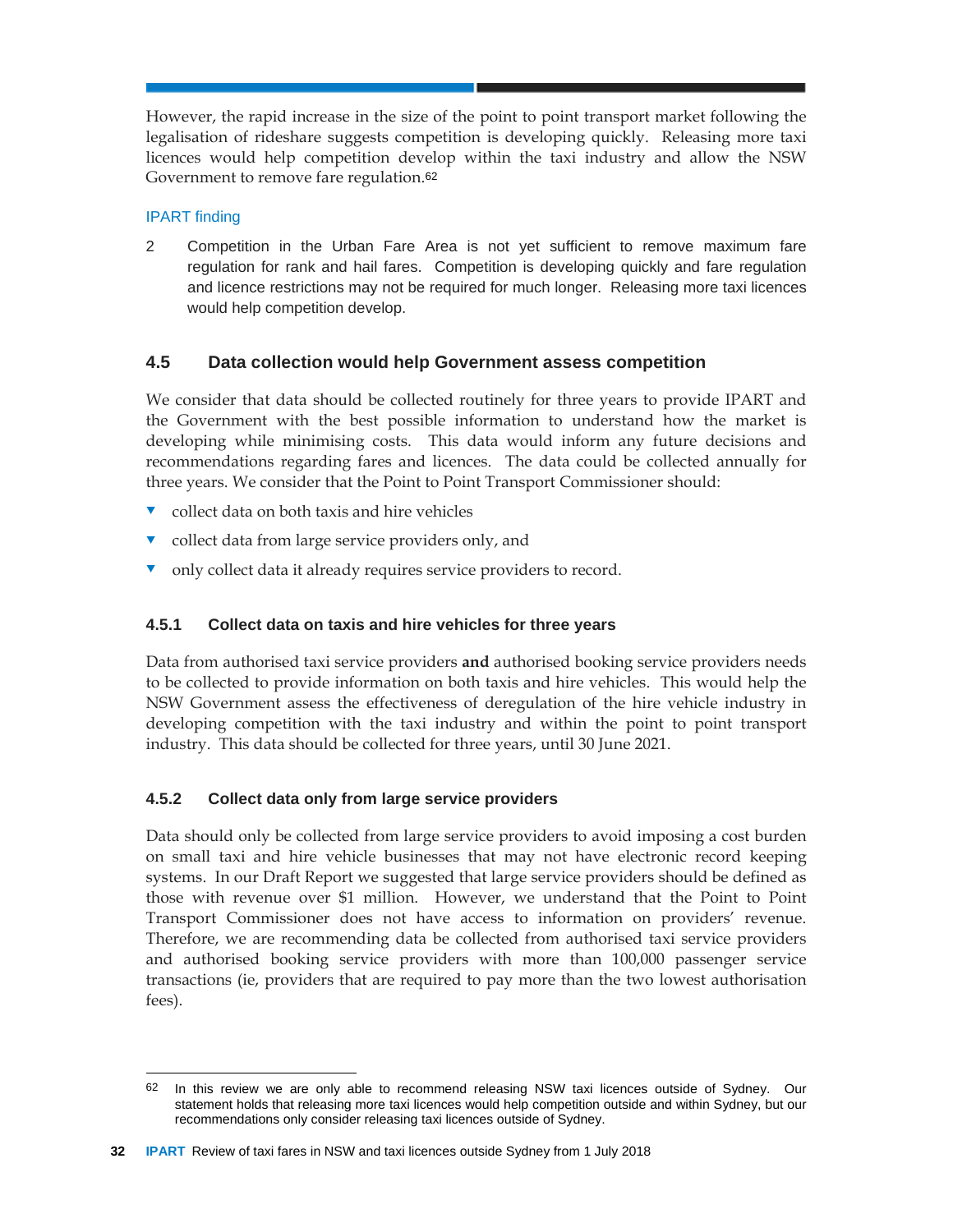However, the rapid increase in the size of the point to point transport market following the legalisation of rideshare suggests competition is developing quickly. Releasing more taxi licences would help competition develop within the taxi industry and allow the NSW Government to remove fare regulation.[62]

IPART finding

2 Competition in the Urban Fare Area is not yet sufficient to remove maximum fare regulation for rank and hail fares. Competition is developing quickly and fare regulation and licence restrictions may not be required for much longer. Releasing more taxi licences would help competition develop.

## 4.5 Data collection would help Government assess competition

We consider that data should be collected routinely for three years to provide IPART and the Government with the best possible information to understand how the market is developing while minimising costs. This data would inform any future decisions and recommendations regarding fares and licences. The data could be collected annually for three years. We consider that the Point to Point Transport Commissioner should:

- collect data on both taxis and hire vehicles
- collect data from large service providers only, and
- only collect data it already requires service providers to record.

### 4.5.1 Collect data on taxis and hire vehicles for three years

Data from authorised taxi service providers **and** authorised booking service providers needs to be collected to provide information on both taxis and hire vehicles. This would help the NSW Government assess the effectiveness of deregulation of the hire vehicle industry in developing competition with the taxi industry and within the point to point transport industry. This data should be collected for three years, until 30 June 2021.

### 4.5.2 Collect data only from large service providers

Data should only be collected from large service providers to avoid imposing a cost burden on small taxi and hire vehicle businesses that may not have electronic record keeping systems. In our Draft Report we suggested that large service providers should be defined as those with revenue over $1 million. However, we understand that the Point to Point Transport Commissioner does not have access to information on providers' revenue. Therefore, we are recommending data be collected from authorised taxi service providers and authorised booking service providers with more than 100,000 passenger service transactions (ie, providers that are required to pay more than the two lowest authorisation fees).

---

62 In this review we are only able to recommend releasing NSW taxi licences outside of Sydney. Our statement holds that releasing more taxi licences would help competition outside and within Sydney, but our recommendations only consider releasing taxi licences outside of Sydney.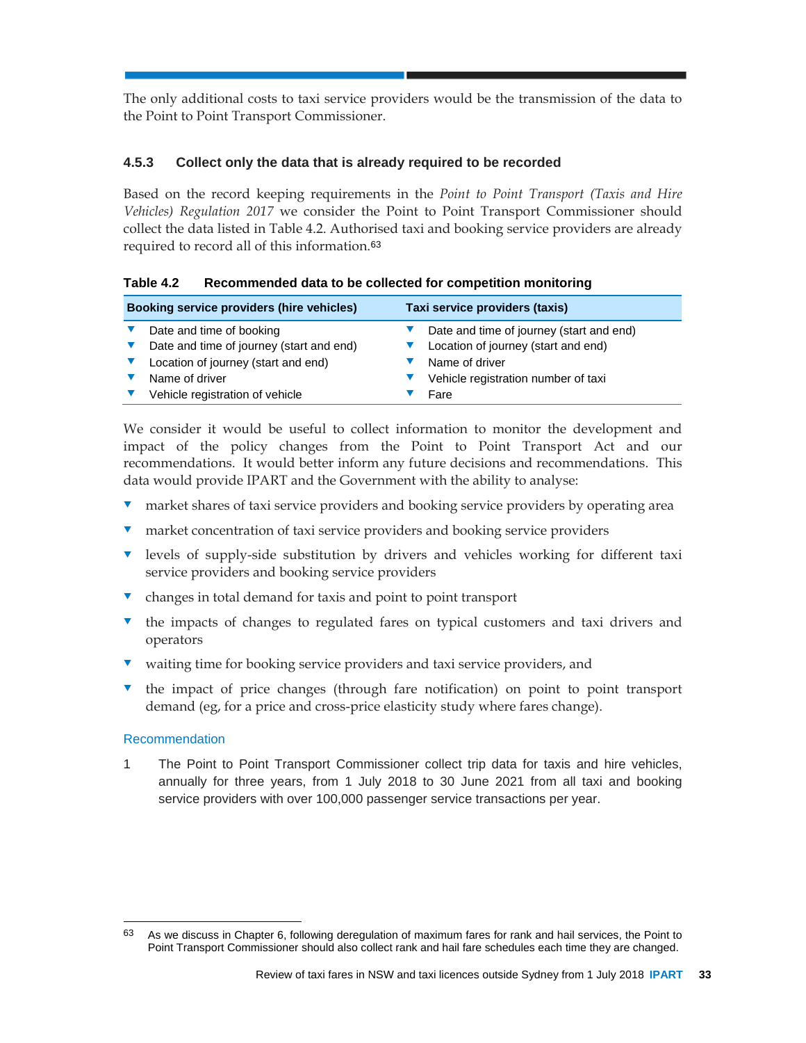The only additional costs to taxi service providers would be the transmission of the data to the Point to Point Transport Commissioner.

### 4.5.3 Collect only the data that is already required to be recorded

Based on the record keeping requirements in the *Point to Point Transport (Taxis and Hire Vehicles) Regulation 2017* we consider the Point to Point Transport Commissioner should collect the data listed in Table 4.2. Authorised taxi and booking service providers are already required to record all of this information.[63]

**Table 4.2 Recommended data to be collected for competition monitoring**

| Booking service providers (hire vehicles) | Taxi service providers (taxis) |
|---|---|
| ▼ Date and time of booking | ▼ Date and time of journey (start and end) |
| ▼ Date and time of journey (start and end) | ▼ Location of journey (start and end) |
| ▼ Location of journey (start and end) | ▼ Name of driver |
| ▼ Name of driver | ▼ Vehicle registration number of taxi |
| ▼ Vehicle registration of vehicle | ▼ Fare |

We consider it would be useful to collect information to monitor the development and impact of the policy changes from the Point to Point Transport Act and our recommendations. It would better inform any future decisions and recommendations. This data would provide IPART and the Government with the ability to analyse:

- market shares of taxi service providers and booking service providers by operating area
- market concentration of taxi service providers and booking service providers
- levels of supply-side substitution by drivers and vehicles working for different taxi service providers and booking service providers
- changes in total demand for taxis and point to point transport
- the impacts of changes to regulated fares on typical customers and taxi drivers and operators
- waiting time for booking service providers and taxi service providers, and
- the impact of price changes (through fare notification) on point to point transport demand (eg, for a price and cross-price elasticity study where fares change).

#### Recommendation

1 The Point to Point Transport Commissioner collect trip data for taxis and hire vehicles, annually for three years, from 1 July 2018 to 30 June 2021 from all taxi and booking service providers with over 100,000 passenger service transactions per year.

---

63 As we discuss in Chapter 6, following deregulation of maximum fares for rank and hail services, the Point to Point Transport Commissioner should also collect rank and hail fare schedules each time they are changed.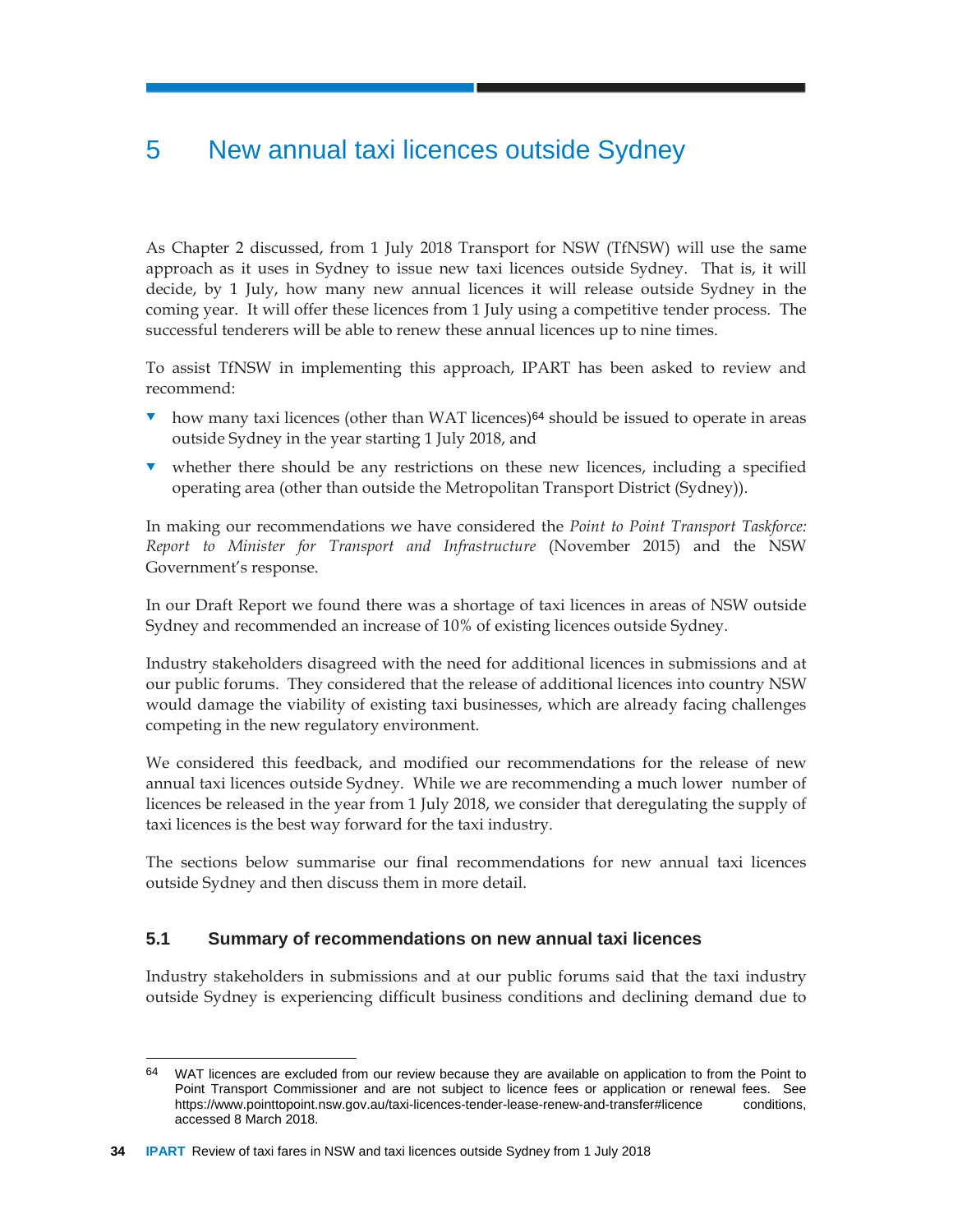# 5 New annual taxi licences outside Sydney

As Chapter 2 discussed, from 1 July 2018 Transport for NSW (TfNSW) will use the same approach as it uses in Sydney to issue new taxi licences outside Sydney. That is, it will decide, by 1 July, how many new annual licences it will release outside Sydney in the coming year. It will offer these licences from 1 July using a competitive tender process. The successful tenderers will be able to renew these annual licences up to nine times.

To assist TfNSW in implementing this approach, IPART has been asked to review and recommend:

- how many taxi licences (other than WAT licences)[64] should be issued to operate in areas outside Sydney in the year starting 1 July 2018, and
- whether there should be any restrictions on these new licences, including a specified operating area (other than outside the Metropolitan Transport District (Sydney)).

In making our recommendations we have considered the *Point to Point Transport Taskforce: Report to Minister for Transport and Infrastructure* (November 2015) and the NSW Government's response.

In our Draft Report we found there was a shortage of taxi licences in areas of NSW outside Sydney and recommended an increase of 10% of existing licences outside Sydney.

Industry stakeholders disagreed with the need for additional licences in submissions and at our public forums. They considered that the release of additional licences into country NSW would damage the viability of existing taxi businesses, which are already facing challenges competing in the new regulatory environment.

We considered this feedback, and modified our recommendations for the release of new annual taxi licences outside Sydney. While we are recommending a much lower number of licences be released in the year from 1 July 2018, we consider that deregulating the supply of taxi licences is the best way forward for the taxi industry.

The sections below summarise our final recommendations for new annual taxi licences outside Sydney and then discuss them in more detail.

## 5.1 Summary of recommendations on new annual taxi licences

Industry stakeholders in submissions and at our public forums said that the taxi industry outside Sydney is experiencing difficult business conditions and declining demand due to

---

64 WAT licences are excluded from our review because they are available on application to from the Point to Point Transport Commissioner and are not subject to licence fees or application or renewal fees. See https://www.pointtopoint.nsw.gov.au/taxi-licences-tender-lease-renew-and-transfer#licence conditions, accessed 8 March 2018.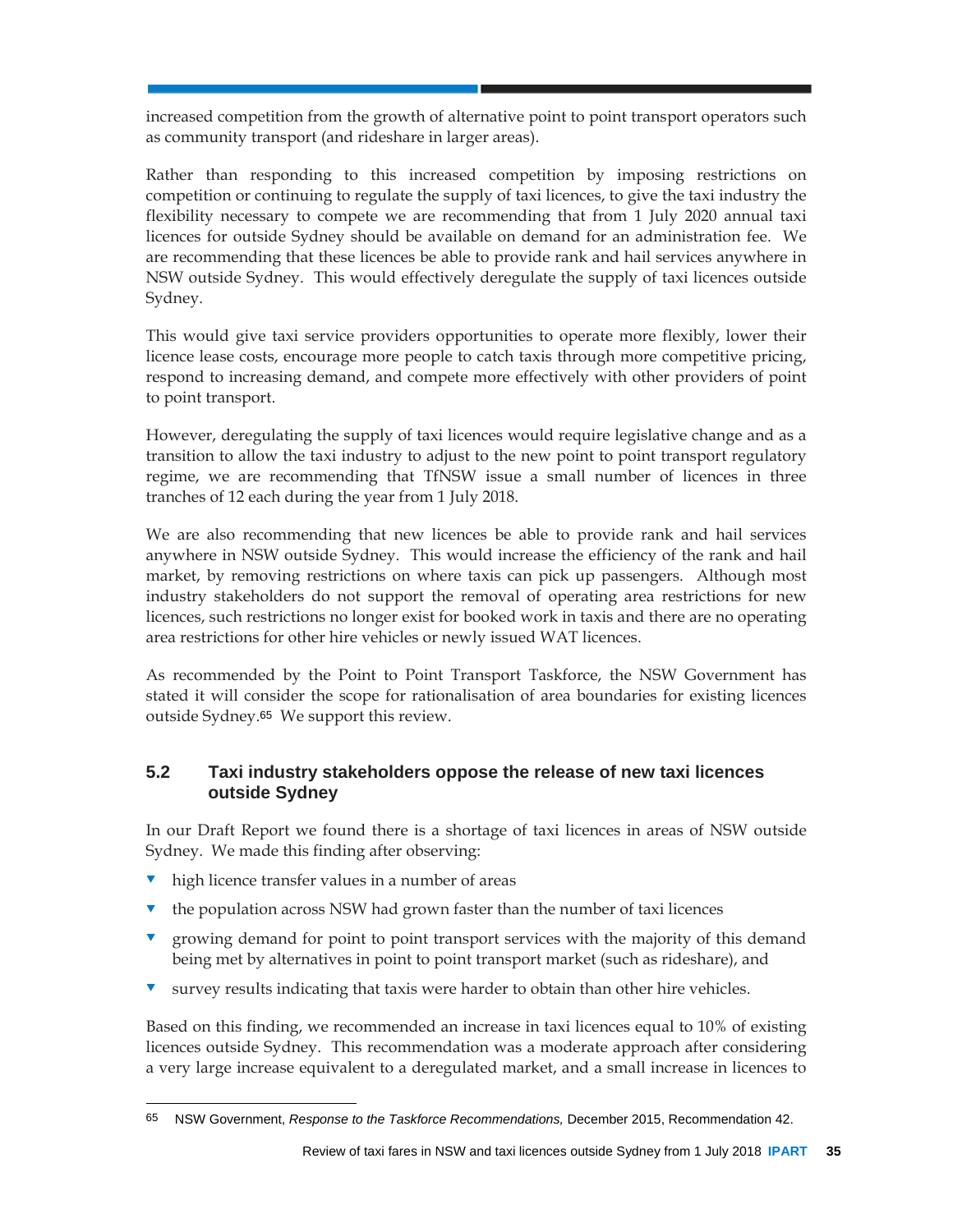increased competition from the growth of alternative point to point transport operators such as community transport (and rideshare in larger areas).

Rather than responding to this increased competition by imposing restrictions on competition or continuing to regulate the supply of taxi licences, to give the taxi industry the flexibility necessary to compete we are recommending that from 1 July 2020 annual taxi licences for outside Sydney should be available on demand for an administration fee. We are recommending that these licences be able to provide rank and hail services anywhere in NSW outside Sydney. This would effectively deregulate the supply of taxi licences outside Sydney.

This would give taxi service providers opportunities to operate more flexibly, lower their licence lease costs, encourage more people to catch taxis through more competitive pricing, respond to increasing demand, and compete more effectively with other providers of point to point transport.

However, deregulating the supply of taxi licences would require legislative change and as a transition to allow the taxi industry to adjust to the new point to point transport regulatory regime, we are recommending that TfNSW issue a small number of licences in three tranches of 12 each during the year from 1 July 2018.

We are also recommending that new licences be able to provide rank and hail services anywhere in NSW outside Sydney. This would increase the efficiency of the rank and hail market, by removing restrictions on where taxis can pick up passengers. Although most industry stakeholders do not support the removal of operating area restrictions for new licences, such restrictions no longer exist for booked work in taxis and there are no operating area restrictions for other hire vehicles or newly issued WAT licences.

As recommended by the Point to Point Transport Taskforce, the NSW Government has stated it will consider the scope for rationalisation of area boundaries for existing licences outside Sydney.[65] We support this review.

## 5.2 Taxi industry stakeholders oppose the release of new taxi licences outside Sydney

In our Draft Report we found there is a shortage of taxi licences in areas of NSW outside Sydney. We made this finding after observing:

- high licence transfer values in a number of areas
- the population across NSW had grown faster than the number of taxi licences
- growing demand for point to point transport services with the majority of this demand being met by alternatives in point to point transport market (such as rideshare), and
- survey results indicating that taxis were harder to obtain than other hire vehicles.

Based on this finding, we recommended an increase in taxi licences equal to 10% of existing licences outside Sydney. This recommendation was a moderate approach after considering a very large increase equivalent to a deregulated market, and a small increase in licences to

65 NSW Government, *Response to the Taskforce Recommendations,* December 2015, Recommendation 42.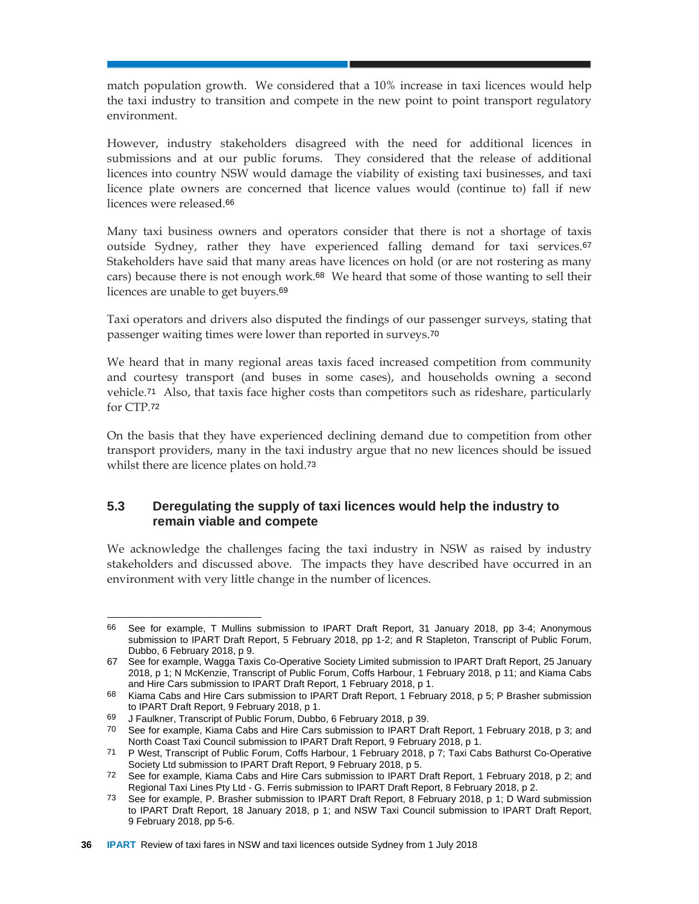match population growth. We considered that a 10% increase in taxi licences would help the taxi industry to transition and compete in the new point to point transport regulatory environment.

However, industry stakeholders disagreed with the need for additional licences in submissions and at our public forums. They considered that the release of additional licences into country NSW would damage the viability of existing taxi businesses, and taxi licence plate owners are concerned that licence values would (continue to) fall if new licences were released.[66]

Many taxi business owners and operators consider that there is not a shortage of taxis outside Sydney, rather they have experienced falling demand for taxi services.[67] Stakeholders have said that many areas have licences on hold (or are not rostering as many cars) because there is not enough work.[68] We heard that some of those wanting to sell their licences are unable to get buyers.[69]

Taxi operators and drivers also disputed the findings of our passenger surveys, stating that passenger waiting times were lower than reported in surveys.[70]

We heard that in many regional areas taxis faced increased competition from community and courtesy transport (and buses in some cases), and households owning a second vehicle.[71] Also, that taxis face higher costs than competitors such as rideshare, particularly for CTP.[72]

On the basis that they have experienced declining demand due to competition from other transport providers, many in the taxi industry argue that no new licences should be issued whilst there are licence plates on hold.[73]

### 5.3 Deregulating the supply of taxi licences would help the industry to remain viable and compete

We acknowledge the challenges facing the taxi industry in NSW as raised by industry stakeholders and discussed above. The impacts they have described have occurred in an environment with very little change in the number of licences.

---

66 See for example, T Mullins submission to IPART Draft Report, 31 January 2018, pp 3-4; Anonymous submission to IPART Draft Report, 5 February 2018, pp 1-2; and R Stapleton, Transcript of Public Forum, Dubbo, 6 February 2018, p 9.

67 See for example, Wagga Taxis Co-Operative Society Limited submission to IPART Draft Report, 25 January 2018, p 1; N McKenzie, Transcript of Public Forum, Coffs Harbour, 1 February 2018, p 11; and Kiama Cabs and Hire Cars submission to IPART Draft Report, 1 February 2018, p 1.

68 Kiama Cabs and Hire Cars submission to IPART Draft Report, 1 February 2018, p 5; P Brasher submission to IPART Draft Report, 9 February 2018, p 1.

69 J Faulkner, Transcript of Public Forum, Dubbo, 6 February 2018, p 39.

70 See for example, Kiama Cabs and Hire Cars submission to IPART Draft Report, 1 February 2018, p 3; and North Coast Taxi Council submission to IPART Draft Report, 9 February 2018, p 1.

71 P West, Transcript of Public Forum, Coffs Harbour, 1 February 2018, p 7; Taxi Cabs Bathurst Co-Operative Society Ltd submission to IPART Draft Report, 9 February 2018, p 5.

72 See for example, Kiama Cabs and Hire Cars submission to IPART Draft Report, 1 February 2018, p 2; and Regional Taxi Lines Pty Ltd - G. Ferris submission to IPART Draft Report, 8 February 2018, p 2.

73 See for example, P. Brasher submission to IPART Draft Report, 8 February 2018, p 1; D Ward submission to IPART Draft Report, 18 January 2018, p 1; and NSW Taxi Council submission to IPART Draft Report, 9 February 2018, pp 5-6.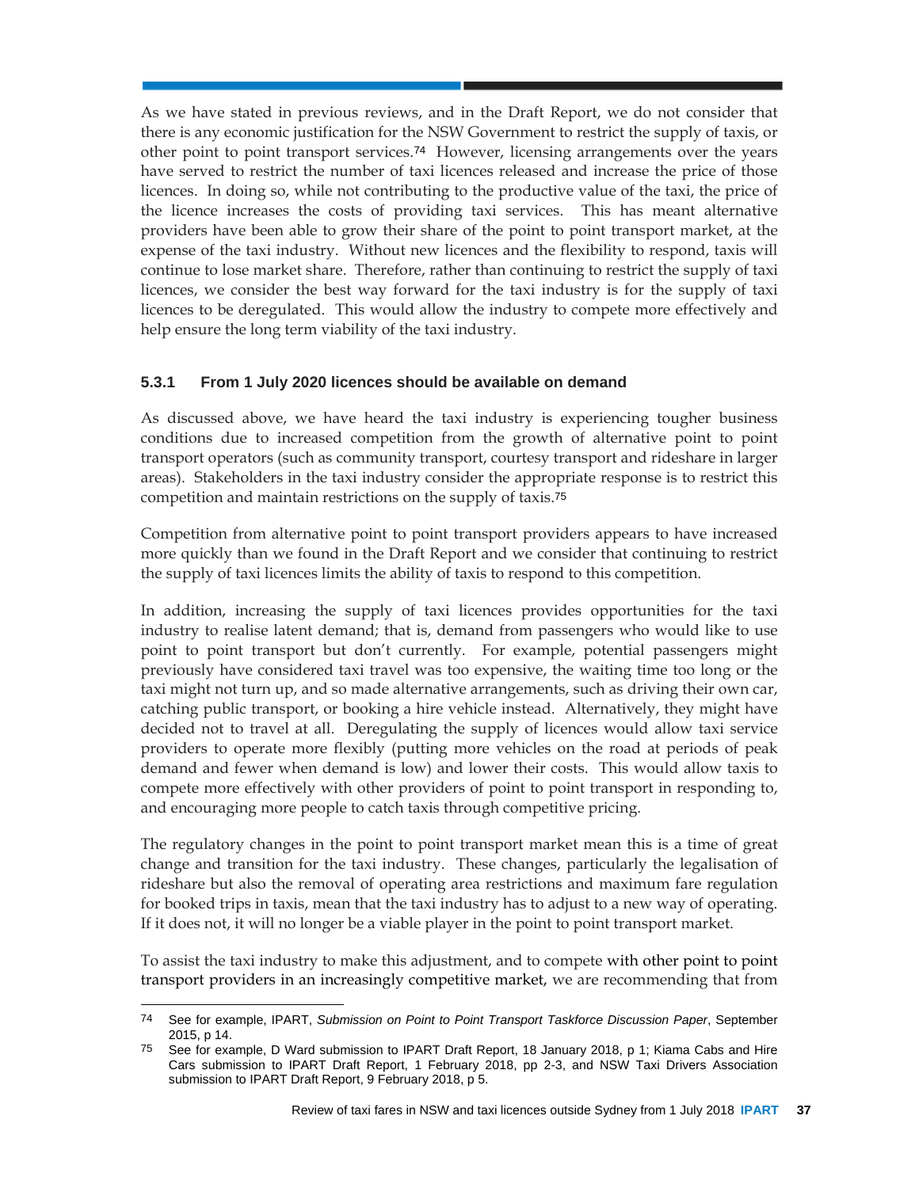As we have stated in previous reviews, and in the Draft Report, we do not consider that there is any economic justification for the NSW Government to restrict the supply of taxis, or other point to point transport services.[74] However, licensing arrangements over the years have served to restrict the number of taxi licences released and increase the price of those licences. In doing so, while not contributing to the productive value of the taxi, the price of the licence increases the costs of providing taxi services. This has meant alternative providers have been able to grow their share of the point to point transport market, at the expense of the taxi industry. Without new licences and the flexibility to respond, taxis will continue to lose market share. Therefore, rather than continuing to restrict the supply of taxi licences, we consider the best way forward for the taxi industry is for the supply of taxi licences to be deregulated. This would allow the industry to compete more effectively and help ensure the long term viability of the taxi industry.

### 5.3.1 From 1 July 2020 licences should be available on demand

As discussed above, we have heard the taxi industry is experiencing tougher business conditions due to increased competition from the growth of alternative point to point transport operators (such as community transport, courtesy transport and rideshare in larger areas). Stakeholders in the taxi industry consider the appropriate response is to restrict this competition and maintain restrictions on the supply of taxis.[75]

Competition from alternative point to point transport providers appears to have increased more quickly than we found in the Draft Report and we consider that continuing to restrict the supply of taxi licences limits the ability of taxis to respond to this competition.

In addition, increasing the supply of taxi licences provides opportunities for the taxi industry to realise latent demand; that is, demand from passengers who would like to use point to point transport but don't currently. For example, potential passengers might previously have considered taxi travel was too expensive, the waiting time too long or the taxi might not turn up, and so made alternative arrangements, such as driving their own car, catching public transport, or booking a hire vehicle instead. Alternatively, they might have decided not to travel at all. Deregulating the supply of licences would allow taxi service providers to operate more flexibly (putting more vehicles on the road at periods of peak demand and fewer when demand is low) and lower their costs. This would allow taxis to compete more effectively with other providers of point to point transport in responding to, and encouraging more people to catch taxis through competitive pricing.

The regulatory changes in the point to point transport market mean this is a time of great change and transition for the taxi industry. These changes, particularly the legalisation of rideshare but also the removal of operating area restrictions and maximum fare regulation for booked trips in taxis, mean that the taxi industry has to adjust to a new way of operating. If it does not, it will no longer be a viable player in the point to point transport market.

To assist the taxi industry to make this adjustment, and to compete with other point to point transport providers in an increasingly competitive market, we are recommending that from

---

[74] See for example, IPART, *Submission on Point to Point Transport Taskforce Discussion Paper*, September 2015, p 14.

[75] See for example, D Ward submission to IPART Draft Report, 18 January 2018, p 1; Kiama Cabs and Hire Cars submission to IPART Draft Report, 1 February 2018, pp 2-3, and NSW Taxi Drivers Association submission to IPART Draft Report, 9 February 2018, p 5.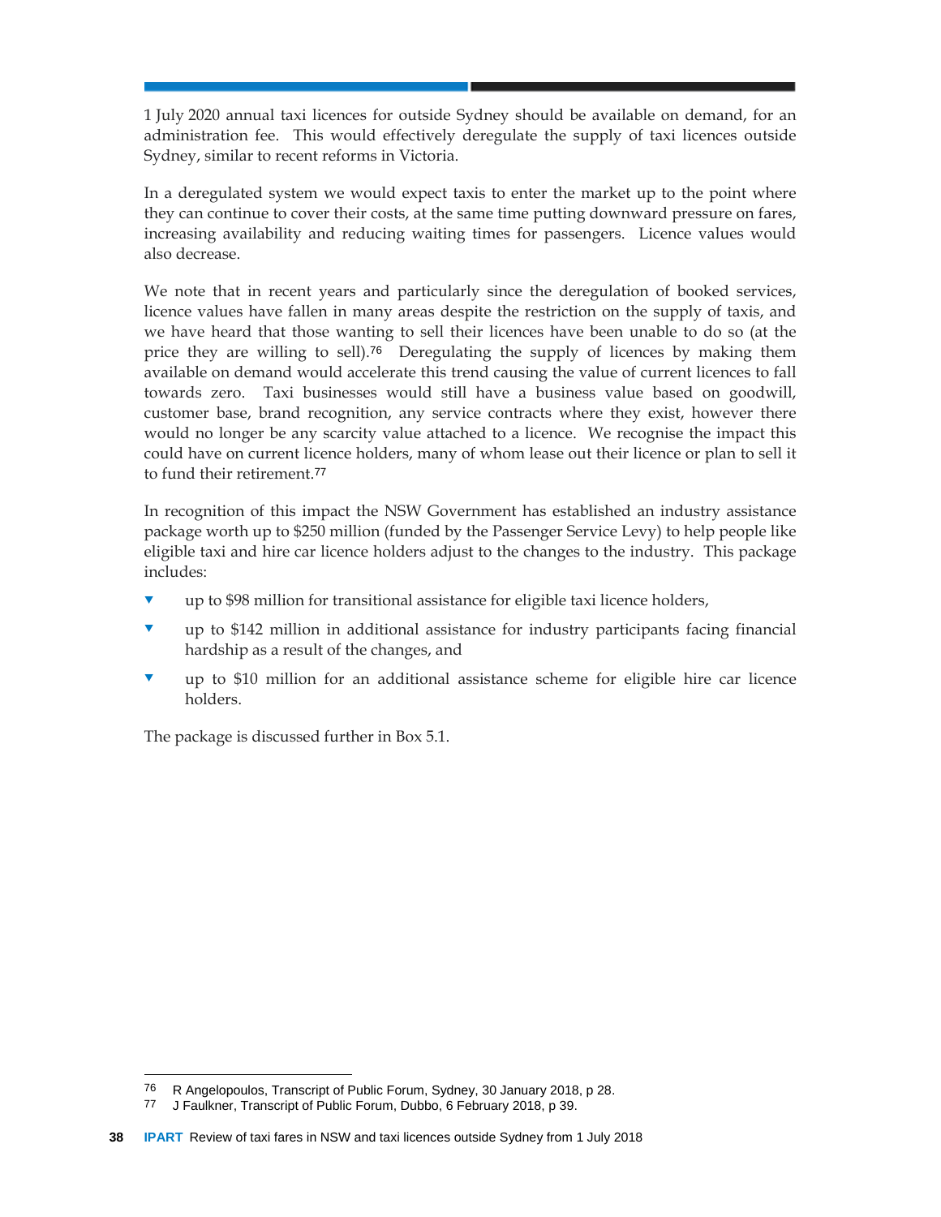1 July 2020 annual taxi licences for outside Sydney should be available on demand, for an administration fee. This would effectively deregulate the supply of taxi licences outside Sydney, similar to recent reforms in Victoria.

In a deregulated system we would expect taxis to enter the market up to the point where they can continue to cover their costs, at the same time putting downward pressure on fares, increasing availability and reducing waiting times for passengers. Licence values would also decrease.

We note that in recent years and particularly since the deregulation of booked services, licence values have fallen in many areas despite the restriction on the supply of taxis, and we have heard that those wanting to sell their licences have been unable to do so (at the price they are willing to sell).[76] Deregulating the supply of licences by making them available on demand would accelerate this trend causing the value of current licences to fall towards zero. Taxi businesses would still have a business value based on goodwill, customer base, brand recognition, any service contracts where they exist, however there would no longer be any scarcity value attached to a licence. We recognise the impact this could have on current licence holders, many of whom lease out their licence or plan to sell it to fund their retirement.[77]

In recognition of this impact the NSW Government has established an industry assistance package worth up to $250 million (funded by the Passenger Service Levy) to help people like eligible taxi and hire car licence holders adjust to the changes to the industry. This package includes:

- up to $98 million for transitional assistance for eligible taxi licence holders,
- up to $142 million in additional assistance for industry participants facing financial hardship as a result of the changes, and
- up to $10 million for an additional assistance scheme for eligible hire car licence holders.

The package is discussed further in Box 5.1.

---

[76] R Angelopoulos, Transcript of Public Forum, Sydney, 30 January 2018, p 28.

[77] J Faulkner, Transcript of Public Forum, Dubbo, 6 February 2018, p 39.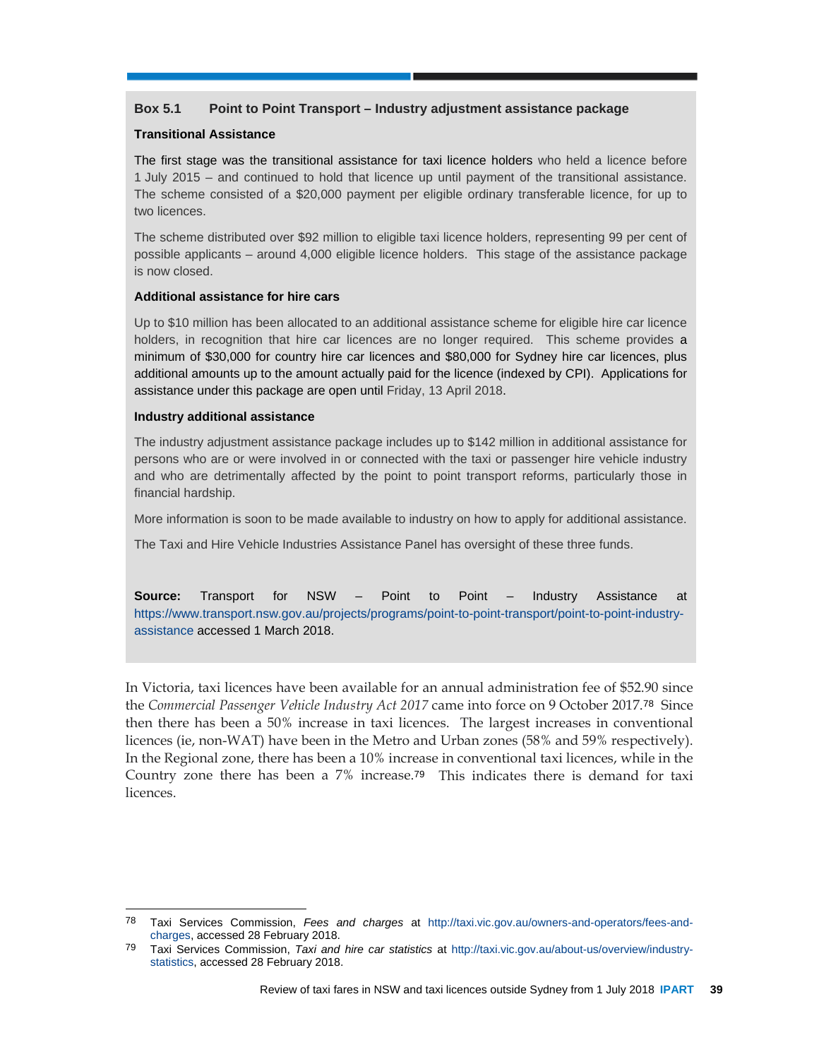**Box 5.1 Point to Point Transport – Industry adjustment assistance package**

**Transitional Assistance**

The first stage was the transitional assistance for taxi licence holders who held a licence before 1 July 2015 – and continued to hold that licence up until payment of the transitional assistance. The scheme consisted of a $20,000 payment per eligible ordinary transferable licence, for up to two licences.

The scheme distributed over $92 million to eligible taxi licence holders, representing 99 per cent of possible applicants – around 4,000 eligible licence holders. This stage of the assistance package is now closed.

**Additional assistance for hire cars**

Up to $10 million has been allocated to an additional assistance scheme for eligible hire car licence holders, in recognition that hire car licences are no longer required. This scheme provides a minimum of $30,000 for country hire car licences and $80,000 for Sydney hire car licences, plus additional amounts up to the amount actually paid for the licence (indexed by CPI). Applications for assistance under this package are open until Friday, 13 April 2018.

**Industry additional assistance**

The industry adjustment assistance package includes up to $142 million in additional assistance for persons who are or were involved in or connected with the taxi or passenger hire vehicle industry and who are detrimentally affected by the point to point transport reforms, particularly those in financial hardship.

More information is soon to be made available to industry on how to apply for additional assistance.

The Taxi and Hire Vehicle Industries Assistance Panel has oversight of these three funds.

**Source:** Transport for NSW – Point to Point – Industry Assistance at https://www.transport.nsw.gov.au/projects/programs/point-to-point-transport/point-to-point-industry-assistance accessed 1 March 2018.

In Victoria, taxi licences have been available for an annual administration fee of $52.90 since the *Commercial Passenger Vehicle Industry Act 2017* came into force on 9 October 2017.[78] Since then there has been a 50% increase in taxi licences. The largest increases in conventional licences (ie, non-WAT) have been in the Metro and Urban zones (58% and 59% respectively). In the Regional zone, there has been a 10% increase in conventional taxi licences, while in the Country zone there has been a 7% increase.[79] This indicates there is demand for taxi licences.

---

78 Taxi Services Commission, *Fees and charges* at http://taxi.vic.gov.au/owners-and-operators/fees-and-charges, accessed 28 February 2018.

79 Taxi Services Commission, *Taxi and hire car statistics* at http://taxi.vic.gov.au/about-us/overview/industry-statistics, accessed 28 February 2018.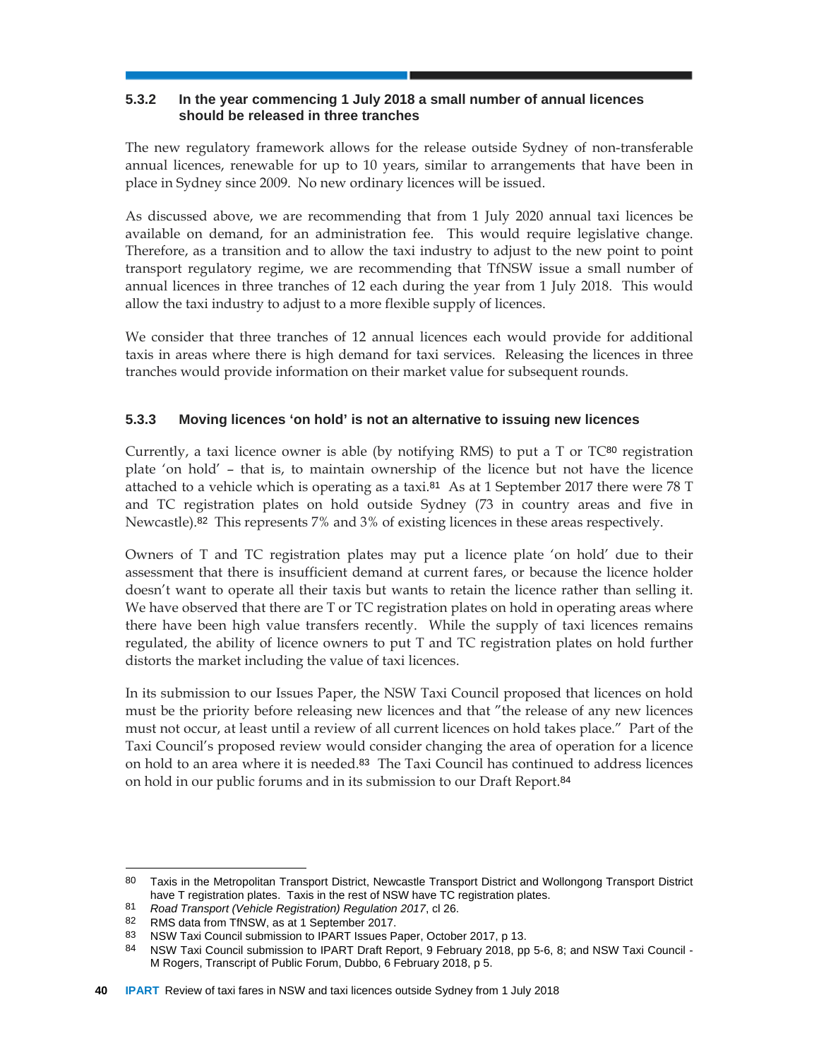### 5.3.2 In the year commencing 1 July 2018 a small number of annual licences should be released in three tranches

The new regulatory framework allows for the release outside Sydney of non-transferable annual licences, renewable for up to 10 years, similar to arrangements that have been in place in Sydney since 2009. No new ordinary licences will be issued.

As discussed above, we are recommending that from 1 July 2020 annual taxi licences be available on demand, for an administration fee. This would require legislative change. Therefore, as a transition and to allow the taxi industry to adjust to the new point to point transport regulatory regime, we are recommending that TfNSW issue a small number of annual licences in three tranches of 12 each during the year from 1 July 2018. This would allow the taxi industry to adjust to a more flexible supply of licences.

We consider that three tranches of 12 annual licences each would provide for additional taxis in areas where there is high demand for taxi services. Releasing the licences in three tranches would provide information on their market value for subsequent rounds.

### 5.3.3 Moving licences 'on hold' is not an alternative to issuing new licences

Currently, a taxi licence owner is able (by notifying RMS) to put a T or TC[80] registration plate 'on hold' – that is, to maintain ownership of the licence but not have the licence attached to a vehicle which is operating as a taxi.[81] As at 1 September 2017 there were 78 T and TC registration plates on hold outside Sydney (73 in country areas and five in Newcastle).[82] This represents 7% and 3% of existing licences in these areas respectively.

Owners of T and TC registration plates may put a licence plate 'on hold' due to their assessment that there is insufficient demand at current fares, or because the licence holder doesn't want to operate all their taxis but wants to retain the licence rather than selling it. We have observed that there are T or TC registration plates on hold in operating areas where there have been high value transfers recently. While the supply of taxi licences remains regulated, the ability of licence owners to put T and TC registration plates on hold further distorts the market including the value of taxi licences.

In its submission to our Issues Paper, the NSW Taxi Council proposed that licences on hold must be the priority before releasing new licences and that "the release of any new licences must not occur, at least until a review of all current licences on hold takes place." Part of the Taxi Council's proposed review would consider changing the area of operation for a licence on hold to an area where it is needed.[83] The Taxi Council has continued to address licences on hold in our public forums and in its submission to our Draft Report.[84]

---

80 Taxis in the Metropolitan Transport District, Newcastle Transport District and Wollongong Transport District have T registration plates. Taxis in the rest of NSW have TC registration plates.

81 *Road Transport (Vehicle Registration) Regulation 2017*, cl 26.

82 RMS data from TfNSW, as at 1 September 2017.

83 NSW Taxi Council submission to IPART Issues Paper, October 2017, p 13.

84 NSW Taxi Council submission to IPART Draft Report, 9 February 2018, pp 5-6, 8; and NSW Taxi Council - M Rogers, Transcript of Public Forum, Dubbo, 6 February 2018, p 5.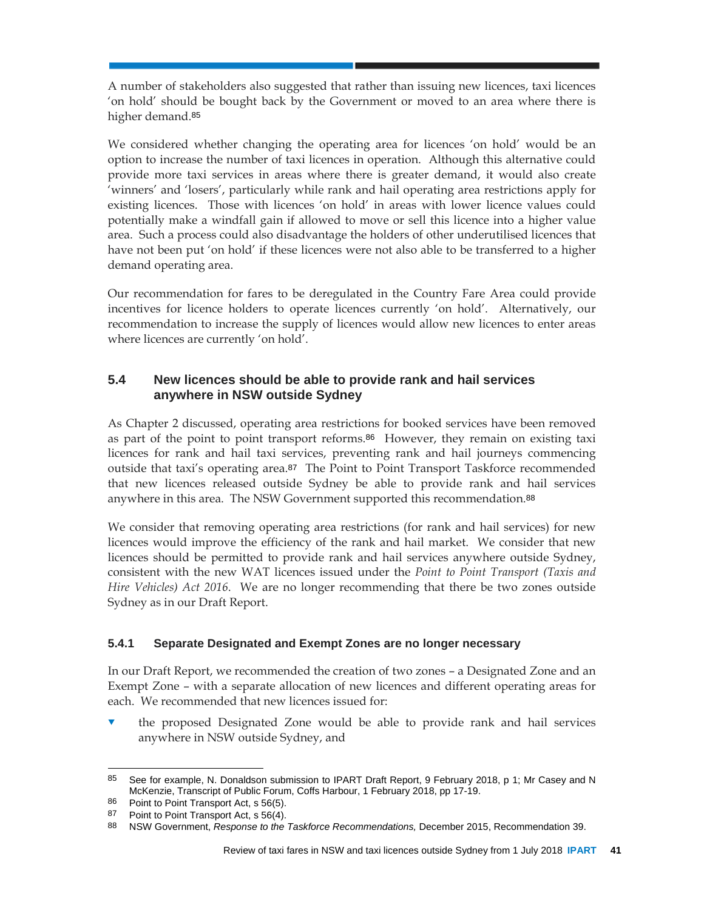A number of stakeholders also suggested that rather than issuing new licences, taxi licences 'on hold' should be bought back by the Government or moved to an area where there is higher demand.[85]

We considered whether changing the operating area for licences 'on hold' would be an option to increase the number of taxi licences in operation. Although this alternative could provide more taxi services in areas where there is greater demand, it would also create 'winners' and 'losers', particularly while rank and hail operating area restrictions apply for existing licences. Those with licences 'on hold' in areas with lower licence values could potentially make a windfall gain if allowed to move or sell this licence into a higher value area. Such a process could also disadvantage the holders of other underutilised licences that have not been put 'on hold' if these licences were not also able to be transferred to a higher demand operating area.

Our recommendation for fares to be deregulated in the Country Fare Area could provide incentives for licence holders to operate licences currently 'on hold'. Alternatively, our recommendation to increase the supply of licences would allow new licences to enter areas where licences are currently 'on hold'.

## 5.4 New licences should be able to provide rank and hail services anywhere in NSW outside Sydney

As Chapter 2 discussed, operating area restrictions for booked services have been removed as part of the point to point transport reforms.[86] However, they remain on existing taxi licences for rank and hail taxi services, preventing rank and hail journeys commencing outside that taxi's operating area.[87] The Point to Point Transport Taskforce recommended that new licences released outside Sydney be able to provide rank and hail services anywhere in this area. The NSW Government supported this recommendation.[88]

We consider that removing operating area restrictions (for rank and hail services) for new licences would improve the efficiency of the rank and hail market. We consider that new licences should be permitted to provide rank and hail services anywhere outside Sydney, consistent with the new WAT licences issued under the *Point to Point Transport (Taxis and Hire Vehicles) Act 2016*. We are no longer recommending that there be two zones outside Sydney as in our Draft Report.

### 5.4.1 Separate Designated and Exempt Zones are no longer necessary

In our Draft Report, we recommended the creation of two zones – a Designated Zone and an Exempt Zone – with a separate allocation of new licences and different operating areas for each. We recommended that new licences issued for:

- the proposed Designated Zone would be able to provide rank and hail services anywhere in NSW outside Sydney, and

---

85 See for example, N. Donaldson submission to IPART Draft Report, 9 February 2018, p 1; Mr Casey and N McKenzie, Transcript of Public Forum, Coffs Harbour, 1 February 2018, pp 17-19.

86 Point to Point Transport Act, s 56(5).

87 Point to Point Transport Act, s 56(4).

88 NSW Government, *Response to the Taskforce Recommendations,* December 2015, Recommendation 39.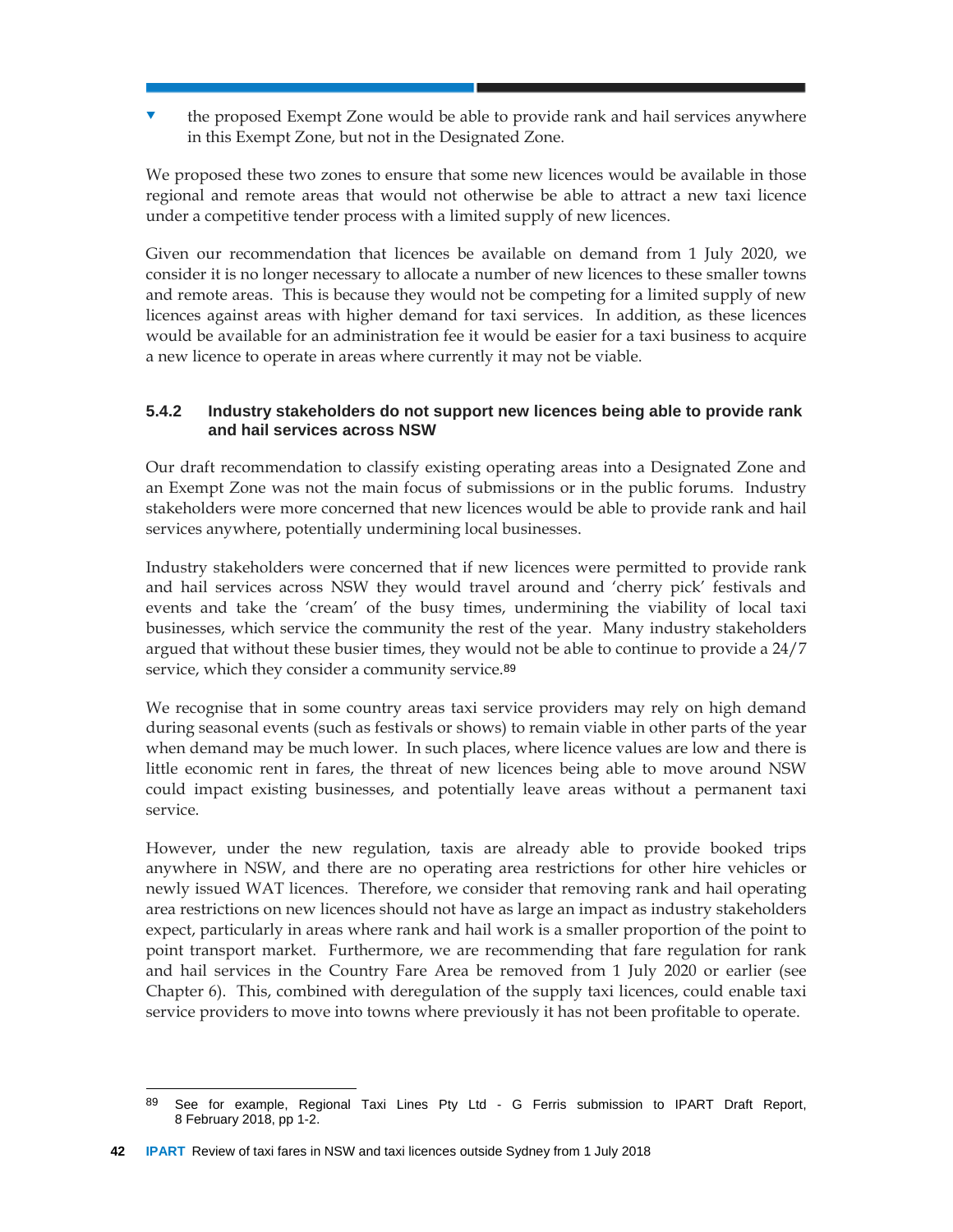- the proposed Exempt Zone would be able to provide rank and hail services anywhere in this Exempt Zone, but not in the Designated Zone.

We proposed these two zones to ensure that some new licences would be available in those regional and remote areas that would not otherwise be able to attract a new taxi licence under a competitive tender process with a limited supply of new licences.

Given our recommendation that licences be available on demand from 1 July 2020, we consider it is no longer necessary to allocate a number of new licences to these smaller towns and remote areas. This is because they would not be competing for a limited supply of new licences against areas with higher demand for taxi services. In addition, as these licences would be available for an administration fee it would be easier for a taxi business to acquire a new licence to operate in areas where currently it may not be viable.

### 5.4.2 Industry stakeholders do not support new licences being able to provide rank and hail services across NSW

Our draft recommendation to classify existing operating areas into a Designated Zone and an Exempt Zone was not the main focus of submissions or in the public forums. Industry stakeholders were more concerned that new licences would be able to provide rank and hail services anywhere, potentially undermining local businesses.

Industry stakeholders were concerned that if new licences were permitted to provide rank and hail services across NSW they would travel around and 'cherry pick' festivals and events and take the 'cream' of the busy times, undermining the viability of local taxi businesses, which service the community the rest of the year. Many industry stakeholders argued that without these busier times, they would not be able to continue to provide a 24/7 service, which they consider a community service.[89]

We recognise that in some country areas taxi service providers may rely on high demand during seasonal events (such as festivals or shows) to remain viable in other parts of the year when demand may be much lower. In such places, where licence values are low and there is little economic rent in fares, the threat of new licences being able to move around NSW could impact existing businesses, and potentially leave areas without a permanent taxi service.

However, under the new regulation, taxis are already able to provide booked trips anywhere in NSW, and there are no operating area restrictions for other hire vehicles or newly issued WAT licences. Therefore, we consider that removing rank and hail operating area restrictions on new licences should not have as large an impact as industry stakeholders expect, particularly in areas where rank and hail work is a smaller proportion of the point to point transport market. Furthermore, we are recommending that fare regulation for rank and hail services in the Country Fare Area be removed from 1 July 2020 or earlier (see Chapter 6). This, combined with deregulation of the supply taxi licences, could enable taxi service providers to move into towns where previously it has not been profitable to operate.

---

89 See for example, Regional Taxi Lines Pty Ltd - G Ferris submission to IPART Draft Report, 8 February 2018, pp 1-2.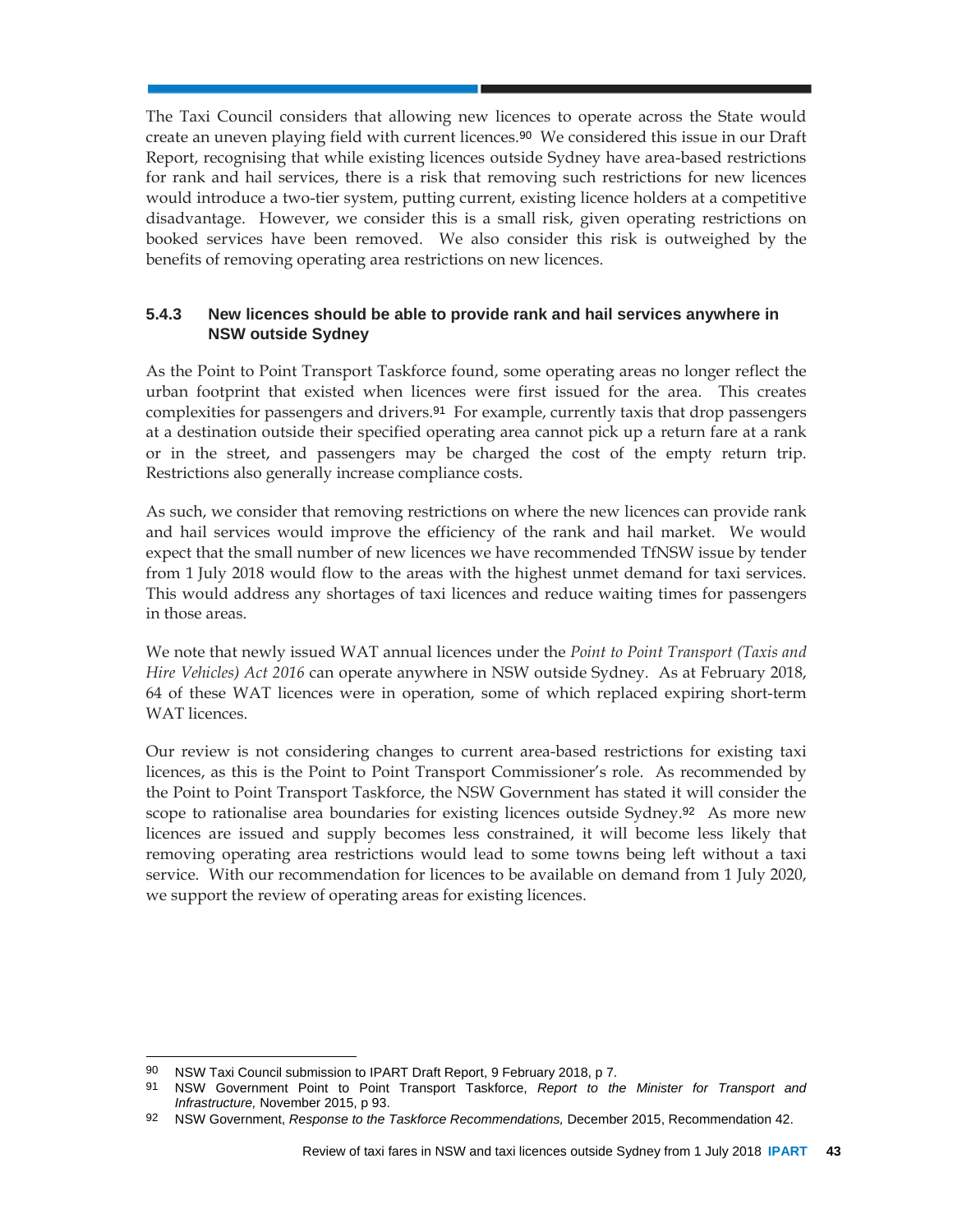The Taxi Council considers that allowing new licences to operate across the State would create an uneven playing field with current licences.[90] We considered this issue in our Draft Report, recognising that while existing licences outside Sydney have area-based restrictions for rank and hail services, there is a risk that removing such restrictions for new licences would introduce a two-tier system, putting current, existing licence holders at a competitive disadvantage. However, we consider this is a small risk, given operating restrictions on booked services have been removed. We also consider this risk is outweighed by the benefits of removing operating area restrictions on new licences.

### 5.4.3 New licences should be able to provide rank and hail services anywhere in NSW outside Sydney

As the Point to Point Transport Taskforce found, some operating areas no longer reflect the urban footprint that existed when licences were first issued for the area. This creates complexities for passengers and drivers.[91] For example, currently taxis that drop passengers at a destination outside their specified operating area cannot pick up a return fare at a rank or in the street, and passengers may be charged the cost of the empty return trip. Restrictions also generally increase compliance costs.

As such, we consider that removing restrictions on where the new licences can provide rank and hail services would improve the efficiency of the rank and hail market. We would expect that the small number of new licences we have recommended TfNSW issue by tender from 1 July 2018 would flow to the areas with the highest unmet demand for taxi services. This would address any shortages of taxi licences and reduce waiting times for passengers in those areas.

We note that newly issued WAT annual licences under the *Point to Point Transport (Taxis and Hire Vehicles) Act 2016* can operate anywhere in NSW outside Sydney. As at February 2018, 64 of these WAT licences were in operation, some of which replaced expiring short-term WAT licences.

Our review is not considering changes to current area-based restrictions for existing taxi licences, as this is the Point to Point Transport Commissioner's role. As recommended by the Point to Point Transport Taskforce, the NSW Government has stated it will consider the scope to rationalise area boundaries for existing licences outside Sydney.[92] As more new licences are issued and supply becomes less constrained, it will become less likely that removing operating area restrictions would lead to some towns being left without a taxi service. With our recommendation for licences to be available on demand from 1 July 2020, we support the review of operating areas for existing licences.

---

[90] NSW Taxi Council submission to IPART Draft Report, 9 February 2018, p 7.

[91] NSW Government Point to Point Transport Taskforce, *Report to the Minister for Transport and Infrastructure,* November 2015, p 93.

[92] NSW Government, *Response to the Taskforce Recommendations,* December 2015, Recommendation 42.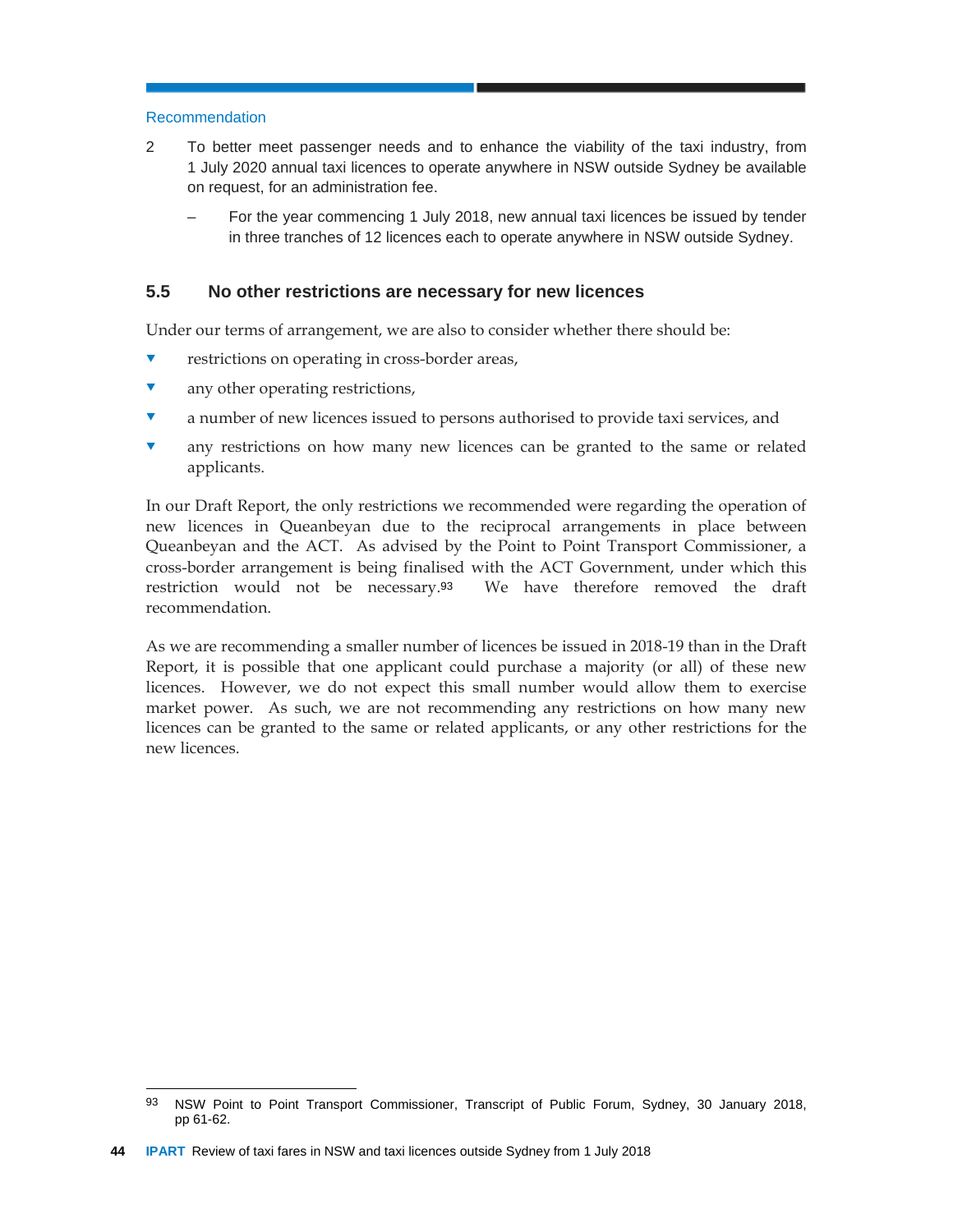Recommendation

2 To better meet passenger needs and to enhance the viability of the taxi industry, from 1 July 2020 annual taxi licences to operate anywhere in NSW outside Sydney be available on request, for an administration fee.

   – For the year commencing 1 July 2018, new annual taxi licences be issued by tender in three tranches of 12 licences each to operate anywhere in NSW outside Sydney.

## 5.5 No other restrictions are necessary for new licences

Under our terms of arrangement, we are also to consider whether there should be:

- restrictions on operating in cross-border areas,
- any other operating restrictions,
- a number of new licences issued to persons authorised to provide taxi services, and
- any restrictions on how many new licences can be granted to the same or related applicants.

In our Draft Report, the only restrictions we recommended were regarding the operation of new licences in Queanbeyan due to the reciprocal arrangements in place between Queanbeyan and the ACT. As advised by the Point to Point Transport Commissioner, a cross-border arrangement is being finalised with the ACT Government, under which this restriction would not be necessary.[93] We have therefore removed the draft recommendation.

As we are recommending a smaller number of licences be issued in 2018-19 than in the Draft Report, it is possible that one applicant could purchase a majority (or all) of these new licences. However, we do not expect this small number would allow them to exercise market power. As such, we are not recommending any restrictions on how many new licences can be granted to the same or related applicants, or any other restrictions for the new licences.

[93] NSW Point to Point Transport Commissioner, Transcript of Public Forum, Sydney, 30 January 2018, pp 61-62.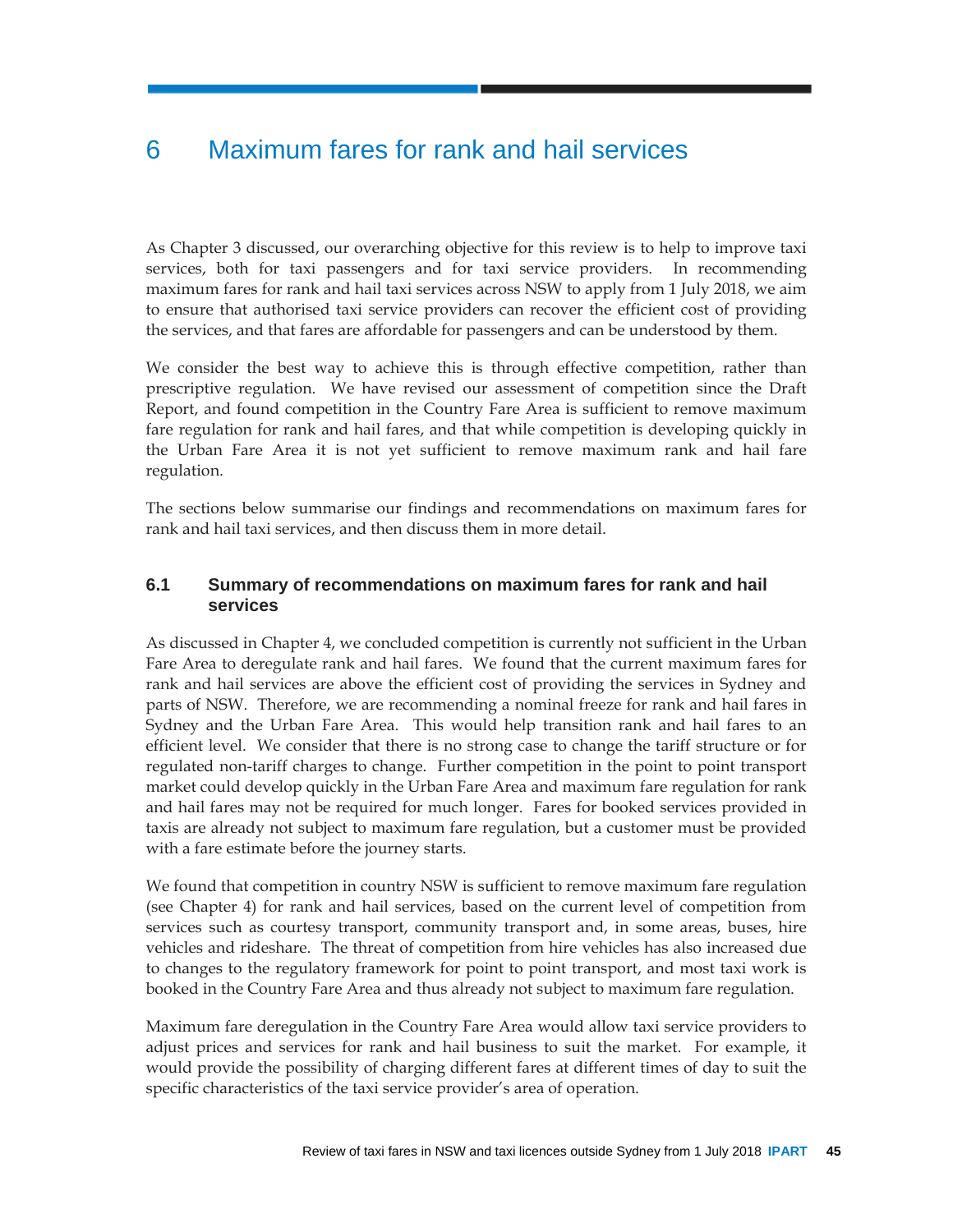# 6 Maximum fares for rank and hail services

As Chapter 3 discussed, our overarching objective for this review is to help to improve taxi services, both for taxi passengers and for taxi service providers. In recommending maximum fares for rank and hail taxi services across NSW to apply from 1 July 2018, we aim to ensure that authorised taxi service providers can recover the efficient cost of providing the services, and that fares are affordable for passengers and can be understood by them.

We consider the best way to achieve this is through effective competition, rather than prescriptive regulation. We have revised our assessment of competition since the Draft Report, and found competition in the Country Fare Area is sufficient to remove maximum fare regulation for rank and hail fares, and that while competition is developing quickly in the Urban Fare Area it is not yet sufficient to remove maximum rank and hail fare regulation.

The sections below summarise our findings and recommendations on maximum fares for rank and hail taxi services, and then discuss them in more detail.

## 6.1 Summary of recommendations on maximum fares for rank and hail services

As discussed in Chapter 4, we concluded competition is currently not sufficient in the Urban Fare Area to deregulate rank and hail fares. We found that the current maximum fares for rank and hail services are above the efficient cost of providing the services in Sydney and parts of NSW. Therefore, we are recommending a nominal freeze for rank and hail fares in Sydney and the Urban Fare Area. This would help transition rank and hail fares to an efficient level. We consider that there is no strong case to change the tariff structure or for regulated non-tariff charges to change. Further competition in the point to point transport market could develop quickly in the Urban Fare Area and maximum fare regulation for rank and hail fares may not be required for much longer. Fares for booked services provided in taxis are already not subject to maximum fare regulation, but a customer must be provided with a fare estimate before the journey starts.

We found that competition in country NSW is sufficient to remove maximum fare regulation (see Chapter 4) for rank and hail services, based on the current level of competition from services such as courtesy transport, community transport and, in some areas, buses, hire vehicles and rideshare. The threat of competition from hire vehicles has also increased due to changes to the regulatory framework for point to point transport, and most taxi work is booked in the Country Fare Area and thus already not subject to maximum fare regulation.

Maximum fare deregulation in the Country Fare Area would allow taxi service providers to adjust prices and services for rank and hail business to suit the market. For example, it would provide the possibility of charging different fares at different times of day to suit the specific characteristics of the taxi service provider's area of operation.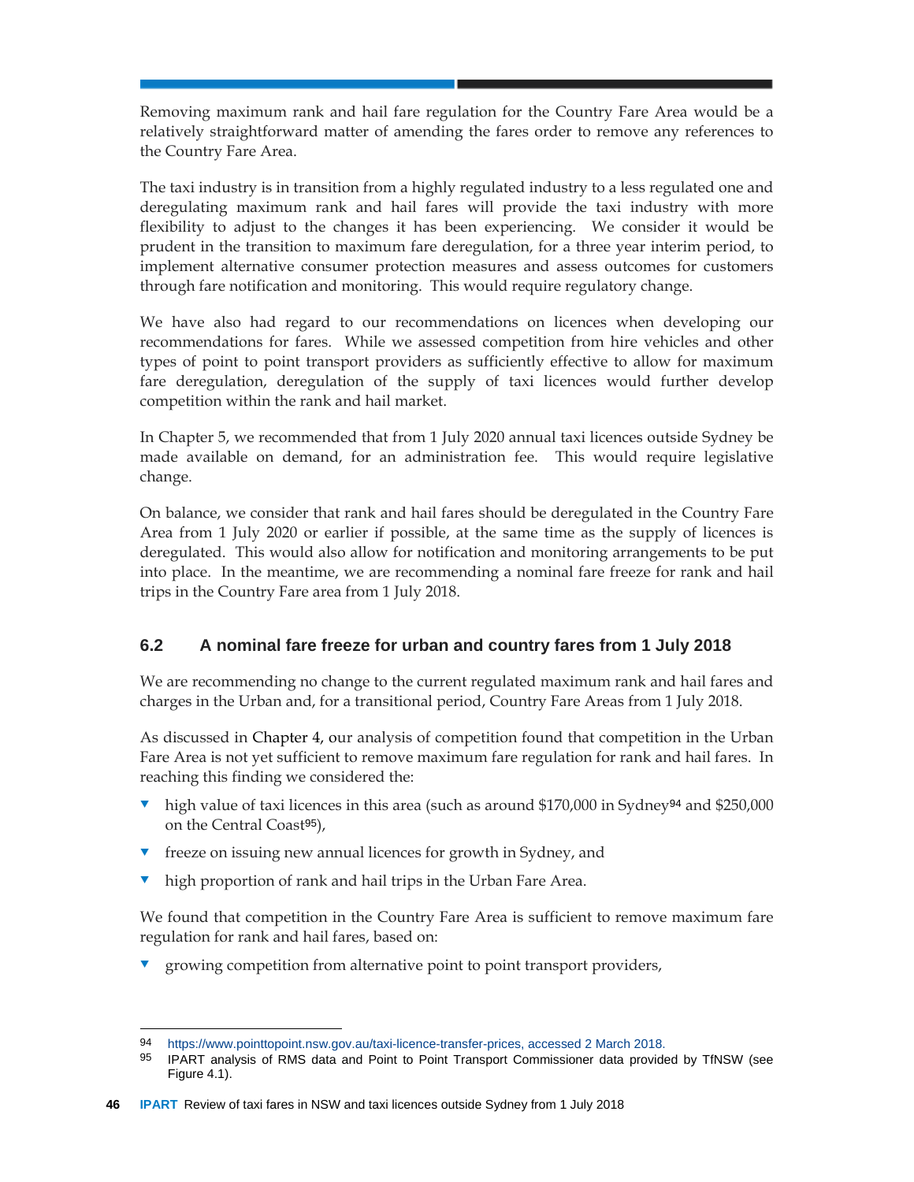Removing maximum rank and hail fare regulation for the Country Fare Area would be a relatively straightforward matter of amending the fares order to remove any references to the Country Fare Area.

The taxi industry is in transition from a highly regulated industry to a less regulated one and deregulating maximum rank and hail fares will provide the taxi industry with more flexibility to adjust to the changes it has been experiencing. We consider it would be prudent in the transition to maximum fare deregulation, for a three year interim period, to implement alternative consumer protection measures and assess outcomes for customers through fare notification and monitoring. This would require regulatory change.

We have also had regard to our recommendations on licences when developing our recommendations for fares. While we assessed competition from hire vehicles and other types of point to point transport providers as sufficiently effective to allow for maximum fare deregulation, deregulation of the supply of taxi licences would further develop competition within the rank and hail market.

In Chapter 5, we recommended that from 1 July 2020 annual taxi licences outside Sydney be made available on demand, for an administration fee. This would require legislative change.

On balance, we consider that rank and hail fares should be deregulated in the Country Fare Area from 1 July 2020 or earlier if possible, at the same time as the supply of licences is deregulated. This would also allow for notification and monitoring arrangements to be put into place. In the meantime, we are recommending a nominal fare freeze for rank and hail trips in the Country Fare area from 1 July 2018.

## 6.2 A nominal fare freeze for urban and country fares from 1 July 2018

We are recommending no change to the current regulated maximum rank and hail fares and charges in the Urban and, for a transitional period, Country Fare Areas from 1 July 2018.

As discussed in Chapter 4, our analysis of competition found that competition in the Urban Fare Area is not yet sufficient to remove maximum fare regulation for rank and hail fares. In reaching this finding we considered the:

- high value of taxi licences in this area (such as around $170,000 in Sydney[94] and $250,000 on the Central Coast[95]),
- freeze on issuing new annual licences for growth in Sydney, and
- high proportion of rank and hail trips in the Urban Fare Area.

We found that competition in the Country Fare Area is sufficient to remove maximum fare regulation for rank and hail fares, based on:

- growing competition from alternative point to point transport providers,

---

94 https://www.pointtopoint.nsw.gov.au/taxi-licence-transfer-prices, accessed 2 March 2018.

95 IPART analysis of RMS data and Point to Point Transport Commissioner data provided by TfNSW (see Figure 4.1).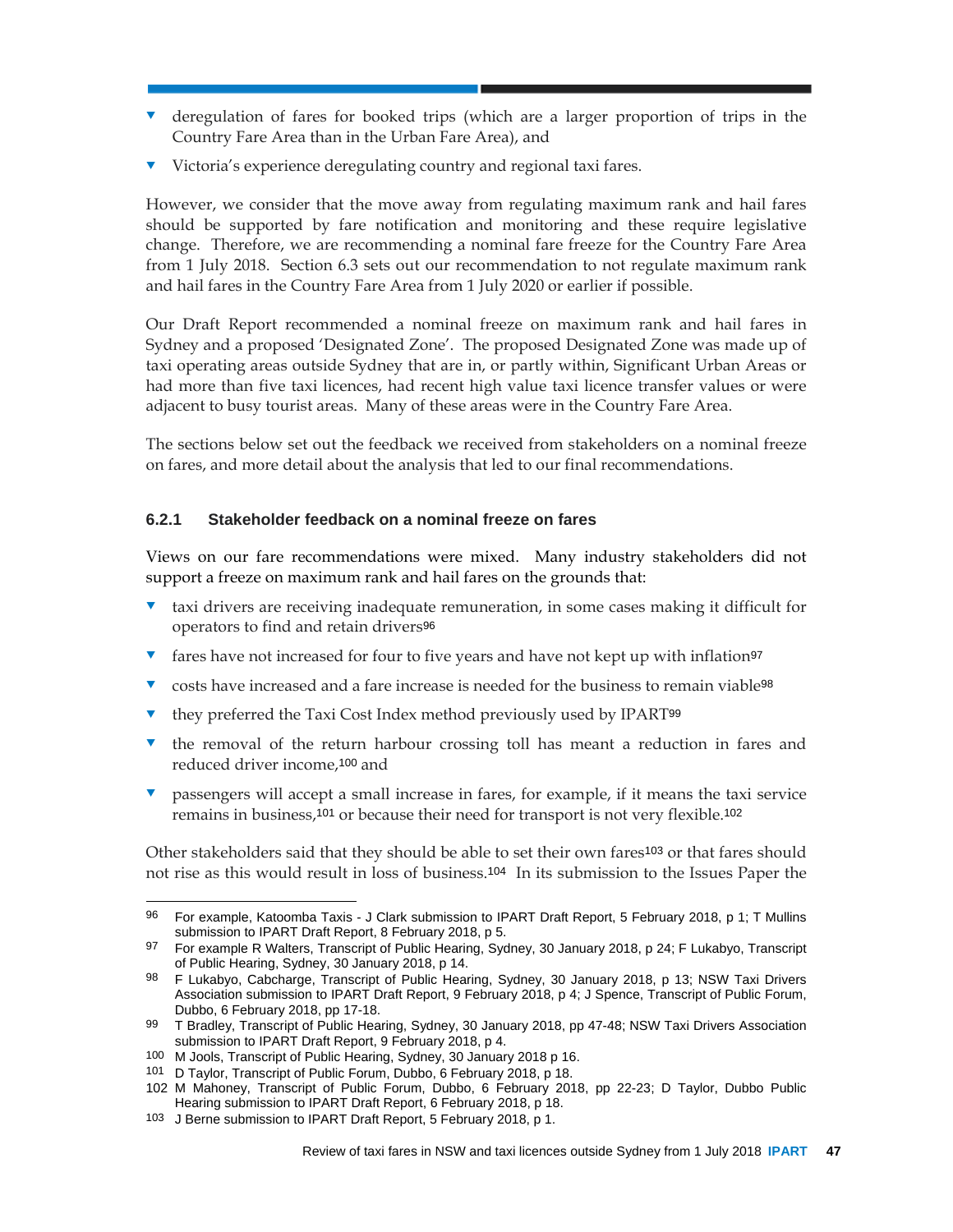- deregulation of fares for booked trips (which are a larger proportion of trips in the Country Fare Area than in the Urban Fare Area), and
- Victoria's experience deregulating country and regional taxi fares.

However, we consider that the move away from regulating maximum rank and hail fares should be supported by fare notification and monitoring and these require legislative change. Therefore, we are recommending a nominal fare freeze for the Country Fare Area from 1 July 2018. Section 6.3 sets out our recommendation to not regulate maximum rank and hail fares in the Country Fare Area from 1 July 2020 or earlier if possible.

Our Draft Report recommended a nominal freeze on maximum rank and hail fares in Sydney and a proposed 'Designated Zone'. The proposed Designated Zone was made up of taxi operating areas outside Sydney that are in, or partly within, Significant Urban Areas or had more than five taxi licences, had recent high value taxi licence transfer values or were adjacent to busy tourist areas. Many of these areas were in the Country Fare Area.

The sections below set out the feedback we received from stakeholders on a nominal freeze on fares, and more detail about the analysis that led to our final recommendations.

### 6.2.1 Stakeholder feedback on a nominal freeze on fares

Views on our fare recommendations were mixed. Many industry stakeholders did not support a freeze on maximum rank and hail fares on the grounds that:

- taxi drivers are receiving inadequate remuneration, in some cases making it difficult for operators to find and retain drivers[96]
- fares have not increased for four to five years and have not kept up with inflation[97]
- costs have increased and a fare increase is needed for the business to remain viable[98]
- they preferred the Taxi Cost Index method previously used by IPART[99]
- the removal of the return harbour crossing toll has meant a reduction in fares and reduced driver income,[100] and
- passengers will accept a small increase in fares, for example, if it means the taxi service remains in business,[101] or because their need for transport is not very flexible.[102]

Other stakeholders said that they should be able to set their own fares[103] or that fares should not rise as this would result in loss of business.[104] In its submission to the Issues Paper the

---

96 For example, Katoomba Taxis - J Clark submission to IPART Draft Report, 5 February 2018, p 1; T Mullins submission to IPART Draft Report, 8 February 2018, p 5.

97 For example R Walters, Transcript of Public Hearing, Sydney, 30 January 2018, p 24; F Lukabyo, Transcript of Public Hearing, Sydney, 30 January 2018, p 14.

98 F Lukabyo, Cabcharge, Transcript of Public Hearing, Sydney, 30 January 2018, p 13; NSW Taxi Drivers Association submission to IPART Draft Report, 9 February 2018, p 4; J Spence, Transcript of Public Forum, Dubbo, 6 February 2018, pp 17-18.

99 T Bradley, Transcript of Public Hearing, Sydney, 30 January 2018, pp 47-48; NSW Taxi Drivers Association submission to IPART Draft Report, 9 February 2018, p 4.

100 M Jools, Transcript of Public Hearing, Sydney, 30 January 2018 p 16.

101 D Taylor, Transcript of Public Forum, Dubbo, 6 February 2018, p 18.

102 M Mahoney, Transcript of Public Forum, Dubbo, 6 February 2018, pp 22-23; D Taylor, Dubbo Public Hearing submission to IPART Draft Report, 6 February 2018, p 18.

103 J Berne submission to IPART Draft Report, 5 February 2018, p 1.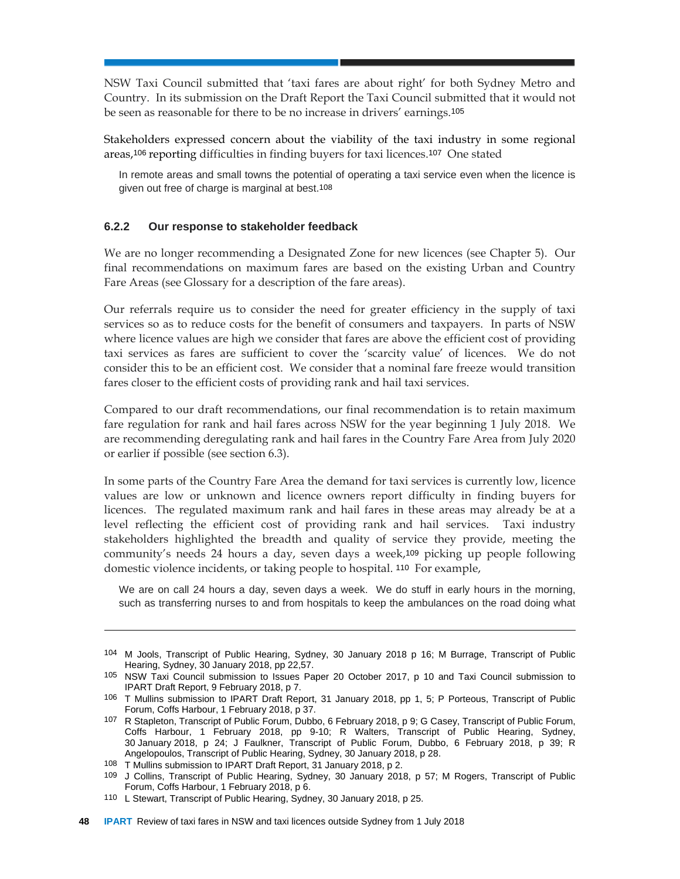NSW Taxi Council submitted that 'taxi fares are about right' for both Sydney Metro and Country. In its submission on the Draft Report the Taxi Council submitted that it would not be seen as reasonable for there to be no increase in drivers' earnings.[105]

Stakeholders expressed concern about the viability of the taxi industry in some regional areas,[106] reporting difficulties in finding buyers for taxi licences.[107] One stated

> In remote areas and small towns the potential of operating a taxi service even when the licence is given out free of charge is marginal at best.[108]

### 6.2.2 Our response to stakeholder feedback

We are no longer recommending a Designated Zone for new licences (see Chapter 5). Our final recommendations on maximum fares are based on the existing Urban and Country Fare Areas (see Glossary for a description of the fare areas).

Our referrals require us to consider the need for greater efficiency in the supply of taxi services so as to reduce costs for the benefit of consumers and taxpayers. In parts of NSW where licence values are high we consider that fares are above the efficient cost of providing taxi services as fares are sufficient to cover the 'scarcity value' of licences. We do not consider this to be an efficient cost. We consider that a nominal fare freeze would transition fares closer to the efficient costs of providing rank and hail taxi services.

Compared to our draft recommendations, our final recommendation is to retain maximum fare regulation for rank and hail fares across NSW for the year beginning 1 July 2018. We are recommending deregulating rank and hail fares in the Country Fare Area from July 2020 or earlier if possible (see section 6.3).

In some parts of the Country Fare Area the demand for taxi services is currently low, licence values are low or unknown and licence owners report difficulty in finding buyers for licences. The regulated maximum rank and hail fares in these areas may already be at a level reflecting the efficient cost of providing rank and hail services. Taxi industry stakeholders highlighted the breadth and quality of service they provide, meeting the community's needs 24 hours a day, seven days a week,[109] picking up people following domestic violence incidents, or taking people to hospital.[110] For example,

> We are on call 24 hours a day, seven days a week. We do stuff in early hours in the morning, such as transferring nurses to and from hospitals to keep the ambulances on the road doing what

---

104 M Jools, Transcript of Public Hearing, Sydney, 30 January 2018 p 16; M Burrage, Transcript of Public Hearing, Sydney, 30 January 2018, pp 22,57.

105 NSW Taxi Council submission to Issues Paper 20 October 2017, p 10 and Taxi Council submission to IPART Draft Report, 9 February 2018, p 7.

106 T Mullins submission to IPART Draft Report, 31 January 2018, pp 1, 5; P Porteous, Transcript of Public Forum, Coffs Harbour, 1 February 2018, p 37.

107 R Stapleton, Transcript of Public Forum, Dubbo, 6 February 2018, p 9; G Casey, Transcript of Public Forum, Coffs Harbour, 1 February 2018, pp 9-10; R Walters, Transcript of Public Hearing, Sydney, 30 January 2018, p 24; J Faulkner, Transcript of Public Forum, Dubbo, 6 February 2018, p 39; R Angelopoulos, Transcript of Public Hearing, Sydney, 30 January 2018, p 28.

108 T Mullins submission to IPART Draft Report, 31 January 2018, p 2.

109 J Collins, Transcript of Public Hearing, Sydney, 30 January 2018, p 57; M Rogers, Transcript of Public Forum, Coffs Harbour, 1 February 2018, p 6.

110 L Stewart, Transcript of Public Hearing, Sydney, 30 January 2018, p 25.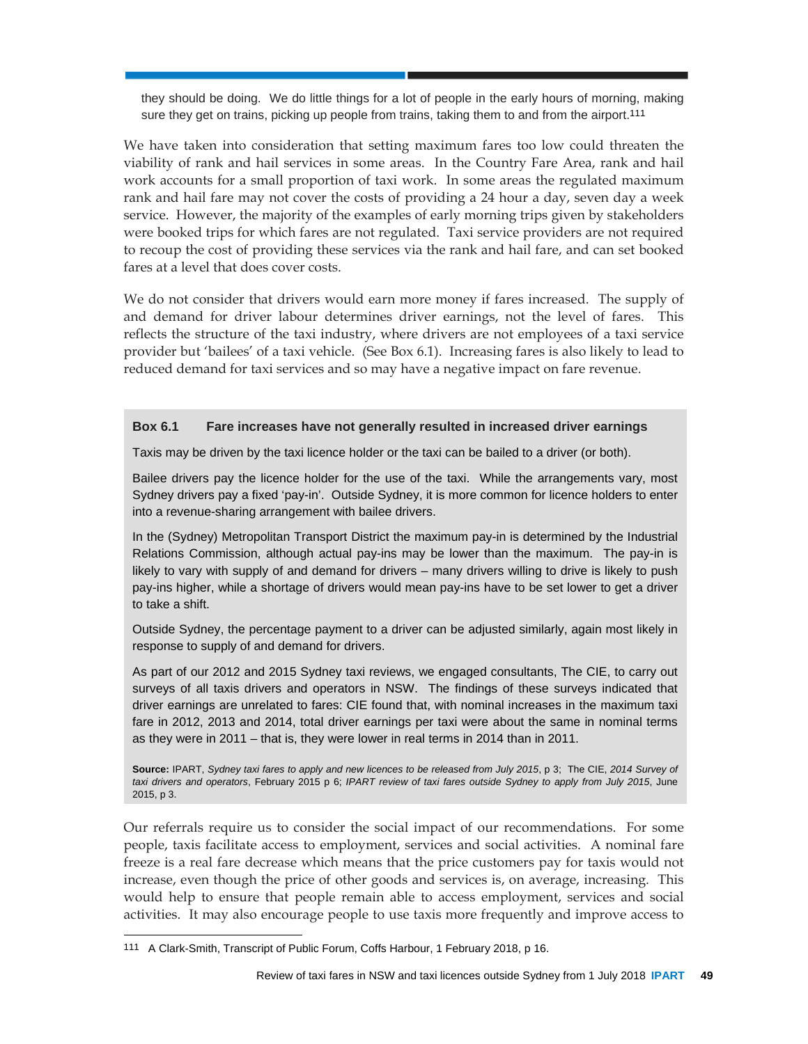> they should be doing. We do little things for a lot of people in the early hours of morning, making sure they get on trains, picking up people from trains, taking them to and from the airport.[111]

We have taken into consideration that setting maximum fares too low could threaten the viability of rank and hail services in some areas. In the Country Fare Area, rank and hail work accounts for a small proportion of taxi work. In some areas the regulated maximum rank and hail fare may not cover the costs of providing a 24 hour a day, seven day a week service. However, the majority of the examples of early morning trips given by stakeholders were booked trips for which fares are not regulated. Taxi service providers are not required to recoup the cost of providing these services via the rank and hail fare, and can set booked fares at a level that does cover costs.

We do not consider that drivers would earn more money if fares increased. The supply of and demand for driver labour determines driver earnings, not the level of fares. This reflects the structure of the taxi industry, where drivers are not employees of a taxi service provider but 'bailees' of a taxi vehicle. (See Box 6.1). Increasing fares is also likely to lead to reduced demand for taxi services and so may have a negative impact on fare revenue.

**Box 6.1 Fare increases have not generally resulted in increased driver earnings**

Taxis may be driven by the taxi licence holder or the taxi can be bailed to a driver (or both).

Bailee drivers pay the licence holder for the use of the taxi. While the arrangements vary, most Sydney drivers pay a fixed 'pay-in'. Outside Sydney, it is more common for licence holders to enter into a revenue-sharing arrangement with bailee drivers.

In the (Sydney) Metropolitan Transport District the maximum pay-in is determined by the Industrial Relations Commission, although actual pay-ins may be lower than the maximum. The pay-in is likely to vary with supply of and demand for drivers – many drivers willing to drive is likely to push pay-ins higher, while a shortage of drivers would mean pay-ins have to be set lower to get a driver to take a shift.

Outside Sydney, the percentage payment to a driver can be adjusted similarly, again most likely in response to supply of and demand for drivers.

As part of our 2012 and 2015 Sydney taxi reviews, we engaged consultants, The CIE, to carry out surveys of all taxis drivers and operators in NSW. The findings of these surveys indicated that driver earnings are unrelated to fares: CIE found that, with nominal increases in the maximum taxi fare in 2012, 2013 and 2014, total driver earnings per taxi were about the same in nominal terms as they were in 2011 – that is, they were lower in real terms in 2014 than in 2011.

**Source:** IPART, *Sydney taxi fares to apply and new licences to be released from July 2015*, p 3; The CIE, *2014 Survey of taxi drivers and operators*, February 2015 p 6; *IPART review of taxi fares outside Sydney to apply from July 2015*, June 2015, p 3.

Our referrals require us to consider the social impact of our recommendations. For some people, taxis facilitate access to employment, services and social activities. A nominal fare freeze is a real fare decrease which means that the price customers pay for taxis would not increase, even though the price of other goods and services is, on average, increasing. This would help to ensure that people remain able to access employment, services and social activities. It may also encourage people to use taxis more frequently and improve access to

[111] A Clark-Smith, Transcript of Public Forum, Coffs Harbour, 1 February 2018, p 16.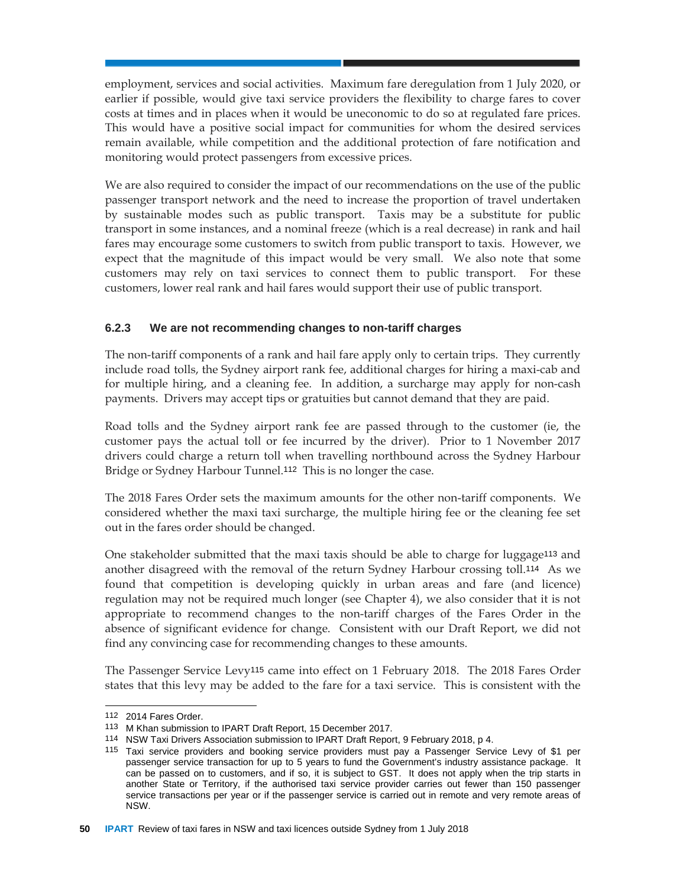employment, services and social activities. Maximum fare deregulation from 1 July 2020, or earlier if possible, would give taxi service providers the flexibility to charge fares to cover costs at times and in places when it would be uneconomic to do so at regulated fare prices. This would have a positive social impact for communities for whom the desired services remain available, while competition and the additional protection of fare notification and monitoring would protect passengers from excessive prices.

We are also required to consider the impact of our recommendations on the use of the public passenger transport network and the need to increase the proportion of travel undertaken by sustainable modes such as public transport. Taxis may be a substitute for public transport in some instances, and a nominal freeze (which is a real decrease) in rank and hail fares may encourage some customers to switch from public transport to taxis. However, we expect that the magnitude of this impact would be very small. We also note that some customers may rely on taxi services to connect them to public transport. For these customers, lower real rank and hail fares would support their use of public transport.

### 6.2.3 We are not recommending changes to non-tariff charges

The non-tariff components of a rank and hail fare apply only to certain trips. They currently include road tolls, the Sydney airport rank fee, additional charges for hiring a maxi-cab and for multiple hiring, and a cleaning fee. In addition, a surcharge may apply for non-cash payments. Drivers may accept tips or gratuities but cannot demand that they are paid.

Road tolls and the Sydney airport rank fee are passed through to the customer (ie, the customer pays the actual toll or fee incurred by the driver). Prior to 1 November 2017 drivers could charge a return toll when travelling northbound across the Sydney Harbour Bridge or Sydney Harbour Tunnel.[112] This is no longer the case.

The 2018 Fares Order sets the maximum amounts for the other non-tariff components. We considered whether the maxi taxi surcharge, the multiple hiring fee or the cleaning fee set out in the fares order should be changed.

One stakeholder submitted that the maxi taxis should be able to charge for luggage[113] and another disagreed with the removal of the return Sydney Harbour crossing toll.[114] As we found that competition is developing quickly in urban areas and fare (and licence) regulation may not be required much longer (see Chapter 4), we also consider that it is not appropriate to recommend changes to the non-tariff charges of the Fares Order in the absence of significant evidence for change. Consistent with our Draft Report, we did not find any convincing case for recommending changes to these amounts.

The Passenger Service Levy[115] came into effect on 1 February 2018. The 2018 Fares Order states that this levy may be added to the fare for a taxi service. This is consistent with the

---

112 2014 Fares Order.

113 M Khan submission to IPART Draft Report, 15 December 2017.

114 NSW Taxi Drivers Association submission to IPART Draft Report, 9 February 2018, p 4.

115 Taxi service providers and booking service providers must pay a Passenger Service Levy of $1 per passenger service transaction for up to 5 years to fund the Government's industry assistance package. It can be passed on to customers, and if so, it is subject to GST. It does not apply when the trip starts in another State or Territory, if the authorised taxi service provider carries out fewer than 150 passenger service transactions per year or if the passenger service is carried out in remote and very remote areas of NSW.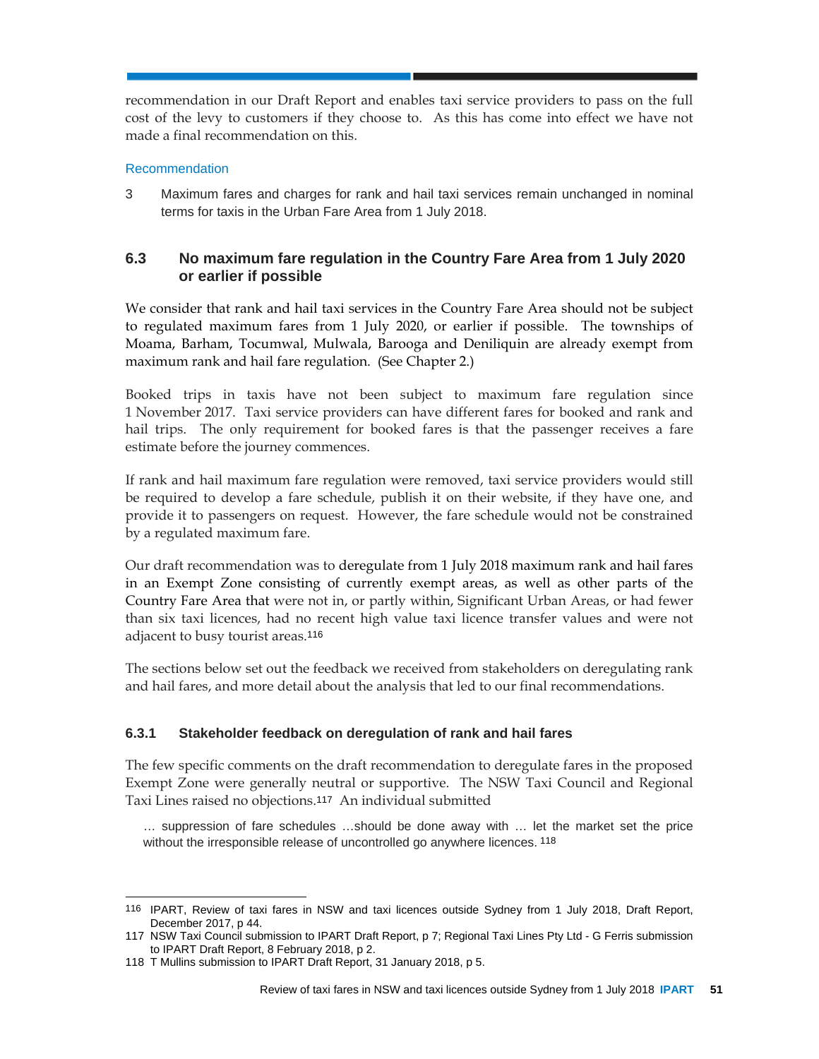recommendation in our Draft Report and enables taxi service providers to pass on the full cost of the levy to customers if they choose to. As this has come into effect we have not made a final recommendation on this.

Recommendation

3 Maximum fares and charges for rank and hail taxi services remain unchanged in nominal terms for taxis in the Urban Fare Area from 1 July 2018.

## 6.3 No maximum fare regulation in the Country Fare Area from 1 July 2020 or earlier if possible

We consider that rank and hail taxi services in the Country Fare Area should not be subject to regulated maximum fares from 1 July 2020, or earlier if possible. The townships of Moama, Barham, Tocumwal, Mulwala, Barooga and Deniliquin are already exempt from maximum rank and hail fare regulation. (See Chapter 2.)

Booked trips in taxis have not been subject to maximum fare regulation since 1 November 2017. Taxi service providers can have different fares for booked and rank and hail trips. The only requirement for booked fares is that the passenger receives a fare estimate before the journey commences.

If rank and hail maximum fare regulation were removed, taxi service providers would still be required to develop a fare schedule, publish it on their website, if they have one, and provide it to passengers on request. However, the fare schedule would not be constrained by a regulated maximum fare.

Our draft recommendation was to deregulate from 1 July 2018 maximum rank and hail fares in an Exempt Zone consisting of currently exempt areas, as well as other parts of the Country Fare Area that were not in, or partly within, Significant Urban Areas, or had fewer than six taxi licences, had no recent high value taxi licence transfer values and were not adjacent to busy tourist areas.[116]

The sections below set out the feedback we received from stakeholders on deregulating rank and hail fares, and more detail about the analysis that led to our final recommendations.

### 6.3.1 Stakeholder feedback on deregulation of rank and hail fares

The few specific comments on the draft recommendation to deregulate fares in the proposed Exempt Zone were generally neutral or supportive. The NSW Taxi Council and Regional Taxi Lines raised no objections.[117] An individual submitted

> … suppression of fare schedules …should be done away with … let the market set the price without the irresponsible release of uncontrolled go anywhere licences. [118]

---

116 IPART, Review of taxi fares in NSW and taxi licences outside Sydney from 1 July 2018, Draft Report, December 2017, p 44.

117 NSW Taxi Council submission to IPART Draft Report, p 7; Regional Taxi Lines Pty Ltd - G Ferris submission to IPART Draft Report, 8 February 2018, p 2.

118 T Mullins submission to IPART Draft Report, 31 January 2018, p 5.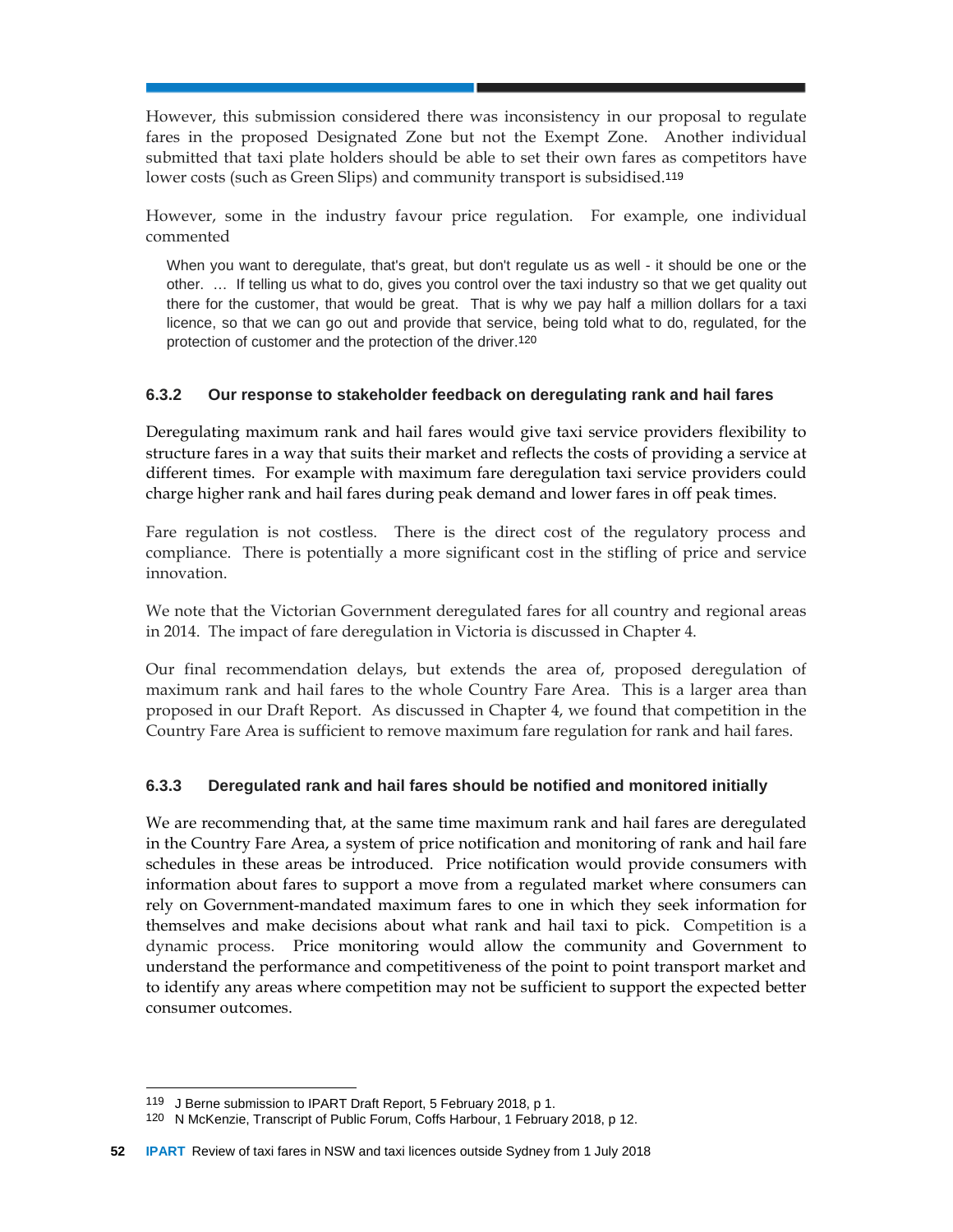However, this submission considered there was inconsistency in our proposal to regulate fares in the proposed Designated Zone but not the Exempt Zone. Another individual submitted that taxi plate holders should be able to set their own fares as competitors have lower costs (such as Green Slips) and community transport is subsidised.[119]

However, some in the industry favour price regulation. For example, one individual commented

> When you want to deregulate, that's great, but don't regulate us as well - it should be one or the other. … If telling us what to do, gives you control over the taxi industry so that we get quality out there for the customer, that would be great. That is why we pay half a million dollars for a taxi licence, so that we can go out and provide that service, being told what to do, regulated, for the protection of customer and the protection of the driver.[120]

### 6.3.2 Our response to stakeholder feedback on deregulating rank and hail fares

Deregulating maximum rank and hail fares would give taxi service providers flexibility to structure fares in a way that suits their market and reflects the costs of providing a service at different times. For example with maximum fare deregulation taxi service providers could charge higher rank and hail fares during peak demand and lower fares in off peak times.

Fare regulation is not costless. There is the direct cost of the regulatory process and compliance. There is potentially a more significant cost in the stifling of price and service innovation.

We note that the Victorian Government deregulated fares for all country and regional areas in 2014. The impact of fare deregulation in Victoria is discussed in Chapter 4.

Our final recommendation delays, but extends the area of, proposed deregulation of maximum rank and hail fares to the whole Country Fare Area. This is a larger area than proposed in our Draft Report. As discussed in Chapter 4, we found that competition in the Country Fare Area is sufficient to remove maximum fare regulation for rank and hail fares.

### 6.3.3 Deregulated rank and hail fares should be notified and monitored initially

We are recommending that, at the same time maximum rank and hail fares are deregulated in the Country Fare Area, a system of price notification and monitoring of rank and hail fare schedules in these areas be introduced. Price notification would provide consumers with information about fares to support a move from a regulated market where consumers can rely on Government-mandated maximum fares to one in which they seek information for themselves and make decisions about what rank and hail taxi to pick. Competition is a dynamic process. Price monitoring would allow the community and Government to understand the performance and competitiveness of the point to point transport market and to identify any areas where competition may not be sufficient to support the expected better consumer outcomes.

---

[119] J Berne submission to IPART Draft Report, 5 February 2018, p 1.

[120] N McKenzie, Transcript of Public Forum, Coffs Harbour, 1 February 2018, p 12.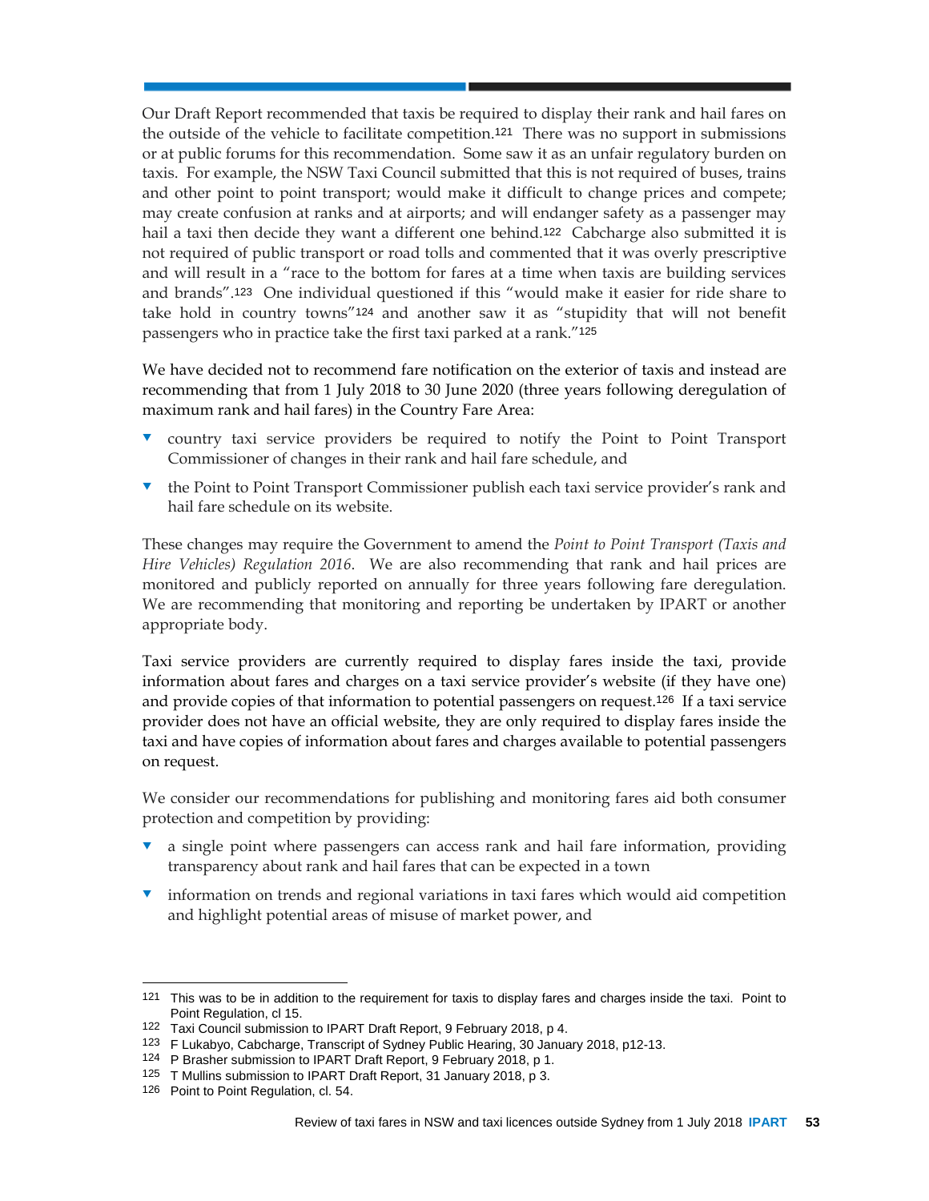Our Draft Report recommended that taxis be required to display their rank and hail fares on the outside of the vehicle to facilitate competition.[121] There was no support in submissions or at public forums for this recommendation. Some saw it as an unfair regulatory burden on taxis. For example, the NSW Taxi Council submitted that this is not required of buses, trains and other point to point transport; would make it difficult to change prices and compete; may create confusion at ranks and at airports; and will endanger safety as a passenger may hail a taxi then decide they want a different one behind.[122] Cabcharge also submitted it is not required of public transport or road tolls and commented that it was overly prescriptive and will result in a "race to the bottom for fares at a time when taxis are building services and brands".[123] One individual questioned if this "would make it easier for ride share to take hold in country towns"[124] and another saw it as "stupidity that will not benefit passengers who in practice take the first taxi parked at a rank."[125]

We have decided not to recommend fare notification on the exterior of taxis and instead are recommending that from 1 July 2018 to 30 June 2020 (three years following deregulation of maximum rank and hail fares) in the Country Fare Area:

- country taxi service providers be required to notify the Point to Point Transport Commissioner of changes in their rank and hail fare schedule, and
- the Point to Point Transport Commissioner publish each taxi service provider's rank and hail fare schedule on its website.

These changes may require the Government to amend the *Point to Point Transport (Taxis and Hire Vehicles) Regulation 2016*. We are also recommending that rank and hail prices are monitored and publicly reported on annually for three years following fare deregulation. We are recommending that monitoring and reporting be undertaken by IPART or another appropriate body.

Taxi service providers are currently required to display fares inside the taxi, provide information about fares and charges on a taxi service provider's website (if they have one) and provide copies of that information to potential passengers on request.[126] If a taxi service provider does not have an official website, they are only required to display fares inside the taxi and have copies of information about fares and charges available to potential passengers on request.

We consider our recommendations for publishing and monitoring fares aid both consumer protection and competition by providing:

- a single point where passengers can access rank and hail fare information, providing transparency about rank and hail fares that can be expected in a town
- information on trends and regional variations in taxi fares which would aid competition and highlight potential areas of misuse of market power, and

---

121 This was to be in addition to the requirement for taxis to display fares and charges inside the taxi. Point to Point Regulation, cl 15.

122 Taxi Council submission to IPART Draft Report, 9 February 2018, p 4.

123 F Lukabyo, Cabcharge, Transcript of Sydney Public Hearing, 30 January 2018, p12-13.

124 P Brasher submission to IPART Draft Report, 9 February 2018, p 1.

125 T Mullins submission to IPART Draft Report, 31 January 2018, p 3.

126 Point to Point Regulation, cl. 54.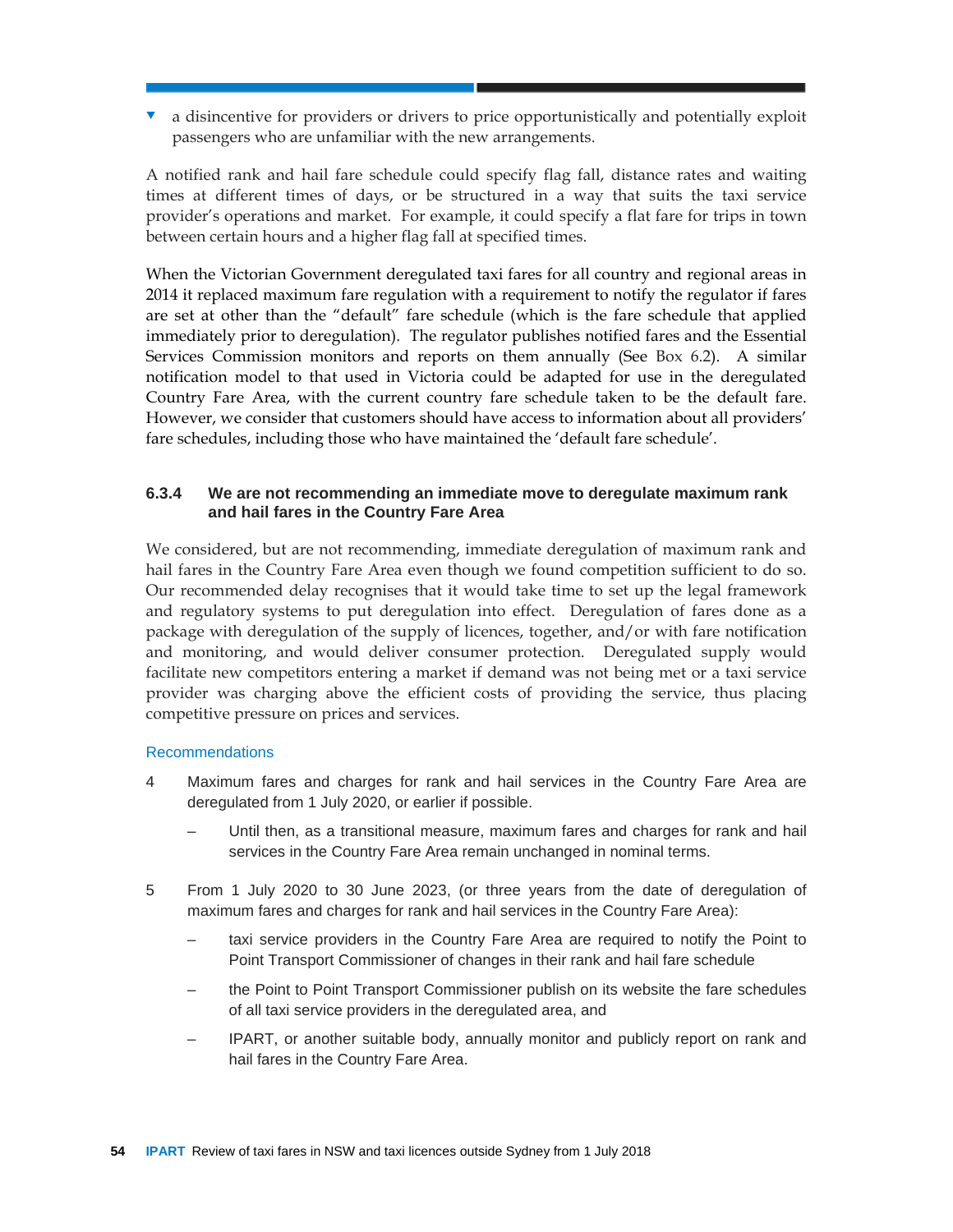- a disincentive for providers or drivers to price opportunistically and potentially exploit passengers who are unfamiliar with the new arrangements.

A notified rank and hail fare schedule could specify flag fall, distance rates and waiting times at different times of days, or be structured in a way that suits the taxi service provider's operations and market. For example, it could specify a flat fare for trips in town between certain hours and a higher flag fall at specified times.

When the Victorian Government deregulated taxi fares for all country and regional areas in 2014 it replaced maximum fare regulation with a requirement to notify the regulator if fares are set at other than the "default" fare schedule (which is the fare schedule that applied immediately prior to deregulation). The regulator publishes notified fares and the Essential Services Commission monitors and reports on them annually (See Box 6.2). A similar notification model to that used in Victoria could be adapted for use in the deregulated Country Fare Area, with the current country fare schedule taken to be the default fare. However, we consider that customers should have access to information about all providers' fare schedules, including those who have maintained the 'default fare schedule'.

### 6.3.4 We are not recommending an immediate move to deregulate maximum rank and hail fares in the Country Fare Area

We considered, but are not recommending, immediate deregulation of maximum rank and hail fares in the Country Fare Area even though we found competition sufficient to do so. Our recommended delay recognises that it would take time to set up the legal framework and regulatory systems to put deregulation into effect. Deregulation of fares done as a package with deregulation of the supply of licences, together, and/or with fare notification and monitoring, and would deliver consumer protection. Deregulated supply would facilitate new competitors entering a market if demand was not being met or a taxi service provider was charging above the efficient costs of providing the service, thus placing competitive pressure on prices and services.

#### Recommendations

4 Maximum fares and charges for rank and hail services in the Country Fare Area are deregulated from 1 July 2020, or earlier if possible.

   – Until then, as a transitional measure, maximum fares and charges for rank and hail services in the Country Fare Area remain unchanged in nominal terms.

5 From 1 July 2020 to 30 June 2023, (or three years from the date of deregulation of maximum fares and charges for rank and hail services in the Country Fare Area):

   – taxi service providers in the Country Fare Area are required to notify the Point to Point Transport Commissioner of changes in their rank and hail fare schedule

   – the Point to Point Transport Commissioner publish on its website the fare schedules of all taxi service providers in the deregulated area, and

   – IPART, or another suitable body, annually monitor and publicly report on rank and hail fares in the Country Fare Area.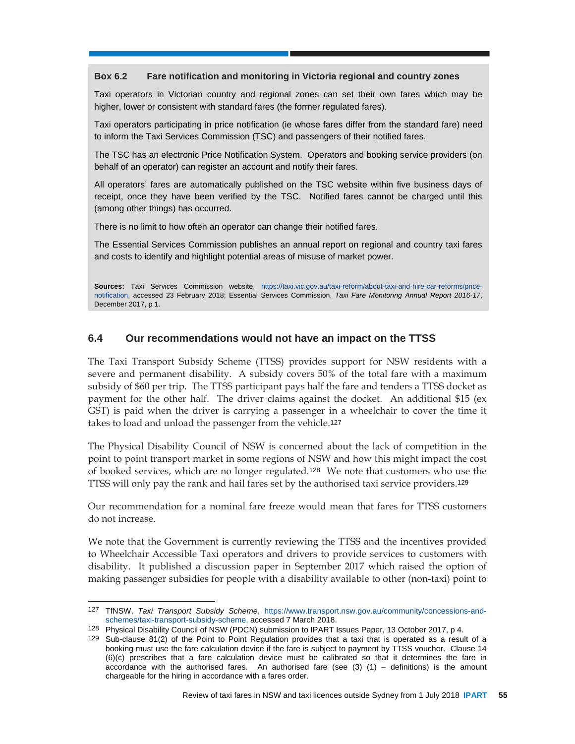**Box 6.2 Fare notification and monitoring in Victoria regional and country zones**

Taxi operators in Victorian country and regional zones can set their own fares which may be higher, lower or consistent with standard fares (the former regulated fares).

Taxi operators participating in price notification (ie whose fares differ from the standard fare) need to inform the Taxi Services Commission (TSC) and passengers of their notified fares.

The TSC has an electronic Price Notification System. Operators and booking service providers (on behalf of an operator) can register an account and notify their fares.

All operators' fares are automatically published on the TSC website within five business days of receipt, once they have been verified by the TSC. Notified fares cannot be charged until this (among other things) has occurred.

There is no limit to how often an operator can change their notified fares.

The Essential Services Commission publishes an annual report on regional and country taxi fares and costs to identify and highlight potential areas of misuse of market power.

**Sources:** Taxi Services Commission website, https://taxi.vic.gov.au/taxi-reform/about-taxi-and-hire-car-reforms/price-notification, accessed 23 February 2018; Essential Services Commission, *Taxi Fare Monitoring Annual Report 2016-17*, December 2017, p 1.

## 6.4 Our recommendations would not have an impact on the TTSS

The Taxi Transport Subsidy Scheme (TTSS) provides support for NSW residents with a severe and permanent disability. A subsidy covers 50% of the total fare with a maximum subsidy of $60 per trip. The TTSS participant pays half the fare and tenders a TTSS docket as payment for the other half. The driver claims against the docket. An additional $15 (ex GST) is paid when the driver is carrying a passenger in a wheelchair to cover the time it takes to load and unload the passenger from the vehicle.[127]

The Physical Disability Council of NSW is concerned about the lack of competition in the point to point transport market in some regions of NSW and how this might impact the cost of booked services, which are no longer regulated.[128] We note that customers who use the TTSS will only pay the rank and hail fares set by the authorised taxi service providers.[129]

Our recommendation for a nominal fare freeze would mean that fares for TTSS customers do not increase.

We note that the Government is currently reviewing the TTSS and the incentives provided to Wheelchair Accessible Taxi operators and drivers to provide services to customers with disability. It published a discussion paper in September 2017 which raised the option of making passenger subsidies for people with a disability available to other (non-taxi) point to

---

127 TfNSW, *Taxi Transport Subsidy Scheme*, https://www.transport.nsw.gov.au/community/concessions-and-schemes/taxi-transport-subsidy-scheme, accessed 7 March 2018.

128 Physical Disability Council of NSW (PDCN) submission to IPART Issues Paper, 13 October 2017, p 4.

129 Sub-clause 81(2) of the Point to Point Regulation provides that a taxi that is operated as a result of a booking must use the fare calculation device if the fare is subject to payment by TTSS voucher. Clause 14 (6)(c) prescribes that a fare calculation device must be calibrated so that it determines the fare in accordance with the authorised fares. An authorised fare (see (3) (1) – definitions) is the amount chargeable for the hiring in accordance with a fares order.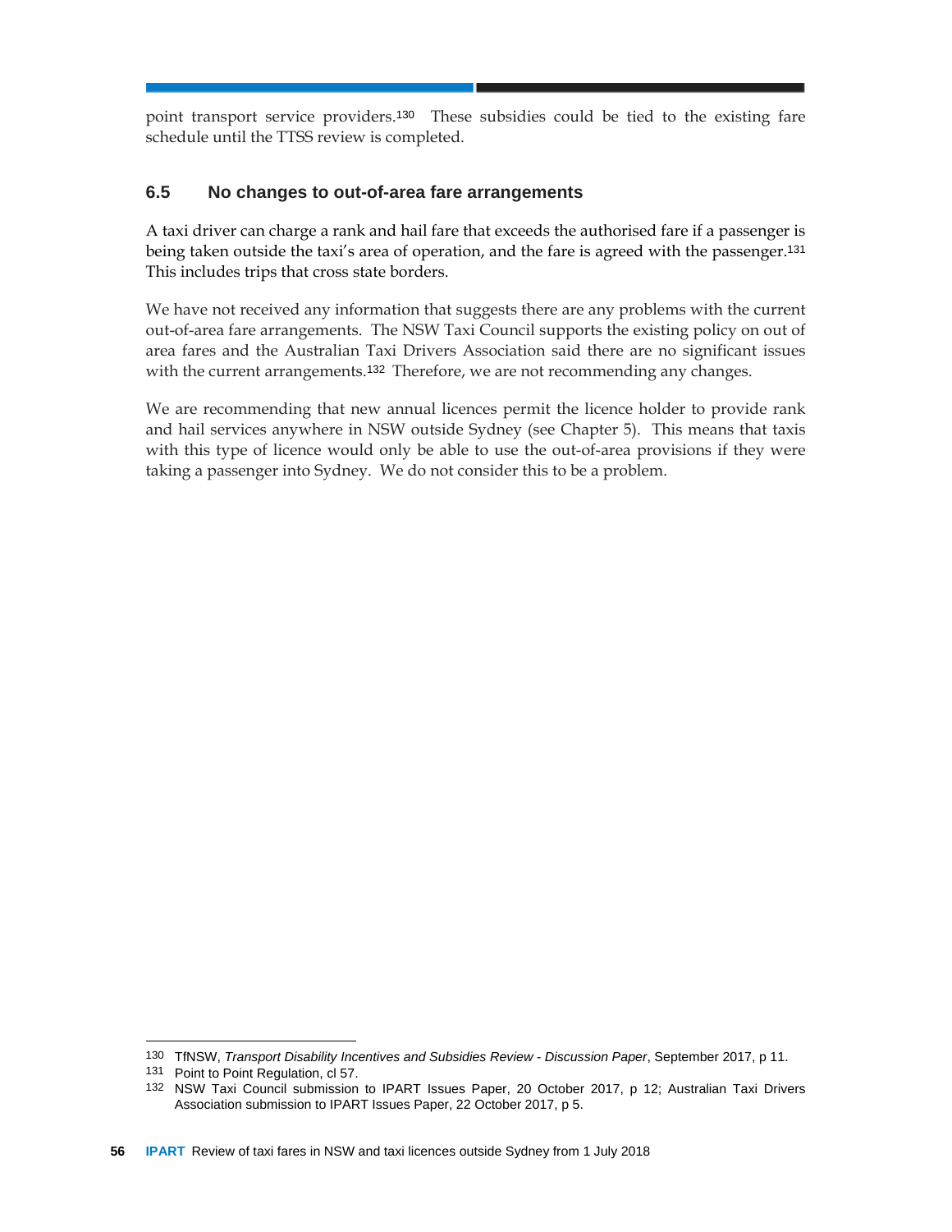point transport service providers.[130] These subsidies could be tied to the existing fare schedule until the TTSS review is completed.

## 6.5 No changes to out-of-area fare arrangements

A taxi driver can charge a rank and hail fare that exceeds the authorised fare if a passenger is being taken outside the taxi's area of operation, and the fare is agreed with the passenger.[131] This includes trips that cross state borders.

We have not received any information that suggests there are any problems with the current out-of-area fare arrangements. The NSW Taxi Council supports the existing policy on out of area fares and the Australian Taxi Drivers Association said there are no significant issues with the current arrangements.[132] Therefore, we are not recommending any changes.

We are recommending that new annual licences permit the licence holder to provide rank and hail services anywhere in NSW outside Sydney (see Chapter 5). This means that taxis with this type of licence would only be able to use the out-of-area provisions if they were taking a passenger into Sydney. We do not consider this to be a problem.

---

130 TfNSW, *Transport Disability Incentives and Subsidies Review - Discussion Paper*, September 2017, p 11.

131 Point to Point Regulation, cl 57.

132 NSW Taxi Council submission to IPART Issues Paper, 20 October 2017, p 12; Australian Taxi Drivers Association submission to IPART Issues Paper, 22 October 2017, p 5.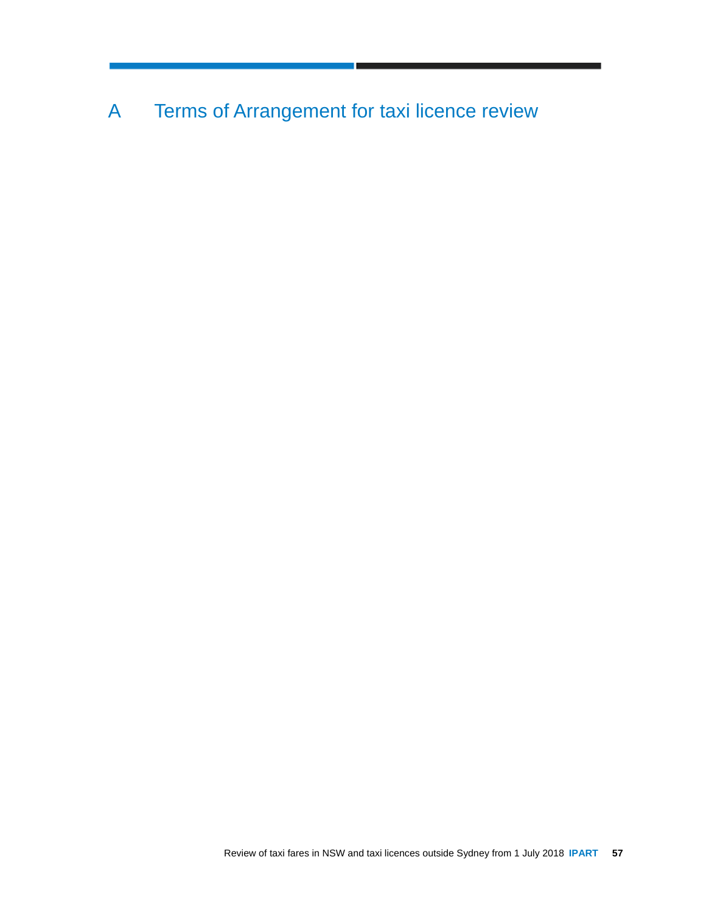# A Terms of Arrangement for taxi licence review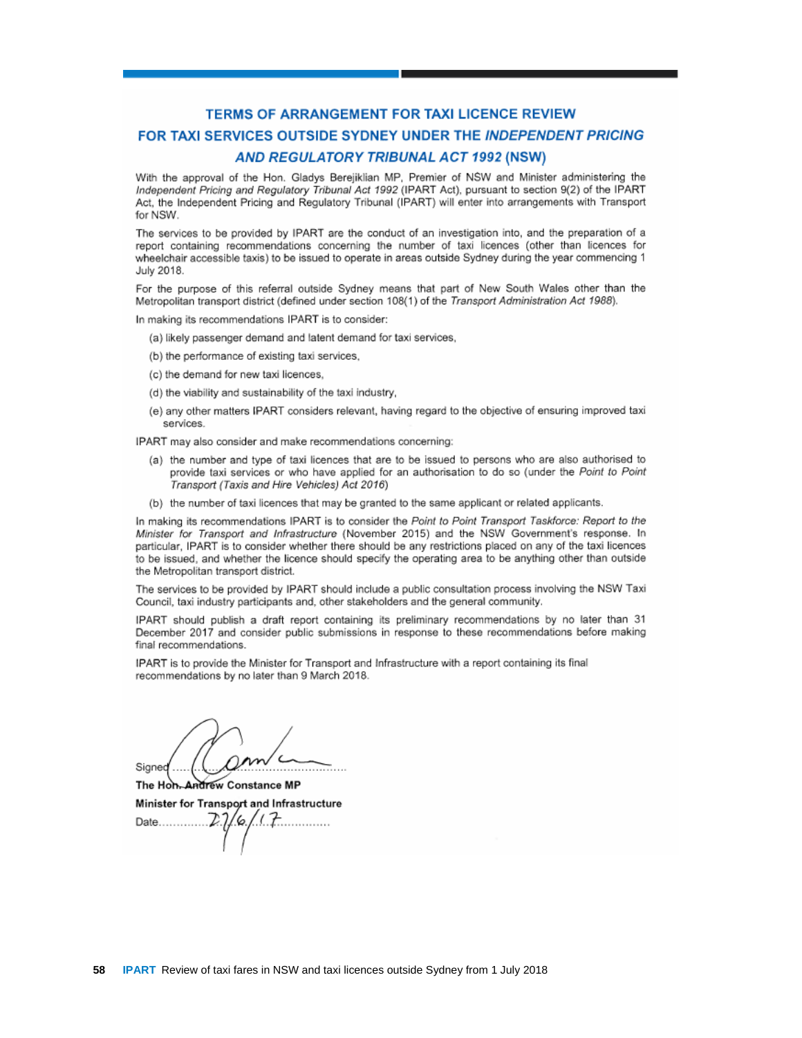# TERMS OF ARRANGEMENT FOR TAXI LICENCE REVIEW FOR TAXI SERVICES OUTSIDE SYDNEY UNDER THE *INDEPENDENT PRICING AND REGULATORY TRIBUNAL ACT 1992* (NSW)

With the approval of the Hon. Gladys Berejiklian MP, Premier of NSW and Minister administering the *Independent Pricing and Regulatory Tribunal Act 1992* (IPART Act), pursuant to section 9(2) of the IPART Act, the Independent Pricing and Regulatory Tribunal (IPART) will enter into arrangements with Transport for NSW.

The services to be provided by IPART are the conduct of an investigation into, and the preparation of a report containing recommendations concerning the number of taxi licences (other than licences for wheelchair accessible taxis) to be issued to operate in areas outside Sydney during the year commencing 1 July 2018.

For the purpose of this referral outside Sydney means that part of New South Wales other than the Metropolitan transport district (defined under section 108(1) of the *Transport Administration Act 1988*).

In making its recommendations IPART is to consider:

(a) likely passenger demand and latent demand for taxi services,

(b) the performance of existing taxi services,

(c) the demand for new taxi licences,

(d) the viability and sustainability of the taxi industry,

(e) any other matters IPART considers relevant, having regard to the objective of ensuring improved taxi services.

IPART may also consider and make recommendations concerning:

(a) the number and type of taxi licences that are to be issued to persons who are also authorised to provide taxi services or who have applied for an authorisation to do so (under the *Point to Point Transport (Taxis and Hire Vehicles) Act 2016*)

(b) the number of taxi licences that may be granted to the same applicant or related applicants.

In making its recommendations IPART is to consider the *Point to Point Transport Taskforce: Report to the Minister for Transport and Infrastructure* (November 2015) and the NSW Government's response. In particular, IPART is to consider whether there should be any restrictions placed on any of the taxi licences to be issued, and whether the licence should specify the operating area to be anything other than outside the Metropolitan transport district.

The services to be provided by IPART should include a public consultation process involving the NSW Taxi Council, taxi industry participants and, other stakeholders and the general community.

IPART should publish a draft report containing its preliminary recommendations by no later than 31 December 2017 and consider public submissions in response to these recommendations before making final recommendations.

IPART is to provide the Minister for Transport and Infrastructure with a report containing its final recommendations by no later than 9 March 2018.

Signed ..........................................

**The Hon. Andrew Constance MP**

**Minister for Transport and Infrastructure**

Date.............27/6/17..............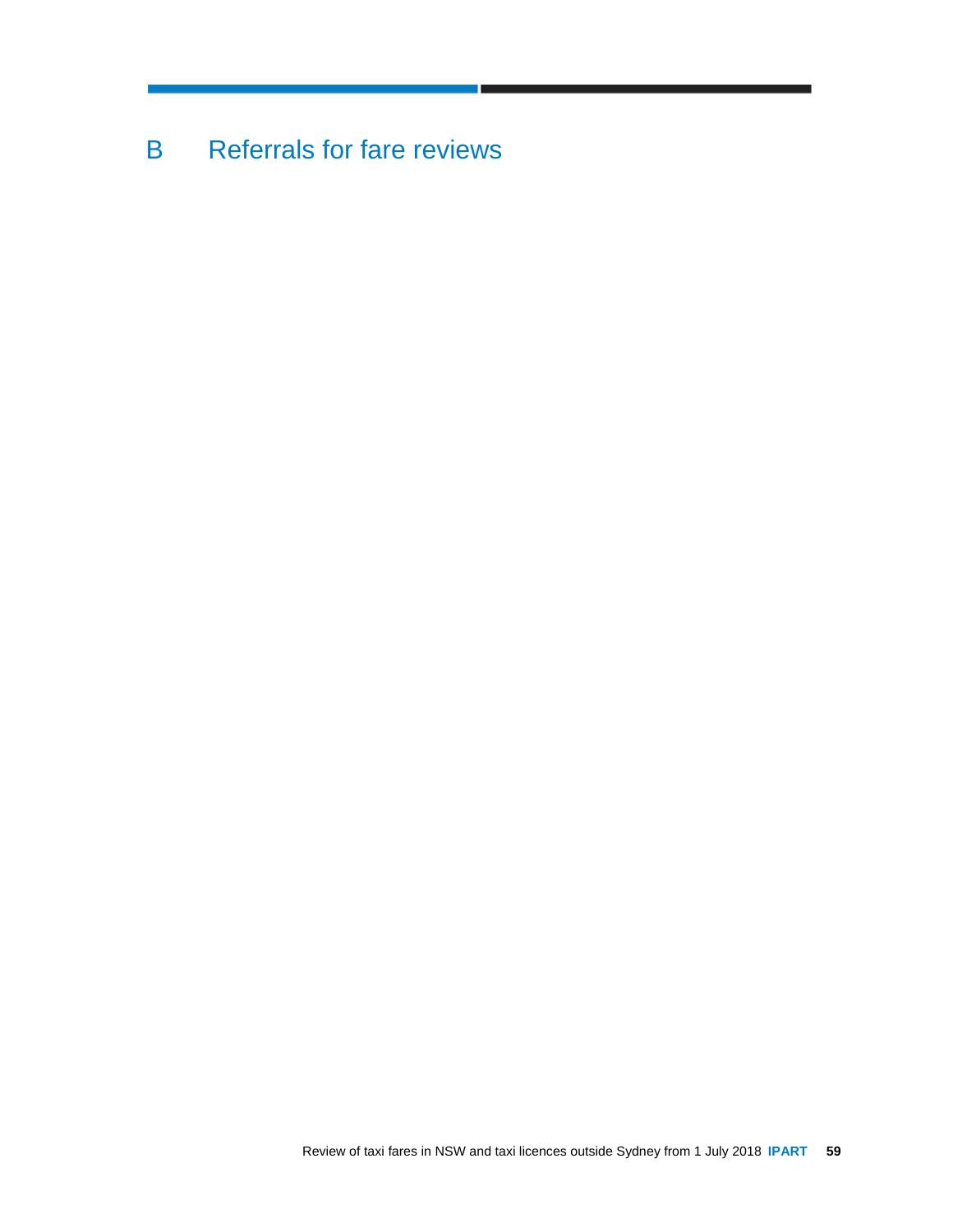# B Referrals for fare reviews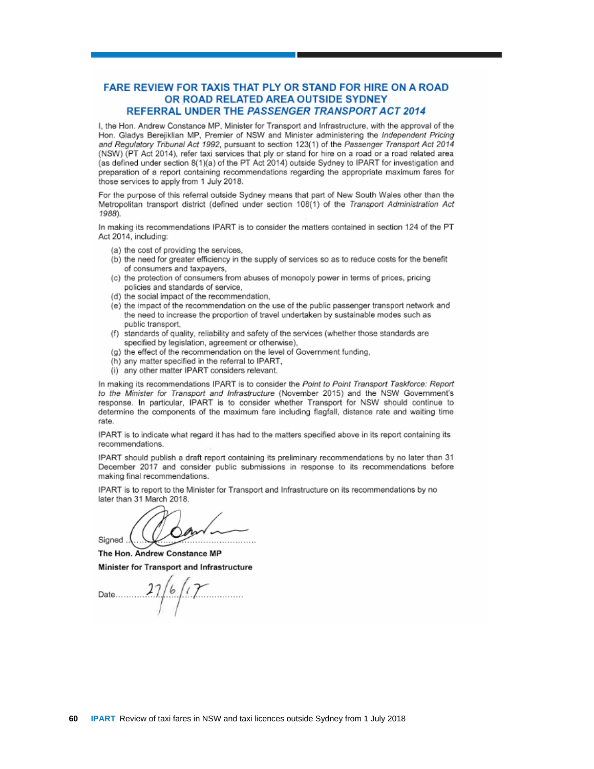## FARE REVIEW FOR TAXIS THAT PLY OR STAND FOR HIRE ON A ROAD OR ROAD RELATED AREA OUTSIDE SYDNEY REFERRAL UNDER THE *PASSENGER TRANSPORT ACT 2014*

I, the Hon. Andrew Constance MP, Minister for Transport and Infrastructure, with the approval of the Hon. Gladys Berejiklian MP, Premier of NSW and Minister administering the *Independent Pricing and Regulatory Tribunal Act 1992*, pursuant to section 123(1) of the *Passenger Transport Act 2014* (NSW) (PT Act 2014), refer taxi services that ply or stand for hire on a road or a road related area (as defined under section 8(1)(a) of the PT Act 2014) outside Sydney to IPART for investigation and preparation of a report containing recommendations regarding the appropriate maximum fares for those services to apply from 1 July 2018.

For the purpose of this referral outside Sydney means that part of New South Wales other than the Metropolitan transport district (defined under section 108(1) of the *Transport Administration Act 1988*).

In making its recommendations IPART is to consider the matters contained in section 124 of the PT Act 2014, including:

(a) the cost of providing the services,
(b) the need for greater efficiency in the supply of services so as to reduce costs for the benefit of consumers and taxpayers,
(c) the protection of consumers from abuses of monopoly power in terms of prices, pricing policies and standards of service,
(d) the social impact of the recommendation,
(e) the impact of the recommendation on the use of the public passenger transport network and the need to increase the proportion of travel undertaken by sustainable modes such as public transport,
(f) standards of quality, reliability and safety of the services (whether those standards are specified by legislation, agreement or otherwise),
(g) the effect of the recommendation on the level of Government funding,
(h) any matter specified in the referral to IPART,
(i) any other matter IPART considers relevant.

In making its recommendations IPART is to consider the *Point to Point Transport Taskforce: Report to the Minister for Transport and Infrastructure* (November 2015) and the NSW Government's response. In particular, IPART is to consider whether Transport for NSW should continue to determine the components of the maximum fare including flagfall, distance rate and waiting time rate.

IPART is to indicate what regard it has had to the matters specified above in its report containing its recommendations.

IPART should publish a draft report containing its preliminary recommendations by no later than 31 December 2017 and consider public submissions in response to its recommendations before making final recommendations.

IPART is to report to the Minister for Transport and Infrastructure on its recommendations by no later than 31 March 2018.

Signed ..........................................

**The Hon. Andrew Constance MP**

**Minister for Transport and Infrastructure**

Date 27/6/17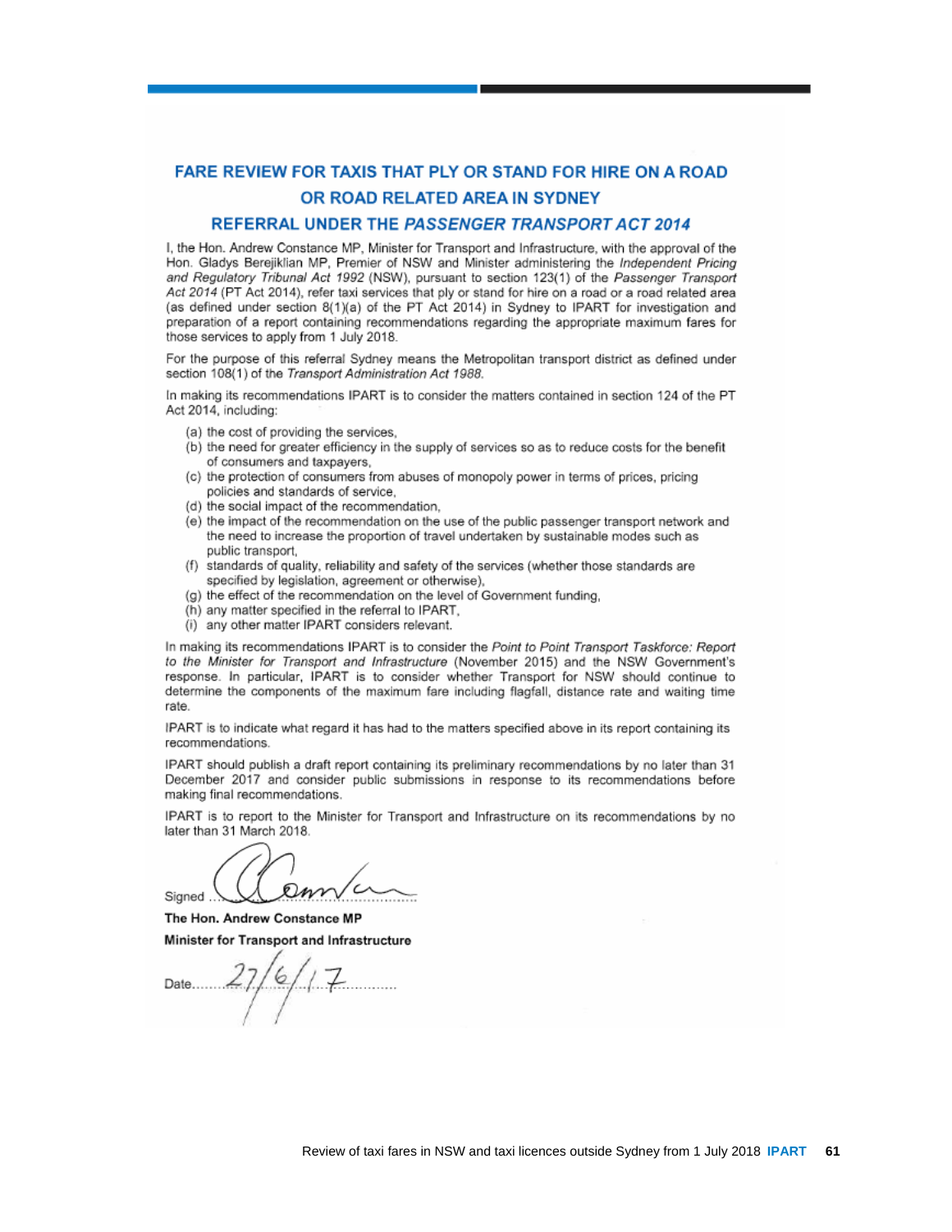# FARE REVIEW FOR TAXIS THAT PLY OR STAND FOR HIRE ON A ROAD OR ROAD RELATED AREA IN SYDNEY

## REFERRAL UNDER THE *PASSENGER TRANSPORT ACT 2014*

I, the Hon. Andrew Constance MP, Minister for Transport and Infrastructure, with the approval of the Hon. Gladys Berejiklian MP, Premier of NSW and Minister administering the *Independent Pricing and Regulatory Tribunal Act 1992* (NSW), pursuant to section 123(1) of the *Passenger Transport Act 2014* (PT Act 2014), refer taxi services that ply or stand for hire on a road or a road related area (as defined under section 8(1)(a) of the PT Act 2014) in Sydney to IPART for investigation and preparation of a report containing recommendations regarding the appropriate maximum fares for those services to apply from 1 July 2018.

For the purpose of this referral Sydney means the Metropolitan transport district as defined under section 108(1) of the *Transport Administration Act 1988*.

In making its recommendations IPART is to consider the matters contained in section 124 of the PT Act 2014, including:

(a) the cost of providing the services,
(b) the need for greater efficiency in the supply of services so as to reduce costs for the benefit of consumers and taxpayers,
(c) the protection of consumers from abuses of monopoly power in terms of prices, pricing policies and standards of service,
(d) the social impact of the recommendation,
(e) the impact of the recommendation on the use of the public passenger transport network and the need to increase the proportion of travel undertaken by sustainable modes such as public transport,
(f) standards of quality, reliability and safety of the services (whether those standards are specified by legislation, agreement or otherwise),
(g) the effect of the recommendation on the level of Government funding,
(h) any matter specified in the referral to IPART,
(i) any other matter IPART considers relevant.

In making its recommendations IPART is to consider the *Point to Point Transport Taskforce: Report to the Minister for Transport and Infrastructure* (November 2015) and the NSW Government's response. In particular, IPART is to consider whether Transport for NSW should continue to determine the components of the maximum fare including flagfall, distance rate and waiting time rate.

IPART is to indicate what regard it has had to the matters specified above in its report containing its recommendations.

IPART should publish a draft report containing its preliminary recommendations by no later than 31 December 2017 and consider public submissions in response to its recommendations before making final recommendations.

IPART is to report to the Minister for Transport and Infrastructure on its recommendations by no later than 31 March 2018.

Signed ............................................

**The Hon. Andrew Constance MP**

**Minister for Transport and Infrastructure**

Date......27/6/17..............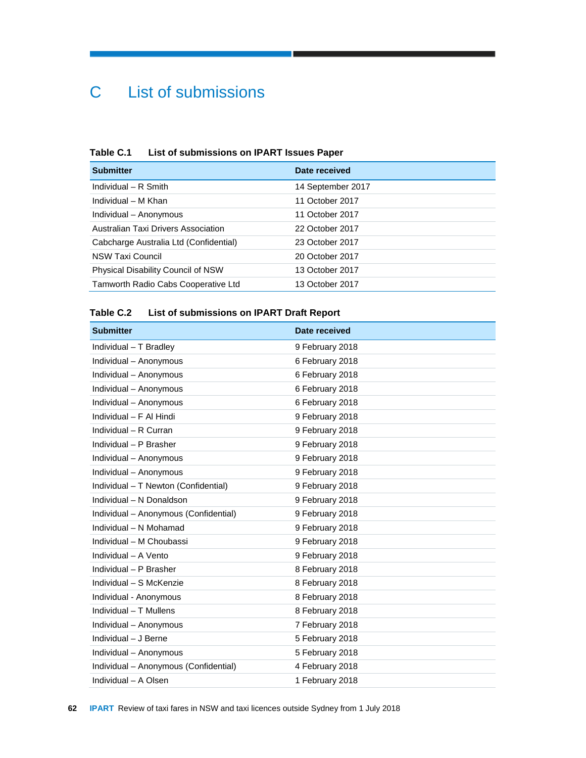# C List of submissions

**Table C.1 List of submissions on IPART Issues Paper**

| Submitter | Date received |
|---|---|
| Individual – R Smith | 14 September 2017 |
| Individual – M Khan | 11 October 2017 |
| Individual – Anonymous | 11 October 2017 |
| Australian Taxi Drivers Association | 22 October 2017 |
| Cabcharge Australia Ltd (Confidential) | 23 October 2017 |
| NSW Taxi Council | 20 October 2017 |
| Physical Disability Council of NSW | 13 October 2017 |
| Tamworth Radio Cabs Cooperative Ltd | 13 October 2017 |

**Table C.2 List of submissions on IPART Draft Report**

| Submitter | Date received |
|---|---|
| Individual – T Bradley | 9 February 2018 |
| Individual – Anonymous | 6 February 2018 |
| Individual – Anonymous | 6 February 2018 |
| Individual – Anonymous | 6 February 2018 |
| Individual – Anonymous | 6 February 2018 |
| Individual – F Al Hindi | 9 February 2018 |
| Individual – R Curran | 9 February 2018 |
| Individual – P Brasher | 9 February 2018 |
| Individual – Anonymous | 9 February 2018 |
| Individual – Anonymous | 9 February 2018 |
| Individual – T Newton (Confidential) | 9 February 2018 |
| Individual – N Donaldson | 9 February 2018 |
| Individual – Anonymous (Confidential) | 9 February 2018 |
| Individual – N Mohamad | 9 February 2018 |
| Individual – M Choubassi | 9 February 2018 |
| Individual – A Vento | 9 February 2018 |
| Individual – P Brasher | 8 February 2018 |
| Individual – S McKenzie | 8 February 2018 |
| Individual - Anonymous | 8 February 2018 |
| Individual – T Mullens | 8 February 2018 |
| Individual – Anonymous | 7 February 2018 |
| Individual – J Berne | 5 February 2018 |
| Individual – Anonymous | 5 February 2018 |
| Individual – Anonymous (Confidential) | 4 February 2018 |
| Individual – A Olsen | 1 February 2018 |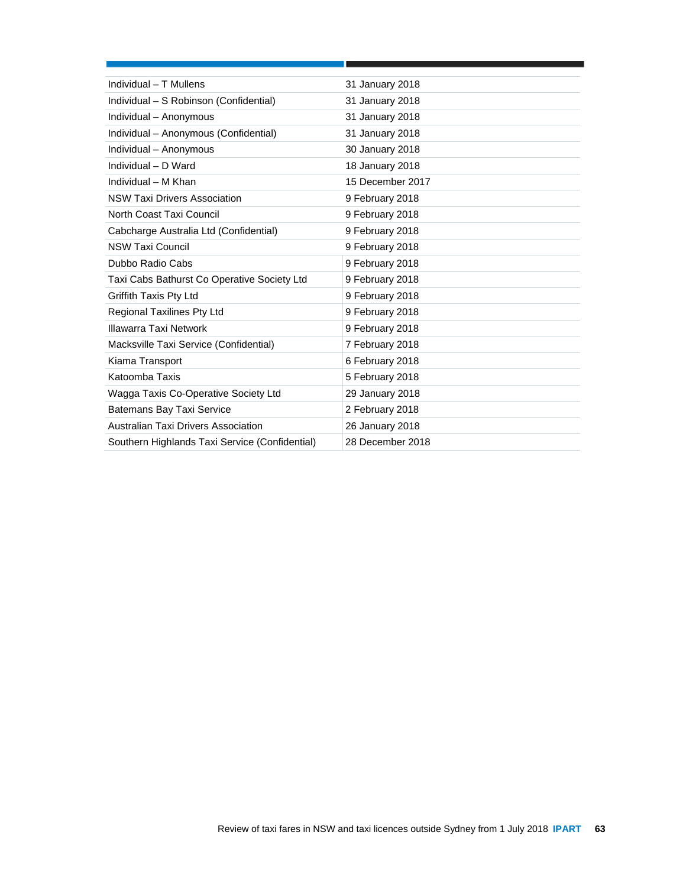| | |
|---|---|
| Individual – T Mullens | 31 January 2018 |
| Individual – S Robinson (Confidential) | 31 January 2018 |
| Individual – Anonymous | 31 January 2018 |
| Individual – Anonymous (Confidential) | 31 January 2018 |
| Individual – Anonymous | 30 January 2018 |
| Individual – D Ward | 18 January 2018 |
| Individual – M Khan | 15 December 2017 |
| NSW Taxi Drivers Association | 9 February 2018 |
| North Coast Taxi Council | 9 February 2018 |
| Cabcharge Australia Ltd (Confidential) | 9 February 2018 |
| NSW Taxi Council | 9 February 2018 |
| Dubbo Radio Cabs | 9 February 2018 |
| Taxi Cabs Bathurst Co Operative Society Ltd | 9 February 2018 |
| Griffith Taxis Pty Ltd | 9 February 2018 |
| Regional Taxilines Pty Ltd | 9 February 2018 |
| Illawarra Taxi Network | 9 February 2018 |
| Macksville Taxi Service (Confidential) | 7 February 2018 |
| Kiama Transport | 6 February 2018 |
| Katoomba Taxis | 5 February 2018 |
| Wagga Taxis Co-Operative Society Ltd | 29 January 2018 |
| Batemans Bay Taxi Service | 2 February 2018 |
| Australian Taxi Drivers Association | 26 January 2018 |
| Southern Highlands Taxi Service (Confidential) | 28 December 2018 |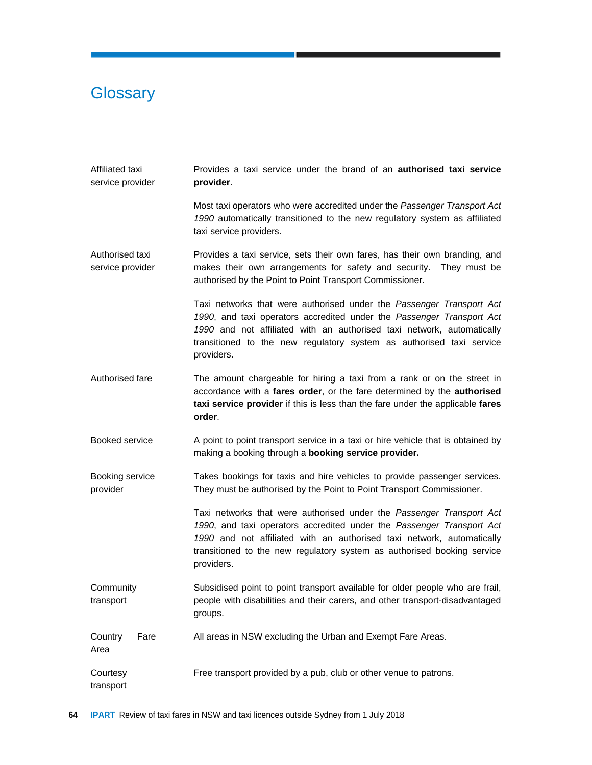# Glossary

| | |
|---|---|
| Affiliated taxi service provider | Provides a taxi service under the brand of an **authorised taxi service provider**.<br><br>Most taxi operators who were accredited under the *Passenger Transport Act 1990* automatically transitioned to the new regulatory system as affiliated taxi service providers. |
| Authorised taxi service provider | Provides a taxi service, sets their own fares, has their own branding, and makes their own arrangements for safety and security. They must be authorised by the Point to Point Transport Commissioner.<br><br>Taxi networks that were authorised under the *Passenger Transport Act 1990*, and taxi operators accredited under the *Passenger Transport Act 1990* and not affiliated with an authorised taxi network, automatically transitioned to the new regulatory system as authorised taxi service providers. |
| Authorised fare | The amount chargeable for hiring a taxi from a rank or on the street in accordance with a **fares order**, or the fare determined by the **authorised taxi service provider** if this is less than the fare under the applicable **fares order**. |
| Booked service | A point to point transport service in a taxi or hire vehicle that is obtained by making a booking through a **booking service provider.** |
| Booking service provider | Takes bookings for taxis and hire vehicles to provide passenger services. They must be authorised by the Point to Point Transport Commissioner.<br><br>Taxi networks that were authorised under the *Passenger Transport Act 1990*, and taxi operators accredited under the *Passenger Transport Act 1990* and not affiliated with an authorised taxi network, automatically transitioned to the new regulatory system as authorised booking service providers. |
| Community transport | Subsidised point to point transport available for older people who are frail, people with disabilities and their carers, and other transport-disadvantaged groups. |
| Country Fare Area | All areas in NSW excluding the Urban and Exempt Fare Areas. |
| Courtesy transport | Free transport provided by a pub, club or other venue to patrons. |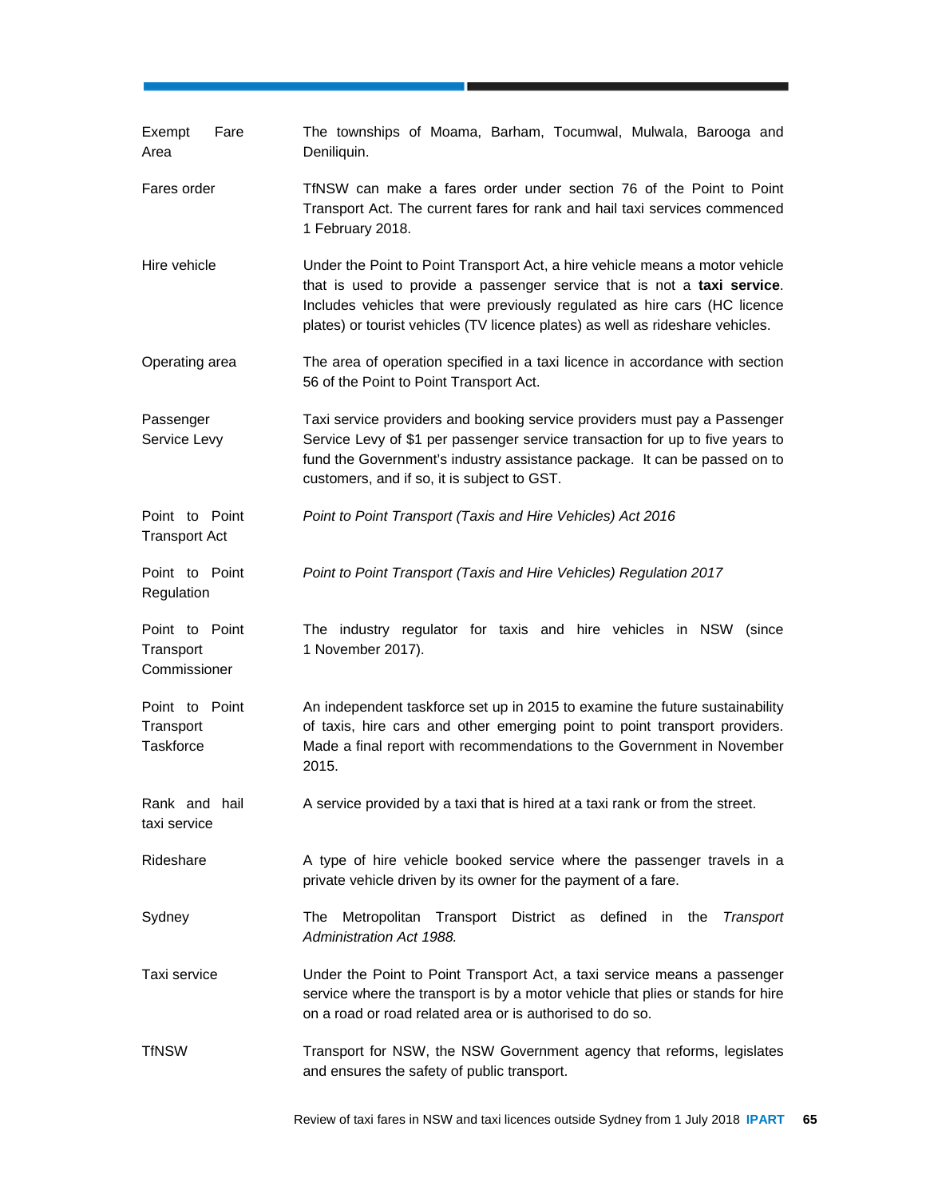| | |
|---|---|
| Exempt Fare Area | The townships of Moama, Barham, Tocumwal, Mulwala, Barooga and Deniliquin. |
| Fares order | TfNSW can make a fares order under section 76 of the Point to Point Transport Act. The current fares for rank and hail taxi services commenced 1 February 2018. |
| Hire vehicle | Under the Point to Point Transport Act, a hire vehicle means a motor vehicle that is used to provide a passenger service that is not a **taxi service**. Includes vehicles that were previously regulated as hire cars (HC licence plates) or tourist vehicles (TV licence plates) as well as rideshare vehicles. |
| Operating area | The area of operation specified in a taxi licence in accordance with section 56 of the Point to Point Transport Act. |
| Passenger Service Levy | Taxi service providers and booking service providers must pay a Passenger Service Levy of $1 per passenger service transaction for up to five years to fund the Government's industry assistance package. It can be passed on to customers, and if so, it is subject to GST. |
| Point to Point Transport Act | *Point to Point Transport (Taxis and Hire Vehicles) Act 2016* |
| Point to Point Regulation | *Point to Point Transport (Taxis and Hire Vehicles) Regulation 2017* |
| Point to Point Transport Commissioner | The industry regulator for taxis and hire vehicles in NSW (since 1 November 2017). |
| Point to Point Transport Taskforce | An independent taskforce set up in 2015 to examine the future sustainability of taxis, hire cars and other emerging point to point transport providers. Made a final report with recommendations to the Government in November 2015. |
| Rank and hail taxi service | A service provided by a taxi that is hired at a taxi rank or from the street. |
| Rideshare | A type of hire vehicle booked service where the passenger travels in a private vehicle driven by its owner for the payment of a fare. |
| Sydney | The Metropolitan Transport District as defined in the *Transport Administration Act 1988.* |
| Taxi service | Under the Point to Point Transport Act, a taxi service means a passenger service where the transport is by a motor vehicle that plies or stands for hire on a road or road related area or is authorised to do so. |
| TfNSW | Transport for NSW, the NSW Government agency that reforms, legislates and ensures the safety of public transport. |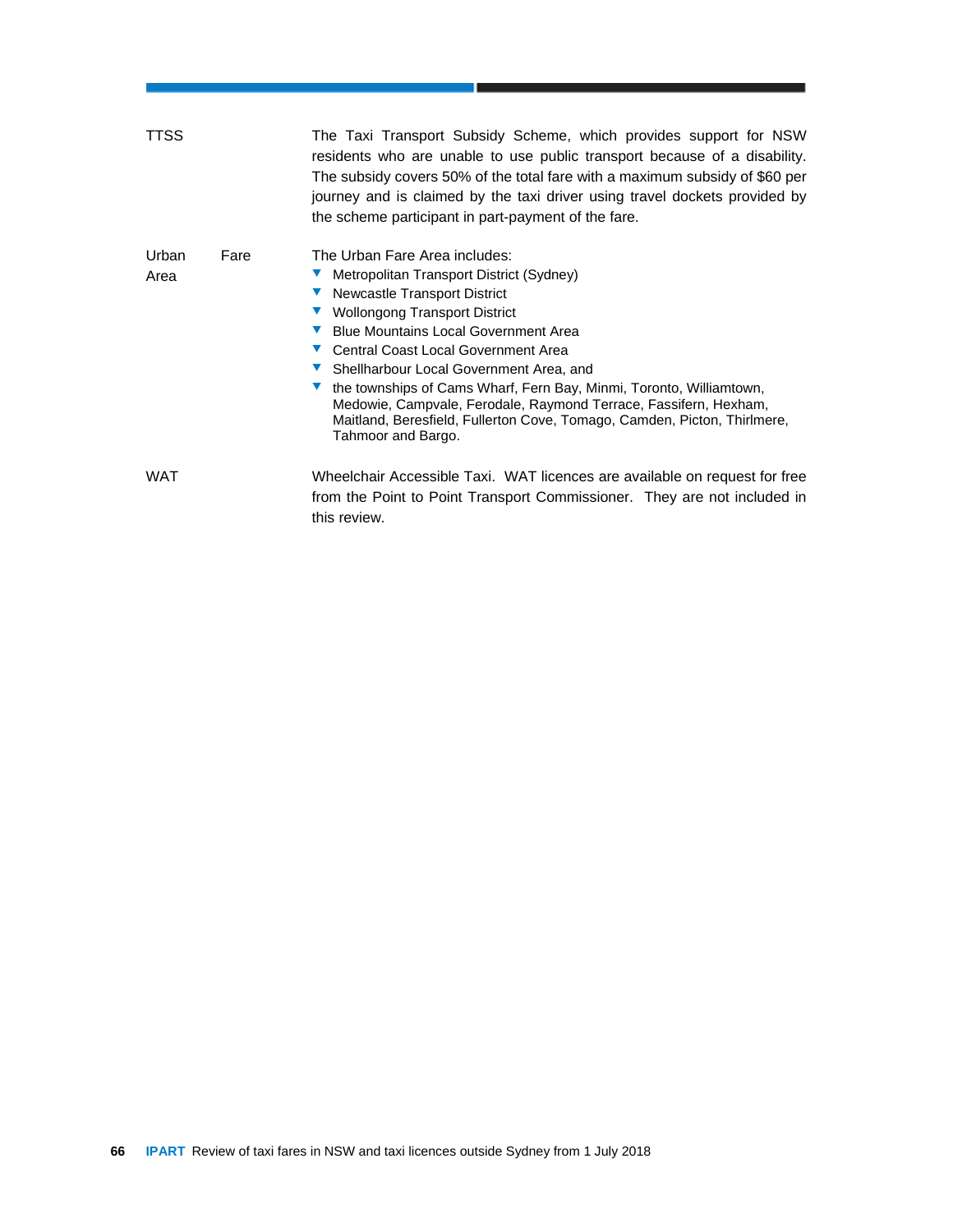| | |
|---|---|
| TTSS | The Taxi Transport Subsidy Scheme, which provides support for NSW residents who are unable to use public transport because of a disability. The subsidy covers 50% of the total fare with a maximum subsidy of $60 per journey and is claimed by the taxi driver using travel dockets provided by the scheme participant in part-payment of the fare. |
| Urban Fare Area | The Urban Fare Area includes:<br>▼ Metropolitan Transport District (Sydney)<br>▼ Newcastle Transport District<br>▼ Wollongong Transport District<br>▼ Blue Mountains Local Government Area<br>▼ Central Coast Local Government Area<br>▼ Shellharbour Local Government Area, and<br>▼ the townships of Cams Wharf, Fern Bay, Minmi, Toronto, Williamtown, Medowie, Campvale, Ferodale, Raymond Terrace, Fassifern, Hexham, Maitland, Beresfield, Fullerton Cove, Tomago, Camden, Picton, Thirlmere, Tahmoor and Bargo. |
| WAT | Wheelchair Accessible Taxi. WAT licences are available on request for free from the Point to Point Transport Commissioner. They are not included in this review. |